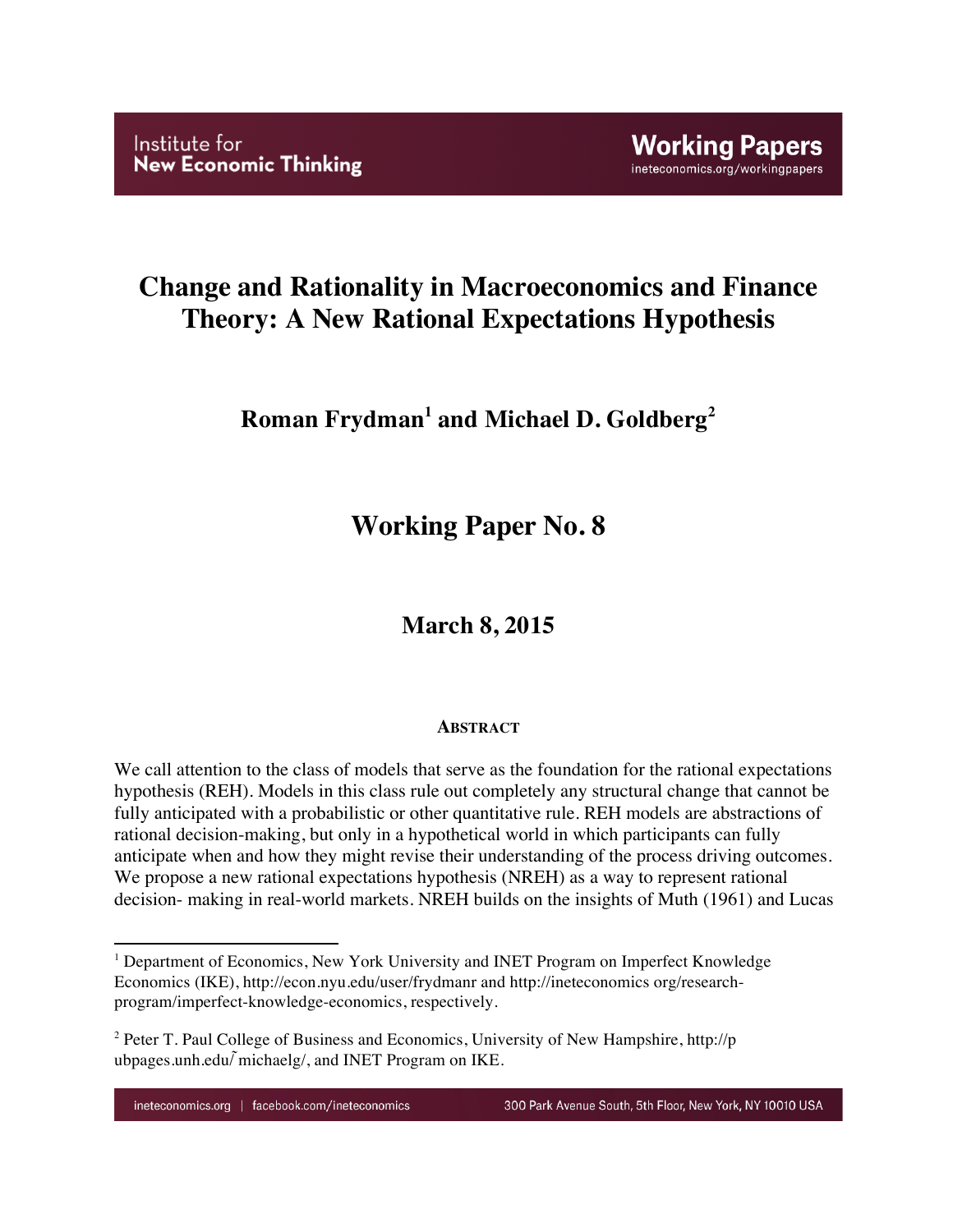Institute for **New Economic Thinking**

**Working Papers**
ineteconomics.org/workingpapers

# Change and Rationality in Macroeconomics and Finance Theory: A New Rational Expectations Hypothesis

## Roman Frydman[1] and Michael D. Goldberg[2]

## Working Paper No. 8

## March 8, 2015

### ABSTRACT

We call attention to the class of models that serve as the foundation for the rational expectations hypothesis (REH). Models in this class rule out completely any structural change that cannot be fully anticipated with a probabilistic or other quantitative rule. REH models are abstractions of rational decision-making, but only in a hypothetical world in which participants can fully anticipate when and how they might revise their understanding of the process driving outcomes. We propose a new rational expectations hypothesis (NREH) as a way to represent rational decision- making in real-world markets. NREH builds on the insights of Muth (1961) and Lucas

---

[1] Department of Economics, New York University and INET Program on Imperfect Knowledge Economics (IKE), http://econ.nyu.edu/user/frydmanr and http://ineteconomics org/research-program/imperfect-knowledge-economics, respectively.

[2] Peter T. Paul College of Business and Economics, University of New Hampshire, http://p ubpages.unh.edu/˜michaelg/, and INET Program on IKE.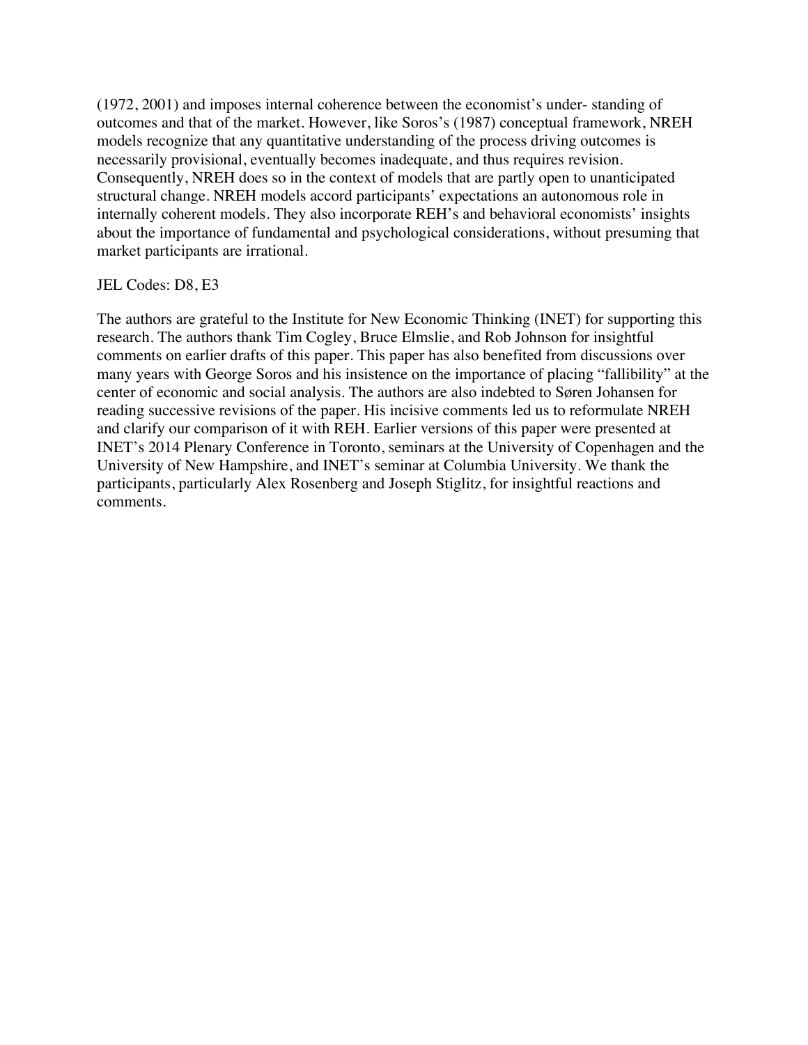(1972, 2001) and imposes internal coherence between the economist's under- standing of outcomes and that of the market. However, like Soros's (1987) conceptual framework, NREH models recognize that any quantitative understanding of the process driving outcomes is necessarily provisional, eventually becomes inadequate, and thus requires revision. Consequently, NREH does so in the context of models that are partly open to unanticipated structural change. NREH models accord participants' expectations an autonomous role in internally coherent models. They also incorporate REH's and behavioral economists' insights about the importance of fundamental and psychological considerations, without presuming that market participants are irrational.

JEL Codes: D8, E3

The authors are grateful to the Institute for New Economic Thinking (INET) for supporting this research. The authors thank Tim Cogley, Bruce Elmslie, and Rob Johnson for insightful comments on earlier drafts of this paper. This paper has also benefited from discussions over many years with George Soros and his insistence on the importance of placing "fallibility" at the center of economic and social analysis. The authors are also indebted to Søren Johansen for reading successive revisions of the paper. His incisive comments led us to reformulate NREH and clarify our comparison of it with REH. Earlier versions of this paper were presented at INET's 2014 Plenary Conference in Toronto, seminars at the University of Copenhagen and the University of New Hampshire, and INET's seminar at Columbia University. We thank the participants, particularly Alex Rosenberg and Joseph Stiglitz, for insightful reactions and comments.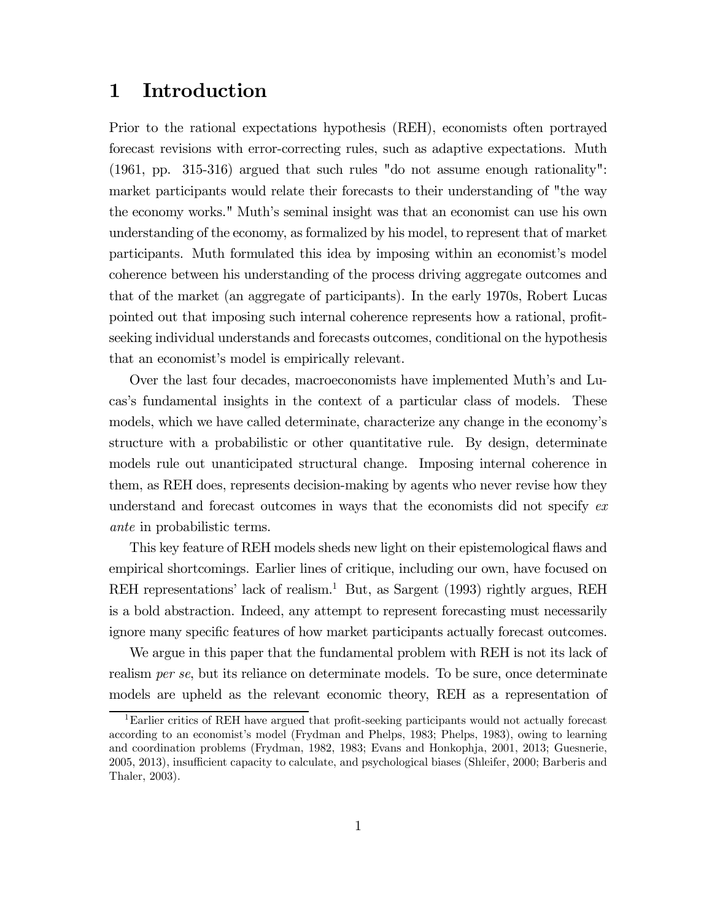# 1 Introduction

Prior to the rational expectations hypothesis (REH), economists often portrayed forecast revisions with error-correcting rules, such as adaptive expectations. Muth (1961, pp. 315-316) argued that such rules "do not assume enough rationality": market participants would relate their forecasts to their understanding of "the way the economy works." Muth's seminal insight was that an economist can use his own understanding of the economy, as formalized by his model, to represent that of market participants. Muth formulated this idea by imposing within an economist's model coherence between his understanding of the process driving aggregate outcomes and that of the market (an aggregate of participants). In the early 1970s, Robert Lucas pointed out that imposing such internal coherence represents how a rational, profit-seeking individual understands and forecasts outcomes, conditional on the hypothesis that an economist's model is empirically relevant.

Over the last four decades, macroeconomists have implemented Muth's and Lucas's fundamental insights in the context of a particular class of models. These models, which we have called determinate, characterize any change in the economy's structure with a probabilistic or other quantitative rule. By design, determinate models rule out unanticipated structural change. Imposing internal coherence in them, as REH does, represents decision-making by agents who never revise how they understand and forecast outcomes in ways that the economists did not specify *ex ante* in probabilistic terms.

This key feature of REH models sheds new light on their epistemological flaws and empirical shortcomings. Earlier lines of critique, including our own, have focused on REH representations' lack of realism.[1] But, as Sargent (1993) rightly argues, REH is a bold abstraction. Indeed, any attempt to represent forecasting must necessarily ignore many specific features of how market participants actually forecast outcomes.

We argue in this paper that the fundamental problem with REH is not its lack of realism *per se*, but its reliance on determinate models. To be sure, once determinate models are upheld as the relevant economic theory, REH as a representation of

[1] Earlier critics of REH have argued that profit-seeking participants would not actually forecast according to an economist's model (Frydman and Phelps, 1983; Phelps, 1983), owing to learning and coordination problems (Frydman, 1982, 1983; Evans and Honkophja, 2001, 2013; Guesnerie, 2005, 2013), insufficient capacity to calculate, and psychological biases (Shleifer, 2000; Barberis and Thaler, 2003).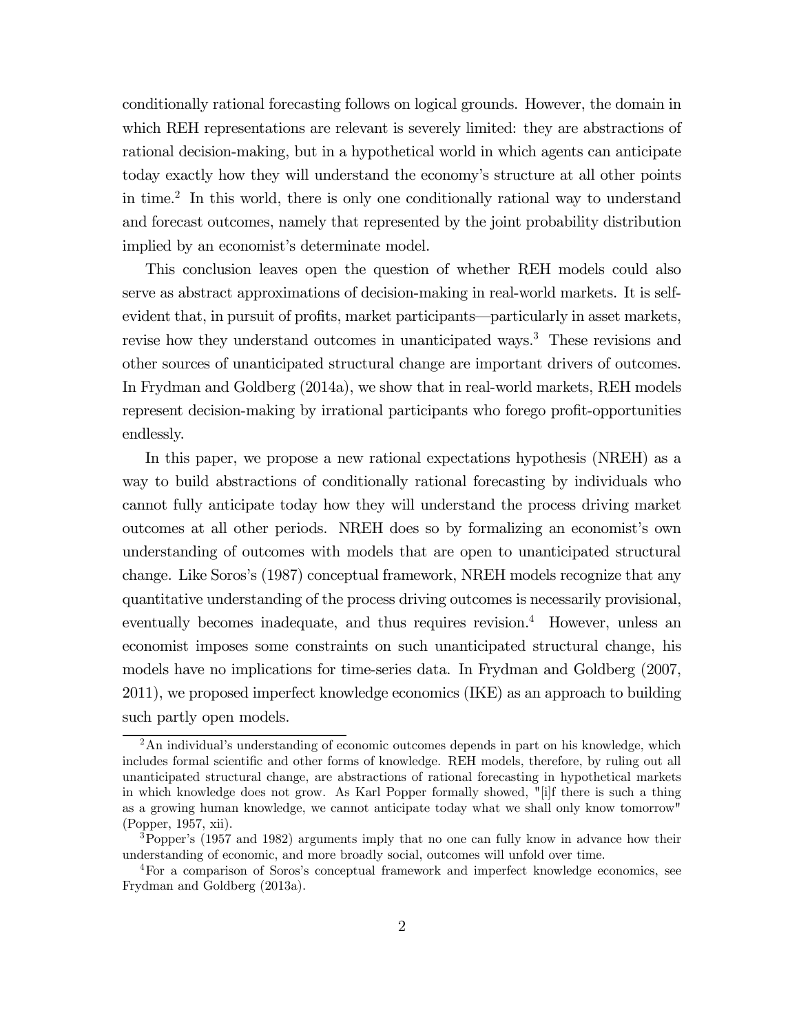conditionally rational forecasting follows on logical grounds. However, the domain in which REH representations are relevant is severely limited: they are abstractions of rational decision-making, but in a hypothetical world in which agents can anticipate today exactly how they will understand the economy's structure at all other points in time.[2] In this world, there is only one conditionally rational way to understand and forecast outcomes, namely that represented by the joint probability distribution implied by an economist's determinate model.

This conclusion leaves open the question of whether REH models could also serve as abstract approximations of decision-making in real-world markets. It is self-evident that, in pursuit of profits, market participants—particularly in asset markets, revise how they understand outcomes in unanticipated ways.[3] These revisions and other sources of unanticipated structural change are important drivers of outcomes. In Frydman and Goldberg (2014a), we show that in real-world markets, REH models represent decision-making by irrational participants who forego profit-opportunities endlessly.

In this paper, we propose a new rational expectations hypothesis (NREH) as a way to build abstractions of conditionally rational forecasting by individuals who cannot fully anticipate today how they will understand the process driving market outcomes at all other periods. NREH does so by formalizing an economist's own understanding of outcomes with models that are open to unanticipated structural change. Like Soros's (1987) conceptual framework, NREH models recognize that any quantitative understanding of the process driving outcomes is necessarily provisional, eventually becomes inadequate, and thus requires revision.[4] However, unless an economist imposes some constraints on such unanticipated structural change, his models have no implications for time-series data. In Frydman and Goldberg (2007, 2011), we proposed imperfect knowledge economics (IKE) as an approach to building such partly open models.

---

[2] An individual's understanding of economic outcomes depends in part on his knowledge, which includes formal scientific and other forms of knowledge. REH models, therefore, by ruling out all unanticipated structural change, are abstractions of rational forecasting in hypothetical markets in which knowledge does not grow. As Karl Popper formally showed, "[i]f there is such a thing as a growing human knowledge, we cannot anticipate today what we shall only know tomorrow" (Popper, 1957, xii).

[3] Popper's (1957 and 1982) arguments imply that no one can fully know in advance how their understanding of economic, and more broadly social, outcomes will unfold over time.

[4] For a comparison of Soros's conceptual framework and imperfect knowledge economics, see Frydman and Goldberg (2013a).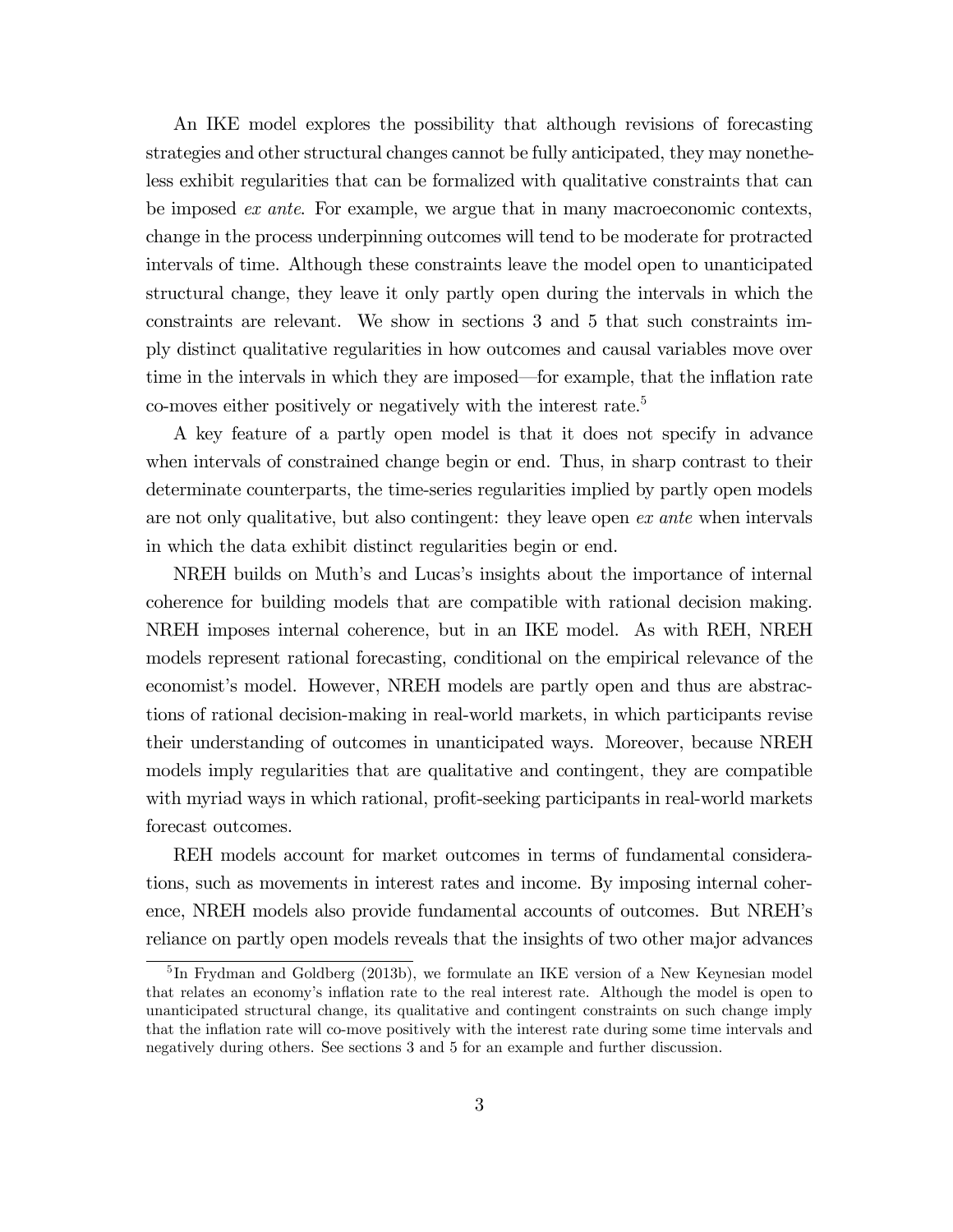An IKE model explores the possibility that although revisions of forecasting strategies and other structural changes cannot be fully anticipated, they may nonetheless exhibit regularities that can be formalized with qualitative constraints that can be imposed *ex ante*. For example, we argue that in many macroeconomic contexts, change in the process underpinning outcomes will tend to be moderate for protracted intervals of time. Although these constraints leave the model open to unanticipated structural change, they leave it only partly open during the intervals in which the constraints are relevant. We show in sections 3 and 5 that such constraints imply distinct qualitative regularities in how outcomes and causal variables move over time in the intervals in which they are imposed—for example, that the inflation rate co-moves either positively or negatively with the interest rate.[5]

A key feature of a partly open model is that it does not specify in advance when intervals of constrained change begin or end. Thus, in sharp contrast to their determinate counterparts, the time-series regularities implied by partly open models are not only qualitative, but also contingent: they leave open *ex ante* when intervals in which the data exhibit distinct regularities begin or end.

NREH builds on Muth's and Lucas's insights about the importance of internal coherence for building models that are compatible with rational decision making. NREH imposes internal coherence, but in an IKE model. As with REH, NREH models represent rational forecasting, conditional on the empirical relevance of the economist's model. However, NREH models are partly open and thus are abstractions of rational decision-making in real-world markets, in which participants revise their understanding of outcomes in unanticipated ways. Moreover, because NREH models imply regularities that are qualitative and contingent, they are compatible with myriad ways in which rational, profit-seeking participants in real-world markets forecast outcomes.

REH models account for market outcomes in terms of fundamental considerations, such as movements in interest rates and income. By imposing internal coherence, NREH models also provide fundamental accounts of outcomes. But NREH's reliance on partly open models reveals that the insights of two other major advances

[5] In Frydman and Goldberg (2013b), we formulate an IKE version of a New Keynesian model that relates an economy's inflation rate to the real interest rate. Although the model is open to unanticipated structural change, its qualitative and contingent constraints on such change imply that the inflation rate will co-move positively with the interest rate during some time intervals and negatively during others. See sections 3 and 5 for an example and further discussion.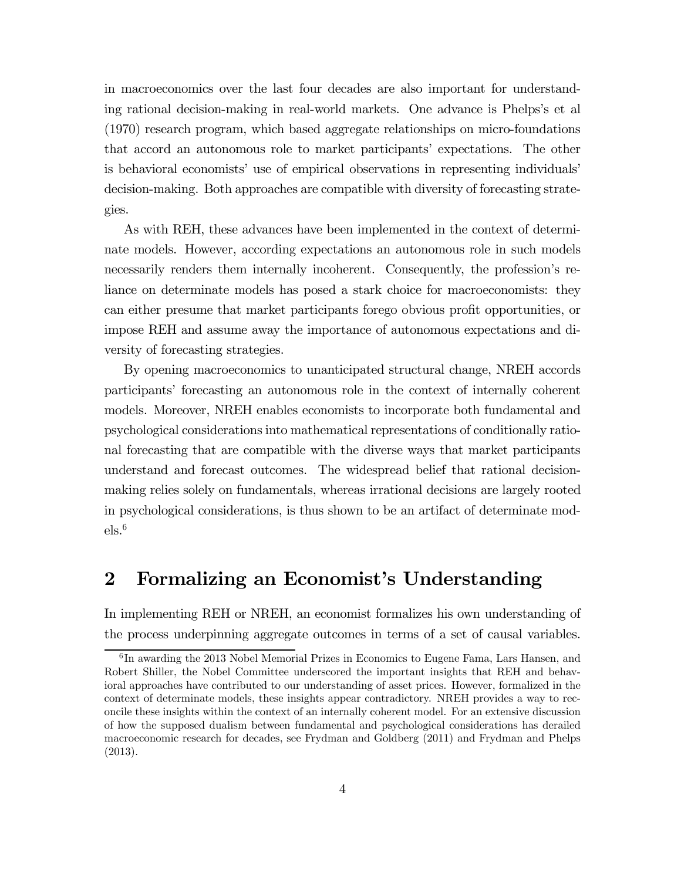in macroeconomics over the last four decades are also important for understanding rational decision-making in real-world markets. One advance is Phelps's et al (1970) research program, which based aggregate relationships on micro-foundations that accord an autonomous role to market participants' expectations. The other is behavioral economists' use of empirical observations in representing individuals' decision-making. Both approaches are compatible with diversity of forecasting strategies.

As with REH, these advances have been implemented in the context of determinate models. However, according expectations an autonomous role in such models necessarily renders them internally incoherent. Consequently, the profession's reliance on determinate models has posed a stark choice for macroeconomists: they can either presume that market participants forego obvious profit opportunities, or impose REH and assume away the importance of autonomous expectations and diversity of forecasting strategies.

By opening macroeconomics to unanticipated structural change, NREH accords participants' forecasting an autonomous role in the context of internally coherent models. Moreover, NREH enables economists to incorporate both fundamental and psychological considerations into mathematical representations of conditionally rational forecasting that are compatible with the diverse ways that market participants understand and forecast outcomes. The widespread belief that rational decision-making relies solely on fundamentals, whereas irrational decisions are largely rooted in psychological considerations, is thus shown to be an artifact of determinate models.[6]

## 2 Formalizing an Economist's Understanding

In implementing REH or NREH, an economist formalizes his own understanding of the process underpinning aggregate outcomes in terms of a set of causal variables.

[6] In awarding the 2013 Nobel Memorial Prizes in Economics to Eugene Fama, Lars Hansen, and Robert Shiller, the Nobel Committee underscored the important insights that REH and behavioral approaches have contributed to our understanding of asset prices. However, formalized in the context of determinate models, these insights appear contradictory. NREH provides a way to reconcile these insights within the context of an internally coherent model. For an extensive discussion of how the supposed dualism between fundamental and psychological considerations has derailed macroeconomic research for decades, see Frydman and Goldberg (2011) and Frydman and Phelps (2013).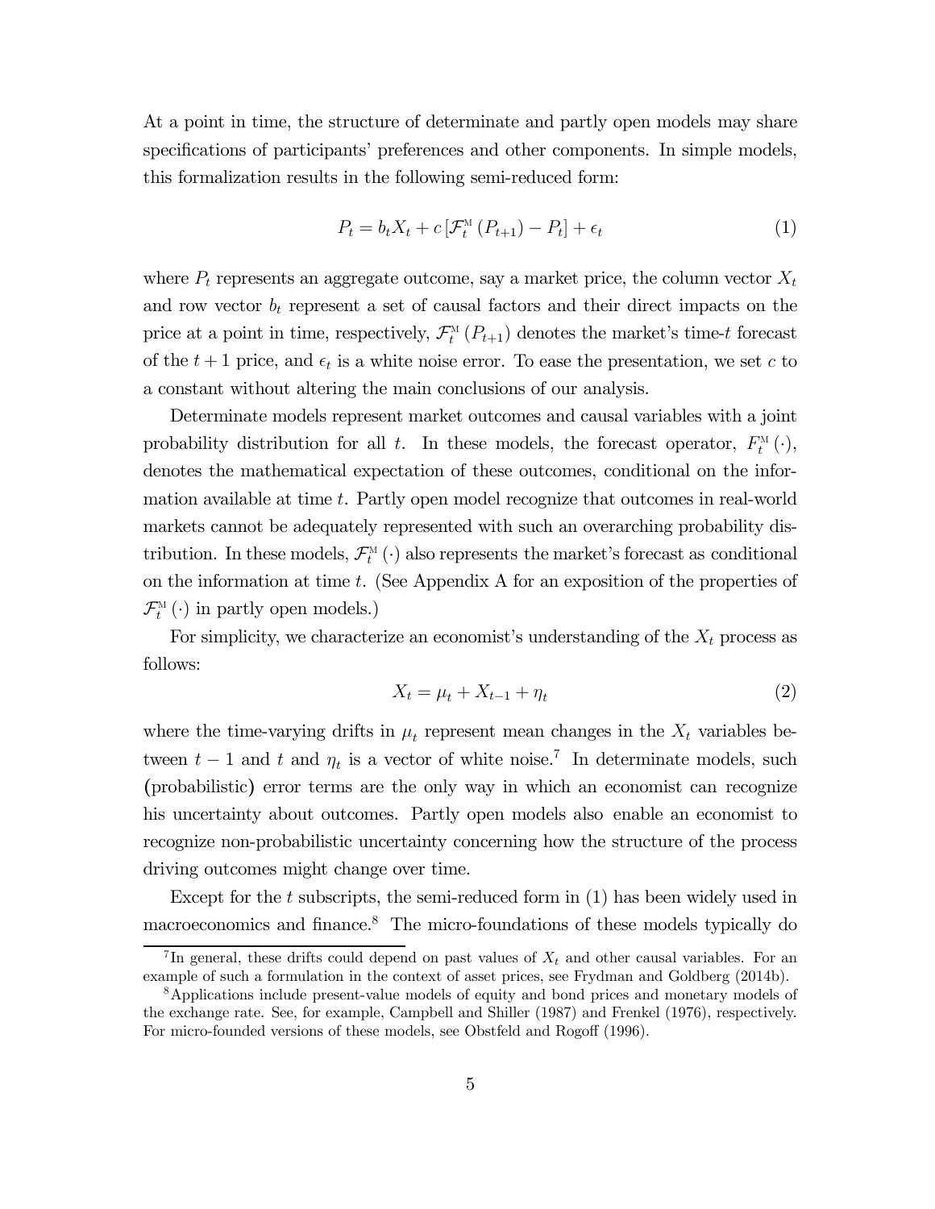At a point in time, the structure of determinate and partly open models may share specifications of participants' preferences and other components. In simple models, this formalization results in the following semi-reduced form:

$$P_t = b_t X_t + c\left[\mathcal{F}_t^{\text{M}}\left(P_{t+1}\right) - P_t\right] + \epsilon_t \tag{1}$$

where $P_t$ represents an aggregate outcome, say a market price, the column vector $X_t$ and row vector $b_t$ represent a set of causal factors and their direct impacts on the price at a point in time, respectively, $\mathcal{F}_t^{\text{M}}\left(P_{t+1}\right)$ denotes the market's time-$t$ forecast of the $t+1$ price, and $\epsilon_t$ is a white noise error. To ease the presentation, we set $c$ to a constant without altering the main conclusions of our analysis.

Determinate models represent market outcomes and causal variables with a joint probability distribution for all $t$. In these models, the forecast operator, $F_t^{\text{M}}\left(\cdot\right)$, denotes the mathematical expectation of these outcomes, conditional on the information available at time $t$. Partly open model recognize that outcomes in real-world markets cannot be adequately represented with such an overarching probability distribution. In these models, $\mathcal{F}_t^{\text{M}}\left(\cdot\right)$ also represents the market's forecast as conditional on the information at time $t$. (See Appendix A for an exposition of the properties of $\mathcal{F}_t^{\text{M}}\left(\cdot\right)$ in partly open models.)

For simplicity, we characterize an economist's understanding of the $X_t$ process as follows:

$$X_t = \mu_t + X_{t-1} + \eta_t \tag{2}$$

where the time-varying drifts in $\mu_t$ represent mean changes in the $X_t$ variables between $t-1$ and $t$ and $\eta_t$ is a vector of white noise.[7] In determinate models, such (probabilistic) error terms are the only way in which an economist can recognize his uncertainty about outcomes. Partly open models also enable an economist to recognize non-probabilistic uncertainty concerning how the structure of the process driving outcomes might change over time.

Except for the $t$ subscripts, the semi-reduced form in (1) has been widely used in macroeconomics and finance.[8] The micro-foundations of these models typically do

---

[7] In general, these drifts could depend on past values of $X_t$ and other causal variables. For an example of such a formulation in the context of asset prices, see Frydman and Goldberg (2014b).

[8] Applications include present-value models of equity and bond prices and monetary models of the exchange rate. See, for example, Campbell and Shiller (1987) and Frenkel (1976), respectively. For micro-founded versions of these models, see Obstfeld and Rogoff (1996).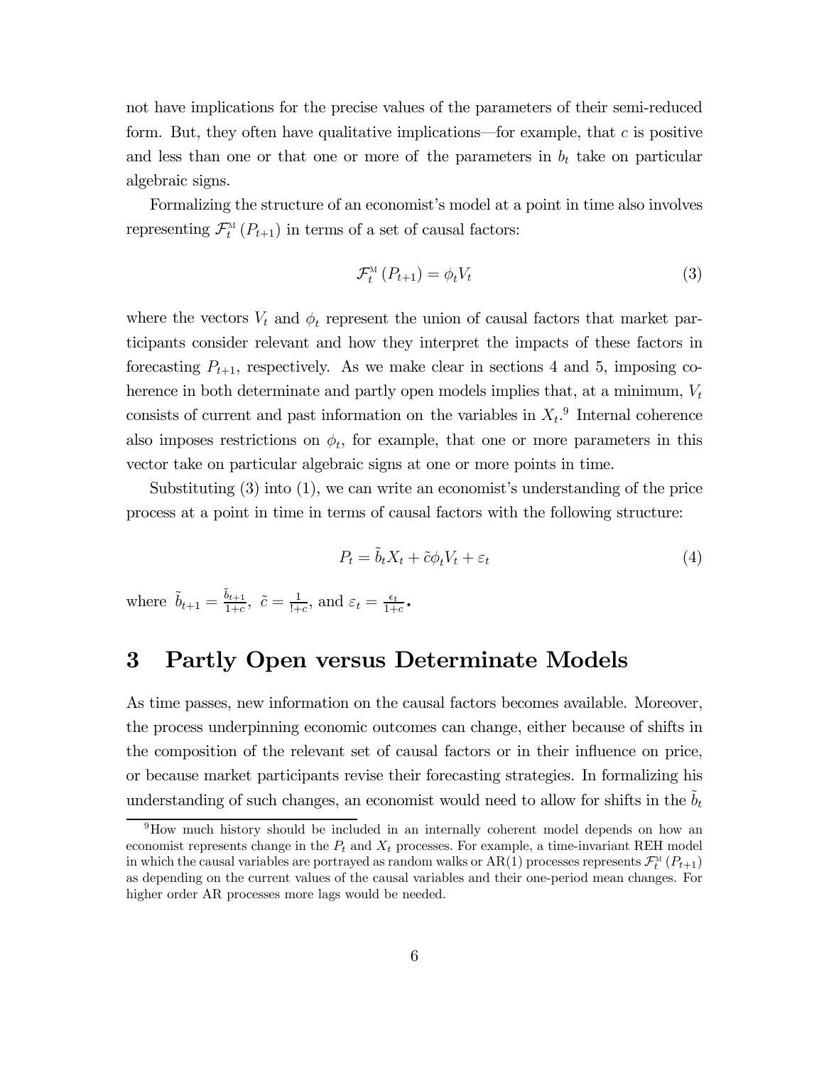not have implications for the precise values of the parameters of their semi-reduced form. But, they often have qualitative implications—for example, that $c$ is positive and less than one or that one or more of the parameters in $b_t$ take on particular algebraic signs.

Formalizing the structure of an economist's model at a point in time also involves representing $\mathcal{F}_t^{\mathrm{M}}(P_{t+1})$ in terms of a set of causal factors:

$$\mathcal{F}_t^{\mathrm{M}}(P_{t+1}) = \phi_t V_t \tag{3}$$

where the vectors $V_t$ and $\phi_t$ represent the union of causal factors that market participants consider relevant and how they interpret the impacts of these factors in forecasting $P_{t+1}$, respectively. As we make clear in sections 4 and 5, imposing coherence in both determinate and partly open models implies that, at a minimum, $V_t$ consists of current and past information on the variables in $X_t$.[9] Internal coherence also imposes restrictions on $\phi_t$, for example, that one or more parameters in this vector take on particular algebraic signs at one or more points in time.

Substituting (3) into (1), we can write an economist's understanding of the price process at a point in time in terms of causal factors with the following structure:

$$P_t = \tilde{b}_t X_t + \tilde{c}\phi_t V_t + \varepsilon_t \tag{4}$$

where $\tilde{b}_{t+1} = \frac{\tilde{b}_{t+1}}{1+c}$, $\tilde{c} = \frac{1}{!+c}$, and $\varepsilon_t = \frac{\epsilon_t}{1+c}$.

# 3 Partly Open versus Determinate Models

As time passes, new information on the causal factors becomes available. Moreover, the process underpinning economic outcomes can change, either because of shifts in the composition of the relevant set of causal factors or in their influence on price, or because market participants revise their forecasting strategies. In formalizing his understanding of such changes, an economist would need to allow for shifts in the $\tilde{b}_t$

[9] How much history should be included in an internally coherent model depends on how an economist represents change in the $P_t$ and $X_t$ processes. For example, a time-invariant REH model in which the causal variables are portrayed as random walks or AR(1) processes represents $\mathcal{F}_t^{\mathrm{M}}(P_{t+1})$ as depending on the current values of the causal variables and their one-period mean changes. For higher order AR processes more lags would be needed.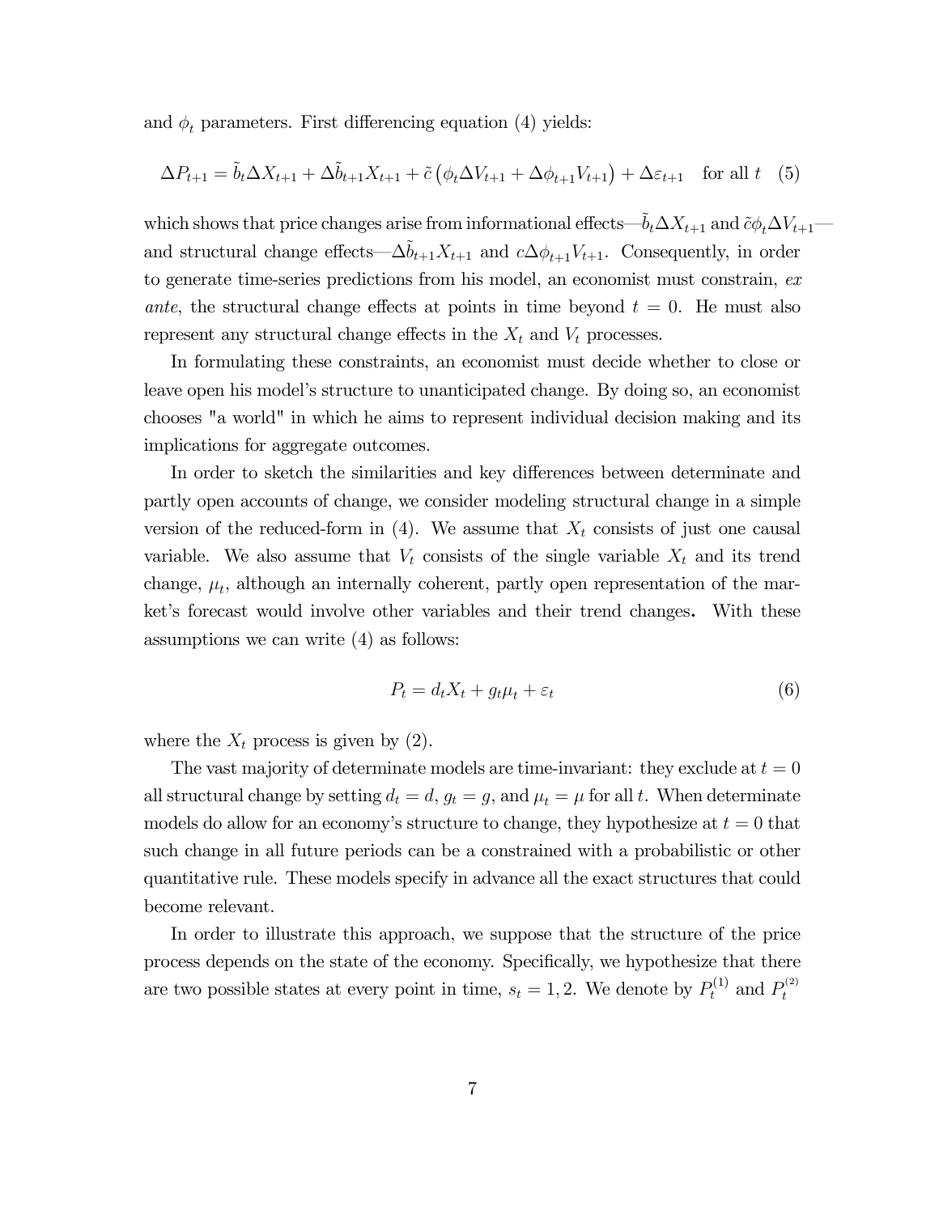and $\phi_t$ parameters. First differencing equation (4) yields:

$$\Delta P_{t+1} = \tilde{b}_t \Delta X_{t+1} + \Delta \tilde{b}_{t+1} X_{t+1} + \tilde{c}\left(\phi_t \Delta V_{t+1} + \Delta \phi_{t+1} V_{t+1}\right) + \Delta \varepsilon_{t+1} \quad \text{for all } t \quad (5)$$

which shows that price changes arise from informational effects—$\tilde{b}_t \Delta X_{t+1}$ and $\tilde{c}\phi_t \Delta V_{t+1}$—and structural change effects—$\Delta \tilde{b}_{t+1} X_{t+1}$ and $c \Delta \phi_{t+1} V_{t+1}$. Consequently, in order to generate time-series predictions from his model, an economist must constrain, *ex ante*, the structural change effects at points in time beyond $t = 0$. He must also represent any structural change effects in the $X_t$ and $V_t$ processes.

In formulating these constraints, an economist must decide whether to close or leave open his model's structure to unanticipated change. By doing so, an economist chooses "a world" in which he aims to represent individual decision making and its implications for aggregate outcomes.

In order to sketch the similarities and key differences between determinate and partly open accounts of change, we consider modeling structural change in a simple version of the reduced-form in (4). We assume that $X_t$ consists of just one causal variable. We also assume that $V_t$ consists of the single variable $X_t$ and its trend change, $\mu_t$, although an internally coherent, partly open representation of the market's forecast would involve other variables and their trend changes**.** With these assumptions we can write (4) as follows:

$$P_t = d_t X_t + g_t \mu_t + \varepsilon_t \quad (6)$$

where the $X_t$ process is given by (2).

The vast majority of determinate models are time-invariant: they exclude at $t = 0$ all structural change by setting $d_t = d$, $g_t = g$, and $\mu_t = \mu$ for all $t$. When determinate models do allow for an economy's structure to change, they hypothesize at $t = 0$ that such change in all future periods can be a constrained with a probabilistic or other quantitative rule. These models specify in advance all the exact structures that could become relevant.

In order to illustrate this approach, we suppose that the structure of the price process depends on the state of the economy. Specifically, we hypothesize that there are two possible states at every point in time, $s_t = 1, 2$. We denote by $P_t^{(1)}$ and $P_t^{(2)}$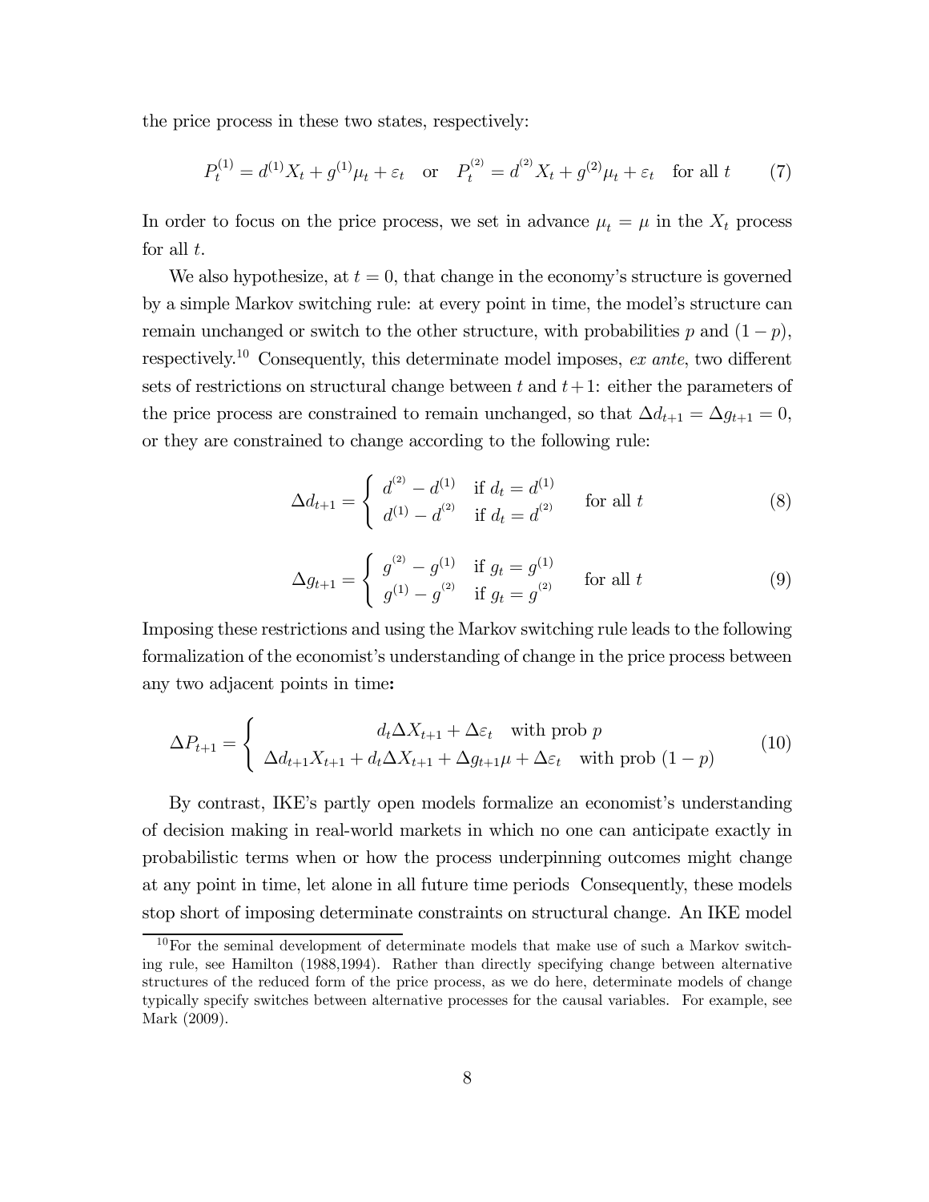the price process in these two states, respectively:

$$P_t^{(1)} = d^{(1)} X_t + g^{(1)} \mu_t + \varepsilon_t \quad \text{or} \quad P_t^{(2)} = d^{(2)} X_t + g^{(2)} \mu_t + \varepsilon_t \quad \text{for all } t \tag{7}$$

In order to focus on the price process, we set in advance $\mu_t = \mu$ in the $X_t$ process for all $t$.

We also hypothesize, at $t = 0$, that change in the economy's structure is governed by a simple Markov switching rule: at every point in time, the model's structure can remain unchanged or switch to the other structure, with probabilities $p$ and $(1 - p)$, respectively.[10] Consequently, this determinate model imposes, *ex ante*, two different sets of restrictions on structural change between $t$ and $t+1$: either the parameters of the price process are constrained to remain unchanged, so that $\Delta d_{t+1} = \Delta g_{t+1} = 0$, or they are constrained to change according to the following rule:

$$\Delta d_{t+1} = \begin{cases} d^{(2)} - d^{(1)} & \text{if } d_t = d^{(1)} \\ d^{(1)} - d^{(2)} & \text{if } d_t = d^{(2)} \end{cases} \quad \text{for all } t \tag{8}$$

$$\Delta g_{t+1} = \begin{cases} g^{(2)} - g^{(1)} & \text{if } g_t = g^{(1)} \\ g^{(1)} - g^{(2)} & \text{if } g_t = g^{(2)} \end{cases} \quad \text{for all } t \tag{9}$$

Imposing these restrictions and using the Markov switching rule leads to the following formalization of the economist's understanding of change in the price process between any two adjacent points in time**:**

$$\Delta P_{t+1} = \begin{cases} d_t \Delta X_{t+1} + \Delta \varepsilon_t & \text{with prob } p \\ \Delta d_{t+1} X_{t+1} + d_t \Delta X_{t+1} + \Delta g_{t+1} \mu + \Delta \varepsilon_t & \text{with prob } (1 - p) \end{cases} \tag{10}$$

By contrast, IKE's partly open models formalize an economist's understanding of decision making in real-world markets in which no one can anticipate exactly in probabilistic terms when or how the process underpinning outcomes might change at any point in time, let alone in all future time periods Consequently, these models stop short of imposing determinate constraints on structural change. An IKE model

[10] For the seminal development of determinate models that make use of such a Markov switching rule, see Hamilton (1988,1994). Rather than directly specifying change between alternative structures of the reduced form of the price process, as we do here, determinate models of change typically specify switches between alternative processes for the causal variables. For example, see Mark (2009).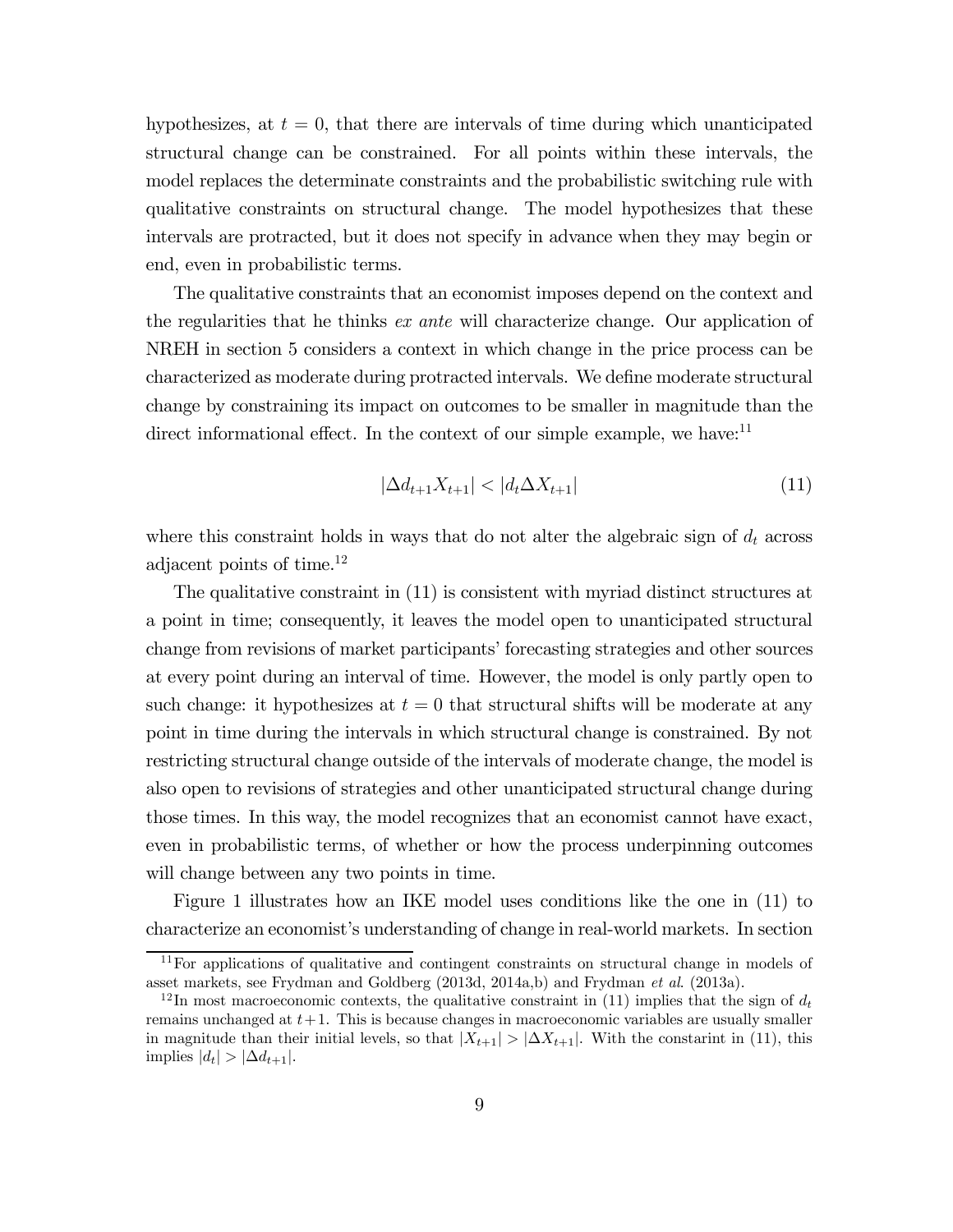hypothesizes, at $t = 0$, that there are intervals of time during which unanticipated structural change can be constrained. For all points within these intervals, the model replaces the determinate constraints and the probabilistic switching rule with qualitative constraints on structural change. The model hypothesizes that these intervals are protracted, but it does not specify in advance when they may begin or end, even in probabilistic terms.

The qualitative constraints that an economist imposes depend on the context and the regularities that he thinks *ex ante* will characterize change. Our application of NREH in section 5 considers a context in which change in the price process can be characterized as moderate during protracted intervals. We define moderate structural change by constraining its impact on outcomes to be smaller in magnitude than the direct informational effect. In the context of our simple example, we have:[11]

$$|\Delta d_{t+1} X_{t+1}| < |d_t \Delta X_{t+1}| \tag{11}$$

where this constraint holds in ways that do not alter the algebraic sign of $d_t$ across adjacent points of time.[12]

The qualitative constraint in (11) is consistent with myriad distinct structures at a point in time; consequently, it leaves the model open to unanticipated structural change from revisions of market participants' forecasting strategies and other sources at every point during an interval of time. However, the model is only partly open to such change: it hypothesizes at $t = 0$ that structural shifts will be moderate at any point in time during the intervals in which structural change is constrained. By not restricting structural change outside of the intervals of moderate change, the model is also open to revisions of strategies and other unanticipated structural change during those times. In this way, the model recognizes that an economist cannot have exact, even in probabilistic terms, of whether or how the process underpinning outcomes will change between any two points in time.

Figure 1 illustrates how an IKE model uses conditions like the one in (11) to characterize an economist's understanding of change in real-world markets. In section

[11] For applications of qualitative and contingent constraints on structural change in models of asset markets, see Frydman and Goldberg (2013d, 2014a,b) and Frydman *et al*. (2013a).

[12] In most macroeconomic contexts, the qualitative constraint in (11) implies that the sign of $d_t$ remains unchanged at $t+1$. This is because changes in macroeconomic variables are usually smaller in magnitude than their initial levels, so that $|X_{t+1}| > |\Delta X_{t+1}|$. With the constarint in (11), this implies $|d_t| > |\Delta d_{t+1}|$.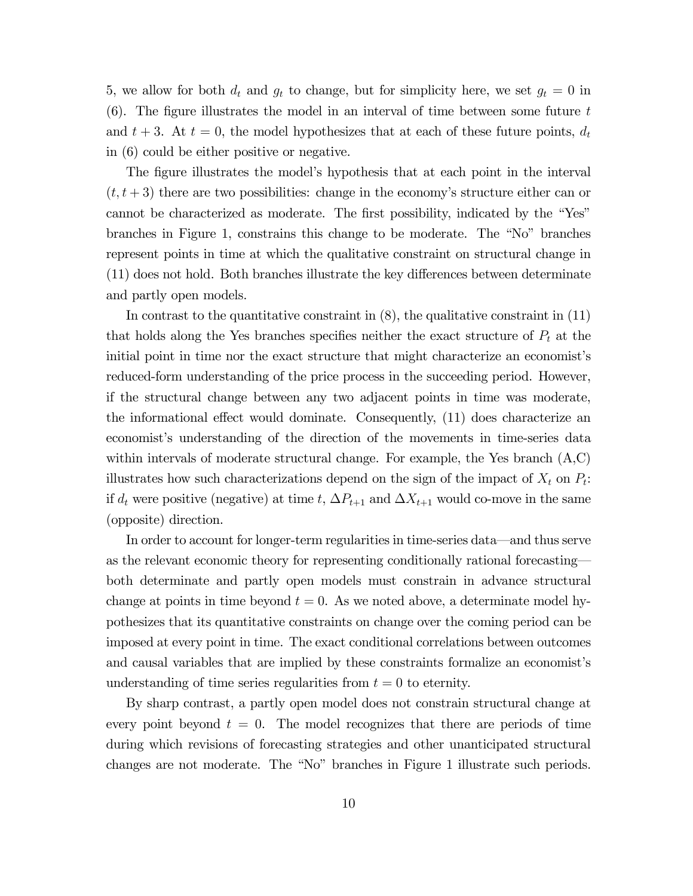5, we allow for both $d_t$ and $g_t$ to change, but for simplicity here, we set $g_t = 0$ in (6). The figure illustrates the model in an interval of time between some future $t$ and $t+3$. At $t = 0$, the model hypothesizes that at each of these future points, $d_t$ in (6) could be either positive or negative.

The figure illustrates the model's hypothesis that at each point in the interval $(t, t+3)$ there are two possibilities: change in the economy's structure either can or cannot be characterized as moderate. The first possibility, indicated by the "Yes" branches in Figure 1, constrains this change to be moderate. The "No" branches represent points in time at which the qualitative constraint on structural change in (11) does not hold. Both branches illustrate the key differences between determinate and partly open models.

In contrast to the quantitative constraint in (8), the qualitative constraint in (11) that holds along the Yes branches specifies neither the exact structure of $P_t$ at the initial point in time nor the exact structure that might characterize an economist's reduced-form understanding of the price process in the succeeding period. However, if the structural change between any two adjacent points in time was moderate, the informational effect would dominate. Consequently, (11) does characterize an economist's understanding of the direction of the movements in time-series data within intervals of moderate structural change. For example, the Yes branch (A,C) illustrates how such characterizations depend on the sign of the impact of $X_t$ on $P_t$: if $d_t$ were positive (negative) at time $t$, $\Delta P_{t+1}$ and $\Delta X_{t+1}$ would co-move in the same (opposite) direction.

In order to account for longer-term regularities in time-series data—and thus serve as the relevant economic theory for representing conditionally rational forecasting—both determinate and partly open models must constrain in advance structural change at points in time beyond $t = 0$. As we noted above, a determinate model hypothesizes that its quantitative constraints on change over the coming period can be imposed at every point in time. The exact conditional correlations between outcomes and causal variables that are implied by these constraints formalize an economist's understanding of time series regularities from $t = 0$ to eternity.

By sharp contrast, a partly open model does not constrain structural change at every point beyond $t = 0$. The model recognizes that there are periods of time during which revisions of forecasting strategies and other unanticipated structural changes are not moderate. The "No" branches in Figure 1 illustrate such periods.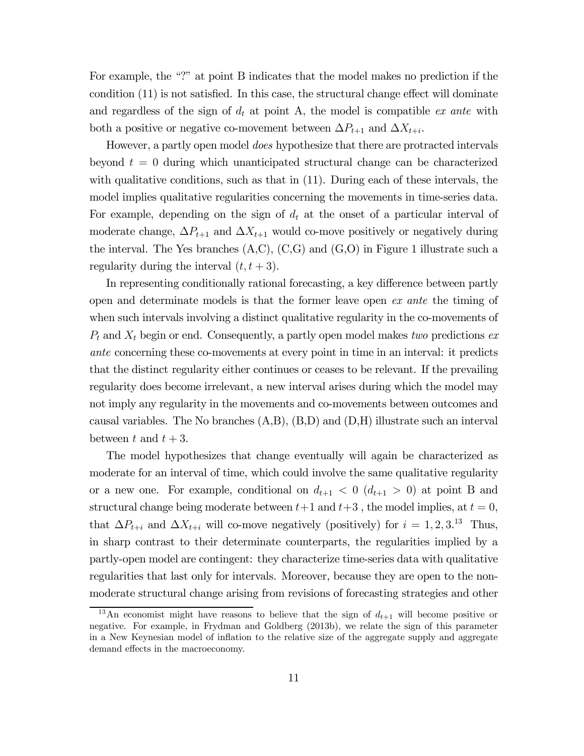For example, the "?" at point B indicates that the model makes no prediction if the condition (11) is not satisfied. In this case, the structural change effect will dominate and regardless of the sign of $d_t$ at point A, the model is compatible *ex ante* with both a positive or negative co-movement between $\Delta P_{t+1}$ and $\Delta X_{t+i}$.

However, a partly open model *does* hypothesize that there are protracted intervals beyond $t = 0$ during which unanticipated structural change can be characterized with qualitative conditions, such as that in (11). During each of these intervals, the model implies qualitative regularities concerning the movements in time-series data. For example, depending on the sign of $d_t$ at the onset of a particular interval of moderate change, $\Delta P_{t+1}$ and $\Delta X_{t+1}$ would co-move positively or negatively during the interval. The Yes branches (A,C), (C,G) and (G,O) in Figure 1 illustrate such a regularity during the interval $(t, t+3)$.

In representing conditionally rational forecasting, a key difference between partly open and determinate models is that the former leave open *ex ante* the timing of when such intervals involving a distinct qualitative regularity in the co-movements of $P_t$ and $X_t$ begin or end. Consequently, a partly open model makes *two* predictions *ex ante* concerning these co-movements at every point in time in an interval: it predicts that the distinct regularity either continues or ceases to be relevant. If the prevailing regularity does become irrelevant, a new interval arises during which the model may not imply any regularity in the movements and co-movements between outcomes and causal variables. The No branches (A,B), (B,D) and (D,H) illustrate such an interval between $t$ and $t+3$.

The model hypothesizes that change eventually will again be characterized as moderate for an interval of time, which could involve the same qualitative regularity or a new one. For example, conditional on $d_{t+1} < 0$ ($d_{t+1} > 0$) at point B and structural change being moderate between $t+1$ and $t+3$ , the model implies, at $t = 0$, that $\Delta P_{t+i}$ and $\Delta X_{t+i}$ will co-move negatively (positively) for $i = 1, 2, 3$.[13] Thus, in sharp contrast to their determinate counterparts, the regularities implied by a partly-open model are contingent: they characterize time-series data with qualitative regularities that last only for intervals. Moreover, because they are open to the non-moderate structural change arising from revisions of forecasting strategies and other

[13] An economist might have reasons to believe that the sign of $d_{t+1}$ will become positive or negative. For example, in Frydman and Goldberg (2013b), we relate the sign of this parameter in a New Keynesian model of inflation to the relative size of the aggregate supply and aggregate demand effects in the macroeconomy.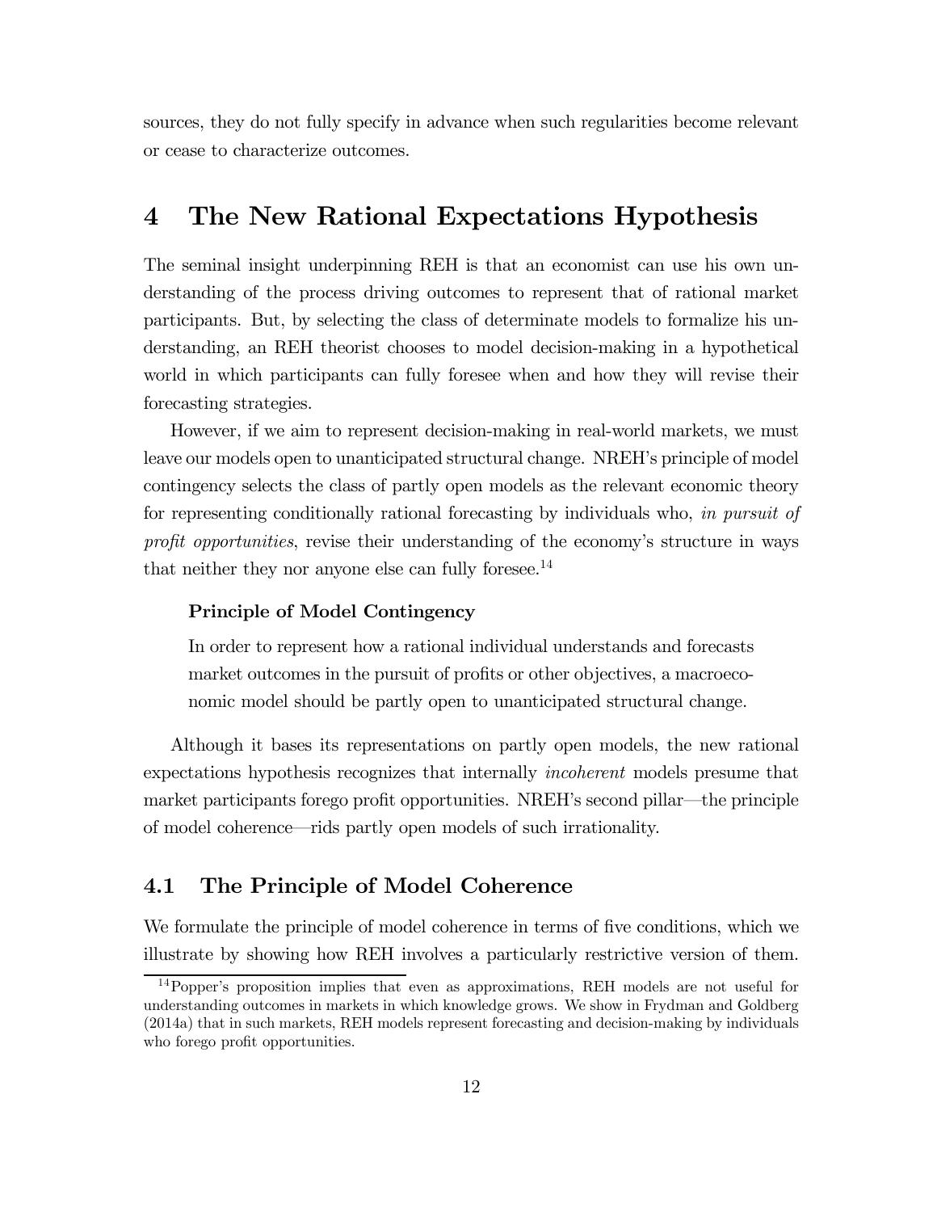sources, they do not fully specify in advance when such regularities become relevant or cease to characterize outcomes.

# 4 The New Rational Expectations Hypothesis

The seminal insight underpinning REH is that an economist can use his own understanding of the process driving outcomes to represent that of rational market participants. But, by selecting the class of determinate models to formalize his understanding, an REH theorist chooses to model decision-making in a hypothetical world in which participants can fully foresee when and how they will revise their forecasting strategies.

However, if we aim to represent decision-making in real-world markets, we must leave our models open to unanticipated structural change. NREH's principle of model contingency selects the class of partly open models as the relevant economic theory for representing conditionally rational forecasting by individuals who, *in pursuit of profit opportunities*, revise their understanding of the economy's structure in ways that neither they nor anyone else can fully foresee.[14]

> **Principle of Model Contingency**
>
> In order to represent how a rational individual understands and forecasts market outcomes in the pursuit of profits or other objectives, a macroeconomic model should be partly open to unanticipated structural change.

Although it bases its representations on partly open models, the new rational expectations hypothesis recognizes that internally *incoherent* models presume that market participants forego profit opportunities. NREH's second pillar—the principle of model coherence—rids partly open models of such irrationality.

## 4.1 The Principle of Model Coherence

We formulate the principle of model coherence in terms of five conditions, which we illustrate by showing how REH involves a particularly restrictive version of them.

[14] Popper's proposition implies that even as approximations, REH models are not useful for understanding outcomes in markets in which knowledge grows. We show in Frydman and Goldberg (2014a) that in such markets, REH models represent forecasting and decision-making by individuals who forego profit opportunities.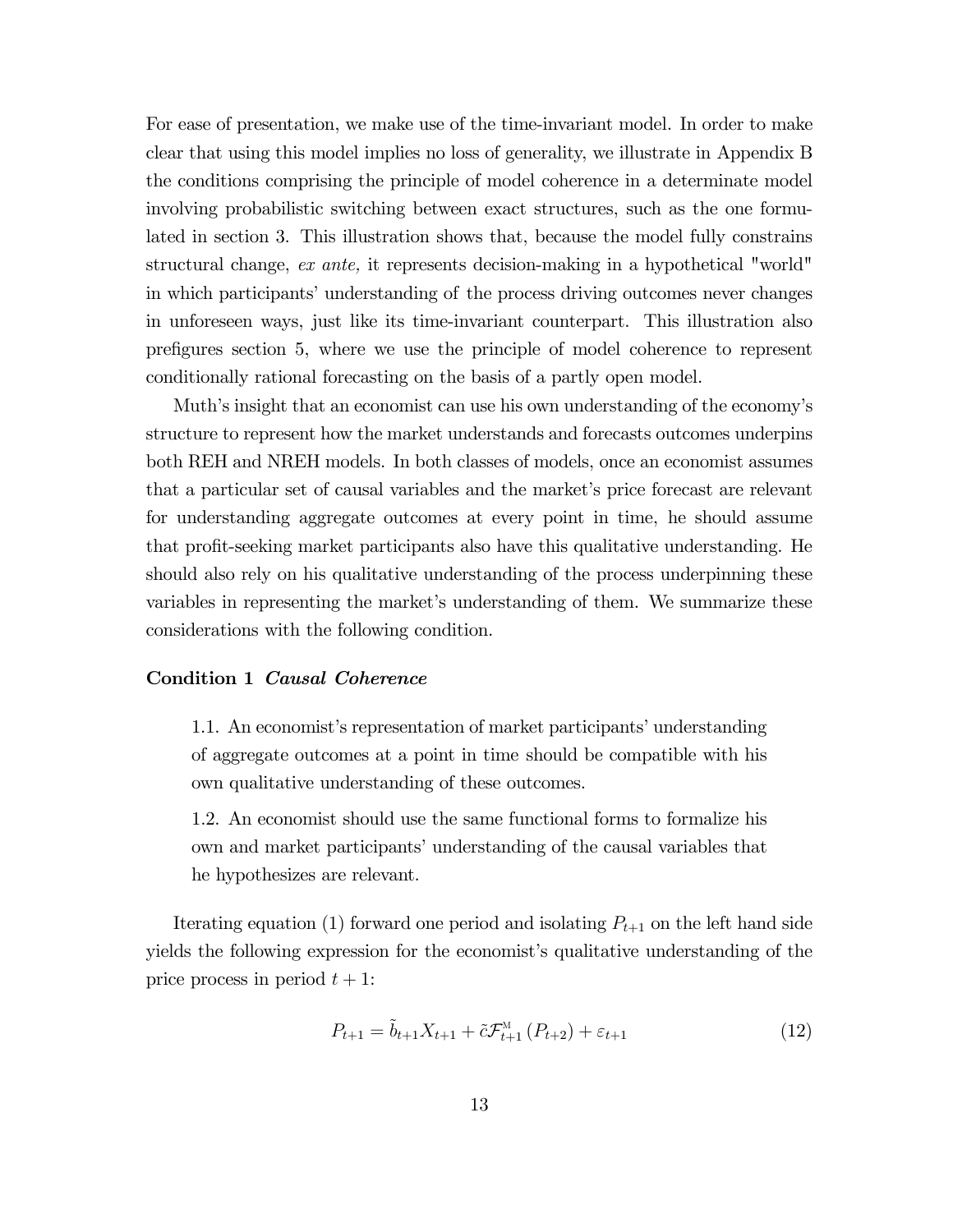For ease of presentation, we make use of the time-invariant model. In order to make clear that using this model implies no loss of generality, we illustrate in Appendix B the conditions comprising the principle of model coherence in a determinate model involving probabilistic switching between exact structures, such as the one formulated in section 3. This illustration shows that, because the model fully constrains structural change, *ex ante,* it represents decision-making in a hypothetical "world" in which participants' understanding of the process driving outcomes never changes in unforeseen ways, just like its time-invariant counterpart. This illustration also prefigures section 5, where we use the principle of model coherence to represent conditionally rational forecasting on the basis of a partly open model.

Muth's insight that an economist can use his own understanding of the economy's structure to represent how the market understands and forecasts outcomes underpins both REH and NREH models. In both classes of models, once an economist assumes that a particular set of causal variables and the market's price forecast are relevant for understanding aggregate outcomes at every point in time, he should assume that profit-seeking market participants also have this qualitative understanding. He should also rely on his qualitative understanding of the process underpinning these variables in representing the market's understanding of them. We summarize these considerations with the following condition.

**Condition 1** ***Causal Coherence***

> 1.1. An economist's representation of market participants' understanding of aggregate outcomes at a point in time should be compatible with his own qualitative understanding of these outcomes.
>
> 1.2. An economist should use the same functional forms to formalize his own and market participants' understanding of the causal variables that he hypothesizes are relevant.

Iterating equation (1) forward one period and isolating $P_{t+1}$ on the left hand side yields the following expression for the economist's qualitative understanding of the price process in period $t+1$:

$$P_{t+1} = \tilde{b}_{t+1} X_{t+1} + \tilde{c} \mathcal{F}^{\mathrm{M}}_{t+1} \left( P_{t+2} \right) + \varepsilon_{t+1} \tag{12}$$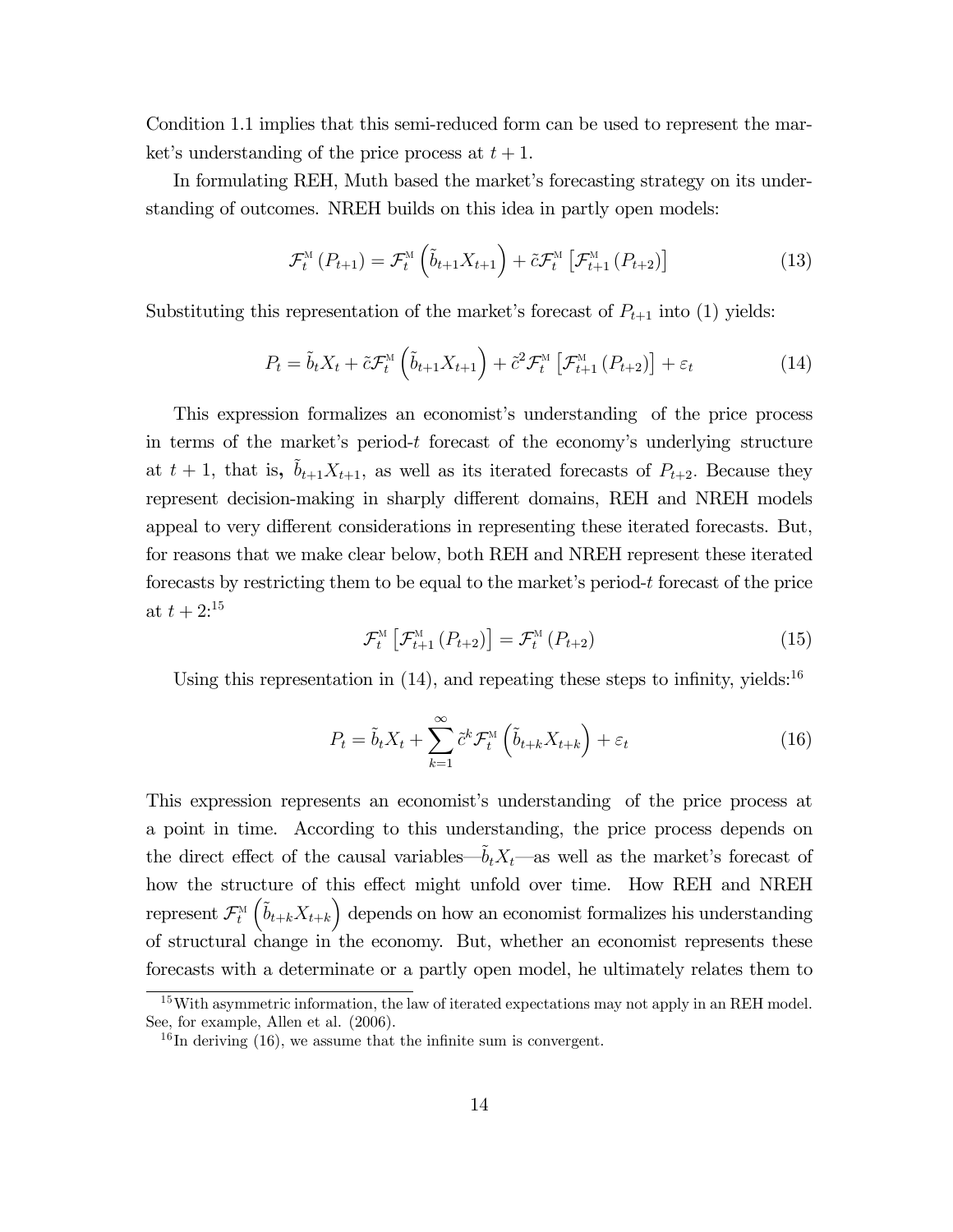Condition 1.1 implies that this semi-reduced form can be used to represent the market's understanding of the price process at $t+1$.

In formulating REH, Muth based the market's forecasting strategy on its understanding of outcomes. NREH builds on this idea in partly open models:

$$\mathcal{F}_t^{\mathrm{M}}\left(P_{t+1}\right) = \mathcal{F}_t^{\mathrm{M}}\left(\tilde{b}_{t+1} X_{t+1}\right) + \tilde{c}\mathcal{F}_t^{\mathrm{M}}\left[\mathcal{F}_{t+1}^{\mathrm{M}}\left(P_{t+2}\right)\right] \tag{13}$$

Substituting this representation of the market's forecast of $P_{t+1}$ into (1) yields:

$$P_t = \tilde{b}_t X_t + \tilde{c}\mathcal{F}_t^{\mathrm{M}}\left(\tilde{b}_{t+1} X_{t+1}\right) + \tilde{c}^2\mathcal{F}_t^{\mathrm{M}}\left[\mathcal{F}_{t+1}^{\mathrm{M}}\left(P_{t+2}\right)\right] + \varepsilon_t \tag{14}$$

This expression formalizes an economist's understanding of the price process in terms of the market's period-$t$ forecast of the economy's underlying structure at $t+1$, that is, $\tilde{b}_{t+1} X_{t+1}$, as well as its iterated forecasts of $P_{t+2}$. Because they represent decision-making in sharply different domains, REH and NREH models appeal to very different considerations in representing these iterated forecasts. But, for reasons that we make clear below, both REH and NREH represent these iterated forecasts by restricting them to be equal to the market's period-$t$ forecast of the price at $t+2$:[15]

$$\mathcal{F}_t^{\mathrm{M}}\left[\mathcal{F}_{t+1}^{\mathrm{M}}\left(P_{t+2}\right)\right] = \mathcal{F}_t^{\mathrm{M}}\left(P_{t+2}\right) \tag{15}$$

Using this representation in (14), and repeating these steps to infinity, yields:[16]

$$P_t = \tilde{b}_t X_t + \sum_{k=1}^{\infty} \tilde{c}^k \mathcal{F}_t^{\mathrm{M}}\left(\tilde{b}_{t+k} X_{t+k}\right) + \varepsilon_t \tag{16}$$

This expression represents an economist's understanding of the price process at a point in time. According to this understanding, the price process depends on the direct effect of the causal variables—$\tilde{b}_t X_t$—as well as the market's forecast of how the structure of this effect might unfold over time. How REH and NREH represent $\mathcal{F}_t^{\mathrm{M}}\left(\tilde{b}_{t+k} X_{t+k}\right)$ depends on how an economist formalizes his understanding of structural change in the economy. But, whether an economist represents these forecasts with a determinate or a partly open model, he ultimately relates them to

[15] With asymmetric information, the law of iterated expectations may not apply in an REH model. See, for example, Allen et al. (2006).

[16] In deriving (16), we assume that the infinite sum is convergent.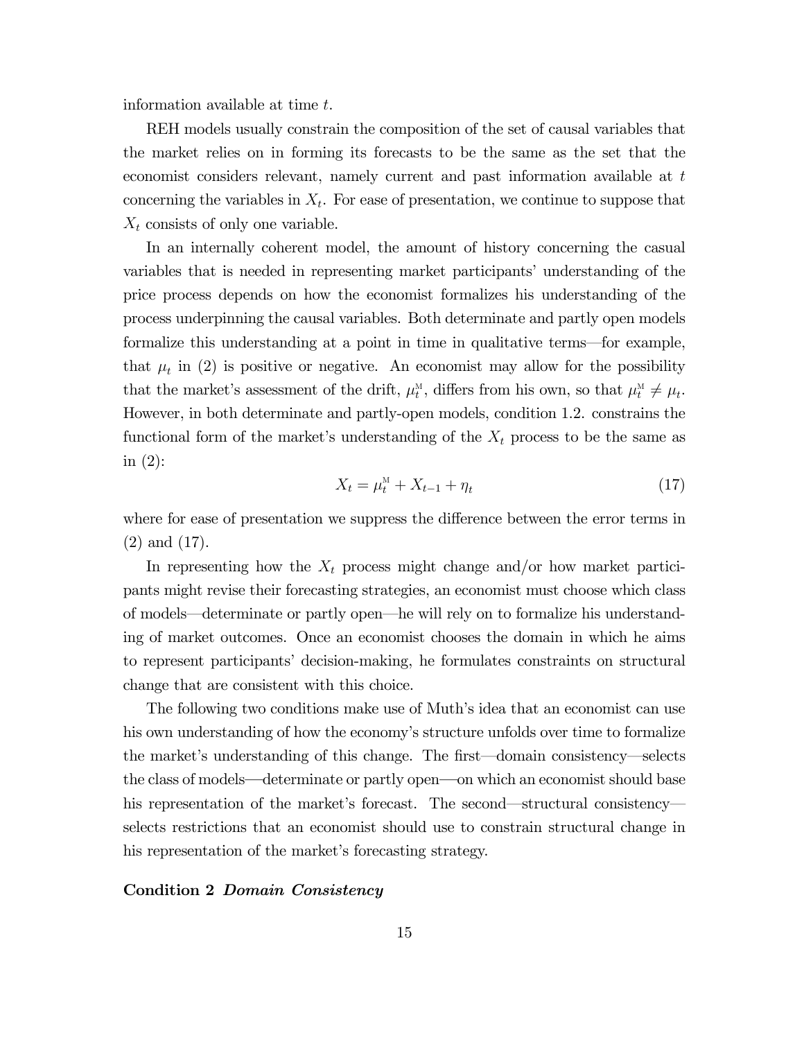information available at time $t$.

REH models usually constrain the composition of the set of causal variables that the market relies on in forming its forecasts to be the same as the set that the economist considers relevant, namely current and past information available at $t$ concerning the variables in $X_t$. For ease of presentation, we continue to suppose that $X_t$ consists of only one variable.

In an internally coherent model, the amount of history concerning the casual variables that is needed in representing market participants' understanding of the price process depends on how the economist formalizes his understanding of the process underpinning the causal variables. Both determinate and partly open models formalize this understanding at a point in time in qualitative terms—for example, that $\mu_t$ in (2) is positive or negative. An economist may allow for the possibility that the market's assessment of the drift, $\mu_t^{\text{M}}$, differs from his own, so that $\mu_t^{\text{M}} \neq \mu_t$. However, in both determinate and partly-open models, condition 1.2. constrains the functional form of the market's understanding of the $X_t$ process to be the same as in (2):

$$X_t = \mu_t^{\text{M}} + X_{t-1} + \eta_t \tag{17}$$

where for ease of presentation we suppress the difference between the error terms in (2) and (17).

In representing how the $X_t$ process might change and/or how market participants might revise their forecasting strategies, an economist must choose which class of models—determinate or partly open—he will rely on to formalize his understanding of market outcomes. Once an economist chooses the domain in which he aims to represent participants' decision-making, he formulates constraints on structural change that are consistent with this choice.

The following two conditions make use of Muth's idea that an economist can use his own understanding of how the economy's structure unfolds over time to formalize the market's understanding of this change. The first—domain consistency—selects the class of models—determinate or partly open—on which an economist should base his representation of the market's forecast. The second—structural consistency—selects restrictions that an economist should use to constrain structural change in his representation of the market's forecasting strategy.

**Condition 2** ***Domain Consistency***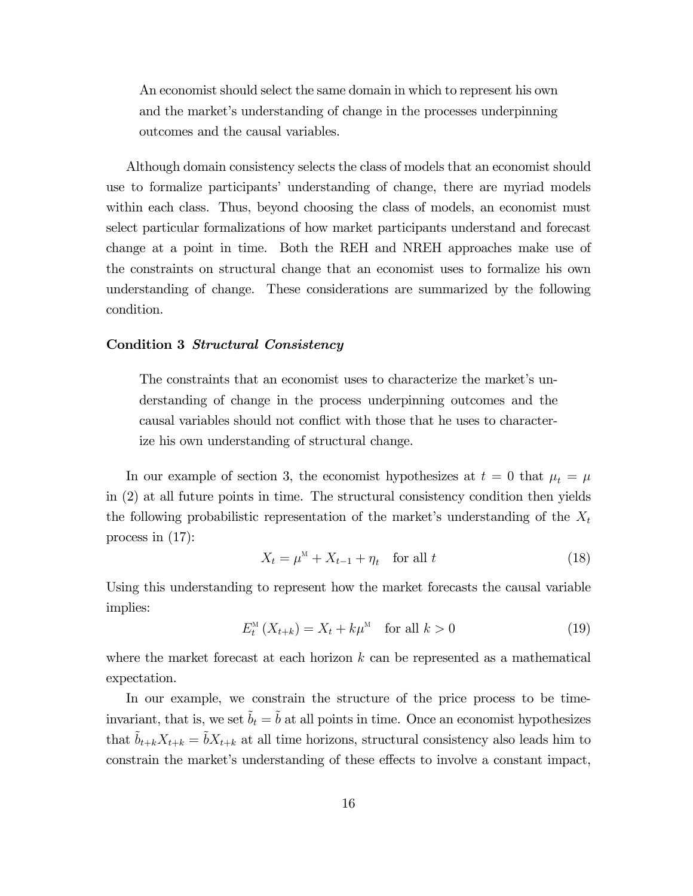> An economist should select the same domain in which to represent his own and the market's understanding of change in the processes underpinning outcomes and the causal variables.

Although domain consistency selects the class of models that an economist should use to formalize participants' understanding of change, there are myriad models within each class. Thus, beyond choosing the class of models, an economist must select particular formalizations of how market participants understand and forecast change at a point in time. Both the REH and NREH approaches make use of the constraints on structural change that an economist uses to formalize his own understanding of change. These considerations are summarized by the following condition.

**Condition 3** ***Structural Consistency***

> The constraints that an economist uses to characterize the market's understanding of change in the process underpinning outcomes and the causal variables should not conflict with those that he uses to characterize his own understanding of structural change.

In our example of section 3, the economist hypothesizes at $t = 0$ that $\mu_t = \mu$ in (2) at all future points in time. The structural consistency condition then yields the following probabilistic representation of the market's understanding of the $X_t$ process in (17):

$$X_t = \mu^{\mathrm{M}} + X_{t-1} + \eta_t \quad \text{for all } t \tag{18}$$

Using this understanding to represent how the market forecasts the causal variable implies:

$$E_t^{\mathrm{M}}(X_{t+k}) = X_t + k\mu^{\mathrm{M}} \quad \text{for all } k > 0 \tag{19}$$

where the market forecast at each horizon $k$ can be represented as a mathematical expectation.

In our example, we constrain the structure of the price process to be time-invariant, that is, we set $\tilde{b}_t = \tilde{b}$ at all points in time. Once an economist hypothesizes that $\tilde{b}_{t+k}X_{t+k} = \tilde{b}X_{t+k}$ at all time horizons, structural consistency also leads him to constrain the market's understanding of these effects to involve a constant impact,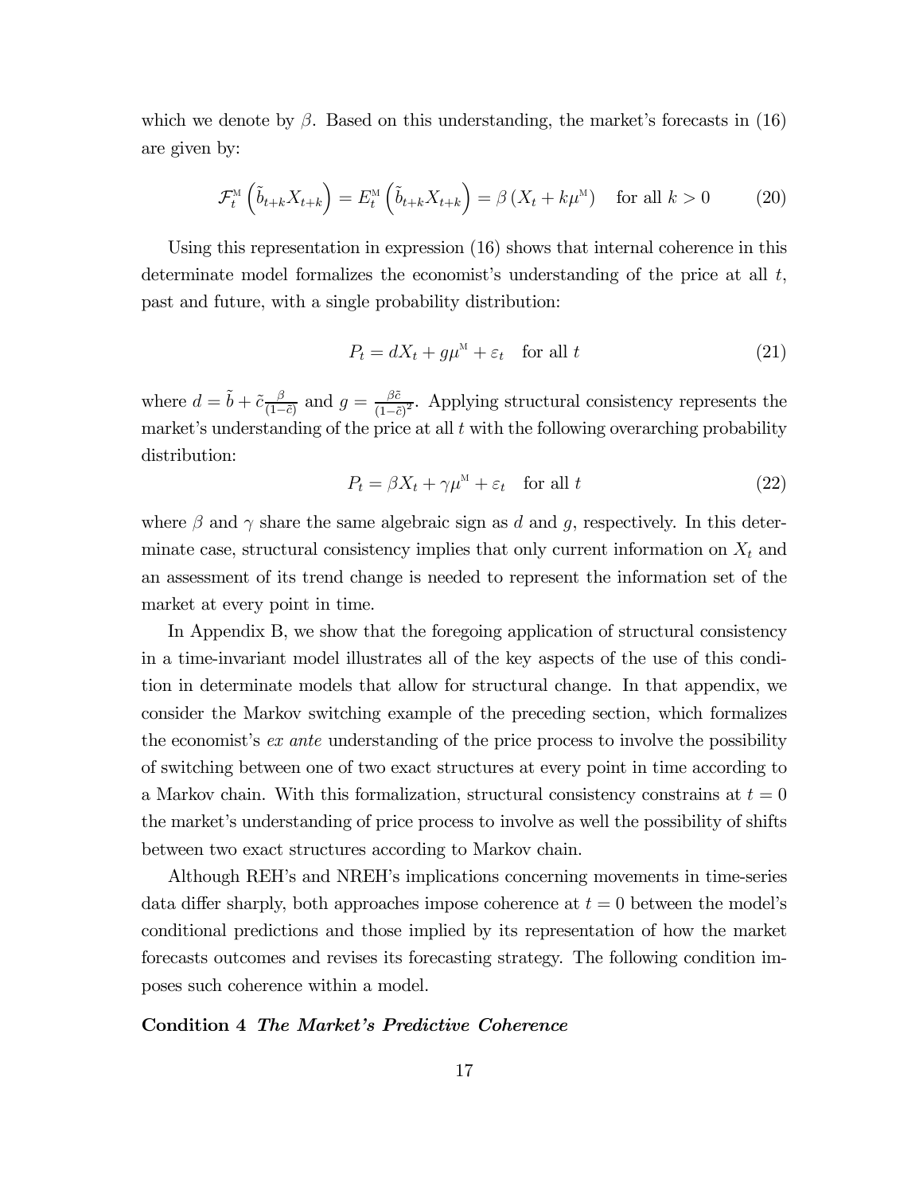which we denote by $\beta$. Based on this understanding, the market's forecasts in (16) are given by:

$$\mathcal{F}_t^{\text{M}}\left(\tilde{b}_{t+k}X_{t+k}\right) = E_t^{\text{M}}\left(\tilde{b}_{t+k}X_{t+k}\right) = \beta\left(X_t + k\mu^{\text{M}}\right) \quad \text{for all } k > 0 \tag{20}$$

Using this representation in expression (16) shows that internal coherence in this determinate model formalizes the economist's understanding of the price at all $t$, past and future, with a single probability distribution:

$$P_t = dX_t + g\mu^{\text{M}} + \varepsilon_t \quad \text{for all } t \tag{21}$$

where $d = \tilde{b} + \tilde{c}\frac{\beta}{(1-\tilde{c})}$ and $g = \frac{\beta\tilde{c}}{(1-\tilde{c})^2}$. Applying structural consistency represents the market's understanding of the price at all $t$ with the following overarching probability distribution:

$$P_t = \beta X_t + \gamma\mu^{\text{M}} + \varepsilon_t \quad \text{for all } t \tag{22}$$

where $\beta$ and $\gamma$ share the same algebraic sign as $d$ and $g$, respectively. In this determinate case, structural consistency implies that only current information on $X_t$ and an assessment of its trend change is needed to represent the information set of the market at every point in time.

In Appendix B, we show that the foregoing application of structural consistency in a time-invariant model illustrates all of the key aspects of the use of this condition in determinate models that allow for structural change. In that appendix, we consider the Markov switching example of the preceding section, which formalizes the economist's *ex ante* understanding of the price process to involve the possibility of switching between one of two exact structures at every point in time according to a Markov chain. With this formalization, structural consistency constrains at $t = 0$ the market's understanding of price process to involve as well the possibility of shifts between two exact structures according to Markov chain.

Although REH's and NREH's implications concerning movements in time-series data differ sharply, both approaches impose coherence at $t = 0$ between the model's conditional predictions and those implied by its representation of how the market forecasts outcomes and revises its forecasting strategy. The following condition imposes such coherence within a model.

**Condition 4** ***The Market's Predictive Coherence***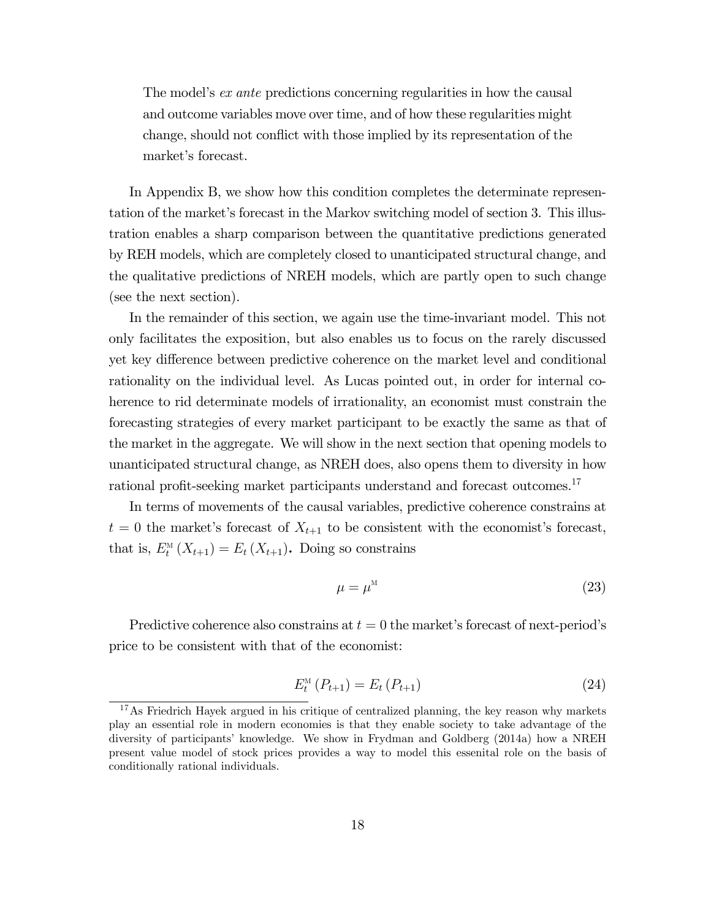> The model's *ex ante* predictions concerning regularities in how the causal and outcome variables move over time, and of how these regularities might change, should not conflict with those implied by its representation of the market's forecast.

In Appendix B, we show how this condition completes the determinate representation of the market's forecast in the Markov switching model of section 3. This illustration enables a sharp comparison between the quantitative predictions generated by REH models, which are completely closed to unanticipated structural change, and the qualitative predictions of NREH models, which are partly open to such change (see the next section).

In the remainder of this section, we again use the time-invariant model. This not only facilitates the exposition, but also enables us to focus on the rarely discussed yet key difference between predictive coherence on the market level and conditional rationality on the individual level. As Lucas pointed out, in order for internal coherence to rid determinate models of irrationality, an economist must constrain the forecasting strategies of every market participant to be exactly the same as that of the market in the aggregate. We will show in the next section that opening models to unanticipated structural change, as NREH does, also opens them to diversity in how rational profit-seeking market participants understand and forecast outcomes.[17]

In terms of movements of the causal variables, predictive coherence constrains at $t = 0$ the market's forecast of $X_{t+1}$ to be consistent with the economist's forecast, that is, $E_t^{\text{M}}(X_{t+1}) = E_t(X_{t+1})$. Doing so constrains

$$\mu = \mu^{\text{M}} \tag{23}$$

Predictive coherence also constrains at $t = 0$ the market's forecast of next-period's price to be consistent with that of the economist:

$$E_t^{\text{M}}(P_{t+1}) = E_t(P_{t+1}) \tag{24}$$

[17] As Friedrich Hayek argued in his critique of centralized planning, the key reason why markets play an essential role in modern economies is that they enable society to take advantage of the diversity of participants' knowledge. We show in Frydman and Goldberg (2014a) how a NREH present value model of stock prices provides a way to model this essenital role on the basis of conditionally rational individuals.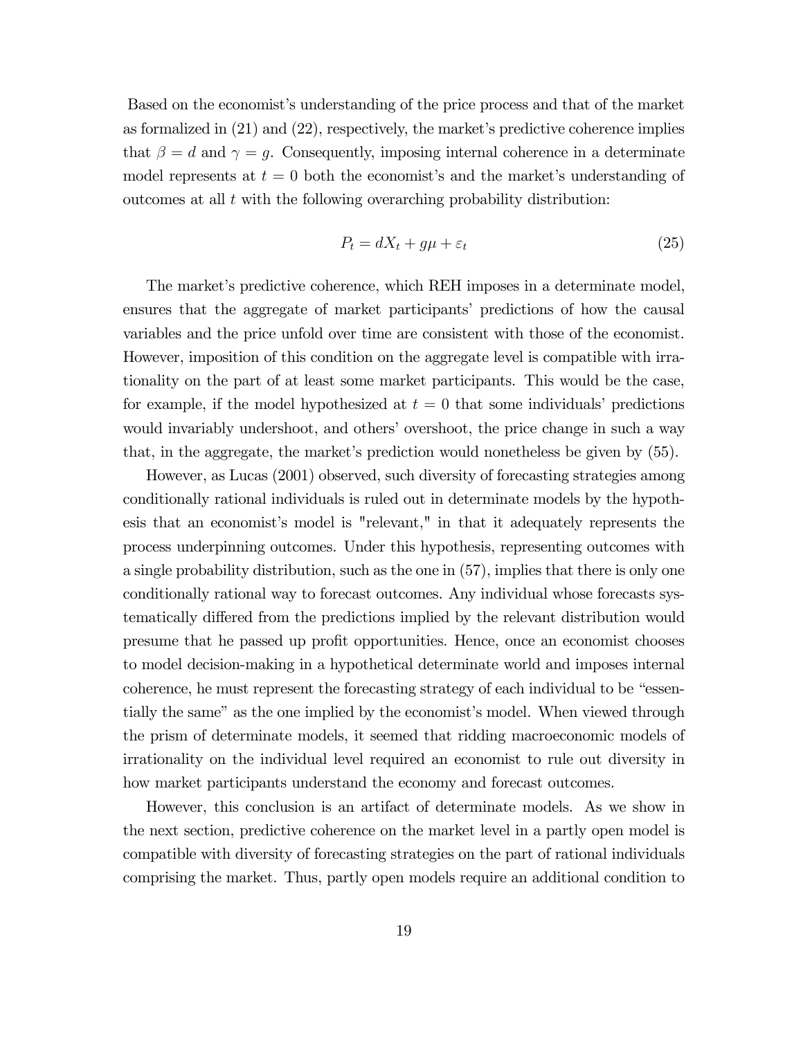Based on the economist's understanding of the price process and that of the market as formalized in (21) and (22), respectively, the market's predictive coherence implies that $\beta = d$ and $\gamma = g$. Consequently, imposing internal coherence in a determinate model represents at $t = 0$ both the economist's and the market's understanding of outcomes at all $t$ with the following overarching probability distribution:

$$P_t = dX_t + g\mu + \varepsilon_t \tag{25}$$

The market's predictive coherence, which REH imposes in a determinate model, ensures that the aggregate of market participants' predictions of how the causal variables and the price unfold over time are consistent with those of the economist. However, imposition of this condition on the aggregate level is compatible with irrationality on the part of at least some market participants. This would be the case, for example, if the model hypothesized at $t = 0$ that some individuals' predictions would invariably undershoot, and others' overshoot, the price change in such a way that, in the aggregate, the market's prediction would nonetheless be given by (55).

However, as Lucas (2001) observed, such diversity of forecasting strategies among conditionally rational individuals is ruled out in determinate models by the hypothesis that an economist's model is "relevant," in that it adequately represents the process underpinning outcomes. Under this hypothesis, representing outcomes with a single probability distribution, such as the one in (57), implies that there is only one conditionally rational way to forecast outcomes. Any individual whose forecasts systematically differed from the predictions implied by the relevant distribution would presume that he passed up profit opportunities. Hence, once an economist chooses to model decision-making in a hypothetical determinate world and imposes internal coherence, he must represent the forecasting strategy of each individual to be "essentially the same" as the one implied by the economist's model. When viewed through the prism of determinate models, it seemed that ridding macroeconomic models of irrationality on the individual level required an economist to rule out diversity in how market participants understand the economy and forecast outcomes.

However, this conclusion is an artifact of determinate models. As we show in the next section, predictive coherence on the market level in a partly open model is compatible with diversity of forecasting strategies on the part of rational individuals comprising the market. Thus, partly open models require an additional condition to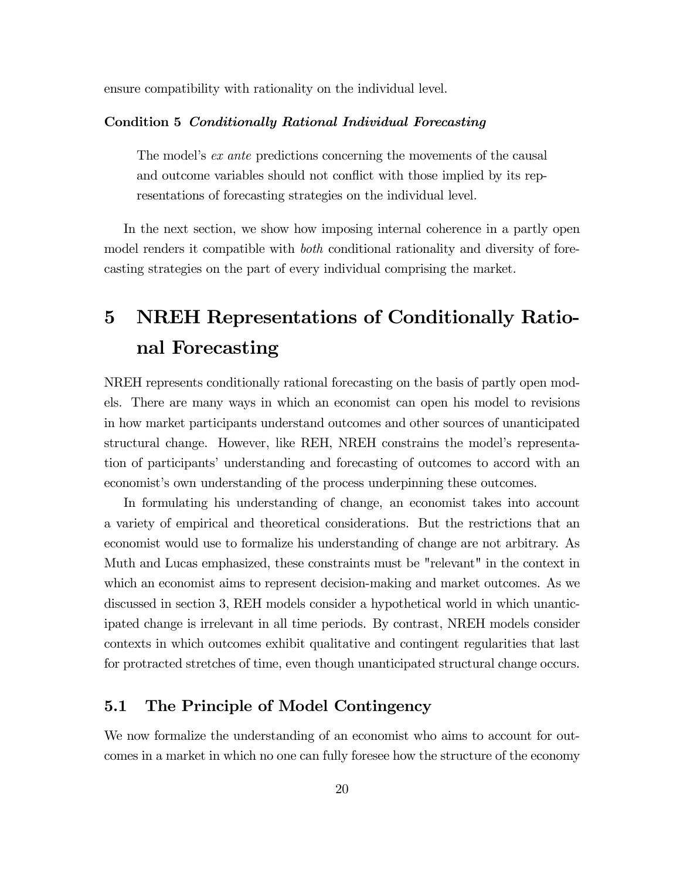ensure compatibility with rationality on the individual level.

**Condition 5** ***Conditionally Rational Individual Forecasting***

> The model's *ex ante* predictions concerning the movements of the causal and outcome variables should not conflict with those implied by its representations of forecasting strategies on the individual level.

In the next section, we show how imposing internal coherence in a partly open model renders it compatible with *both* conditional rationality and diversity of forecasting strategies on the part of every individual comprising the market.

# 5 NREH Representations of Conditionally Rational Forecasting

NREH represents conditionally rational forecasting on the basis of partly open models. There are many ways in which an economist can open his model to revisions in how market participants understand outcomes and other sources of unanticipated structural change. However, like REH, NREH constrains the model's representation of participants' understanding and forecasting of outcomes to accord with an economist's own understanding of the process underpinning these outcomes.

In formulating his understanding of change, an economist takes into account a variety of empirical and theoretical considerations. But the restrictions that an economist would use to formalize his understanding of change are not arbitrary. As Muth and Lucas emphasized, these constraints must be "relevant" in the context in which an economist aims to represent decision-making and market outcomes. As we discussed in section 3, REH models consider a hypothetical world in which unanticipated change is irrelevant in all time periods. By contrast, NREH models consider contexts in which outcomes exhibit qualitative and contingent regularities that last for protracted stretches of time, even though unanticipated structural change occurs.

## 5.1 The Principle of Model Contingency

We now formalize the understanding of an economist who aims to account for outcomes in a market in which no one can fully foresee how the structure of the economy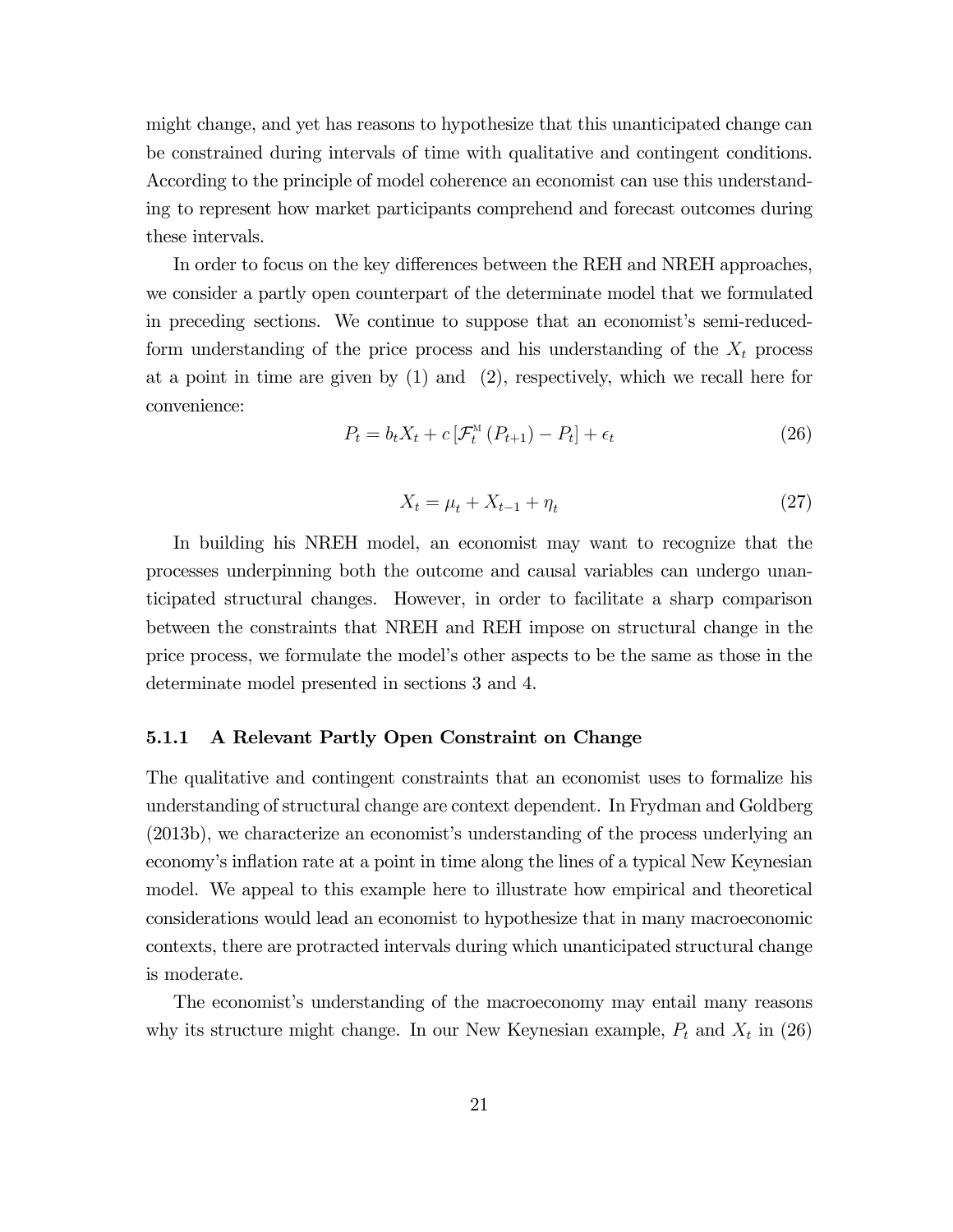might change, and yet has reasons to hypothesize that this unanticipated change can be constrained during intervals of time with qualitative and contingent conditions. According to the principle of model coherence an economist can use this understanding to represent how market participants comprehend and forecast outcomes during these intervals.

In order to focus on the key differences between the REH and NREH approaches, we consider a partly open counterpart of the determinate model that we formulated in preceding sections. We continue to suppose that an economist's semi-reduced-form understanding of the price process and his understanding of the $X_t$ process at a point in time are given by (1) and (2), respectively, which we recall here for convenience:

$$P_t = b_t X_t + c\left[\mathcal{F}_t^{\mathrm{M}}\left(P_{t+1}\right) - P_t\right] + \epsilon_t \tag{26}$$

$$X_t = \mu_t + X_{t-1} + \eta_t \tag{27}$$

In building his NREH model, an economist may want to recognize that the processes underpinning both the outcome and causal variables can undergo unanticipated structural changes. However, in order to facilitate a sharp comparison between the constraints that NREH and REH impose on structural change in the price process, we formulate the model's other aspects to be the same as those in the determinate model presented in sections 3 and 4.

#### 5.1.1 A Relevant Partly Open Constraint on Change

The qualitative and contingent constraints that an economist uses to formalize his understanding of structural change are context dependent. In Frydman and Goldberg (2013b), we characterize an economist's understanding of the process underlying an economy's inflation rate at a point in time along the lines of a typical New Keynesian model. We appeal to this example here to illustrate how empirical and theoretical considerations would lead an economist to hypothesize that in many macroeconomic contexts, there are protracted intervals during which unanticipated structural change is moderate.

The economist's understanding of the macroeconomy may entail many reasons why its structure might change. In our New Keynesian example, $P_t$ and $X_t$ in (26)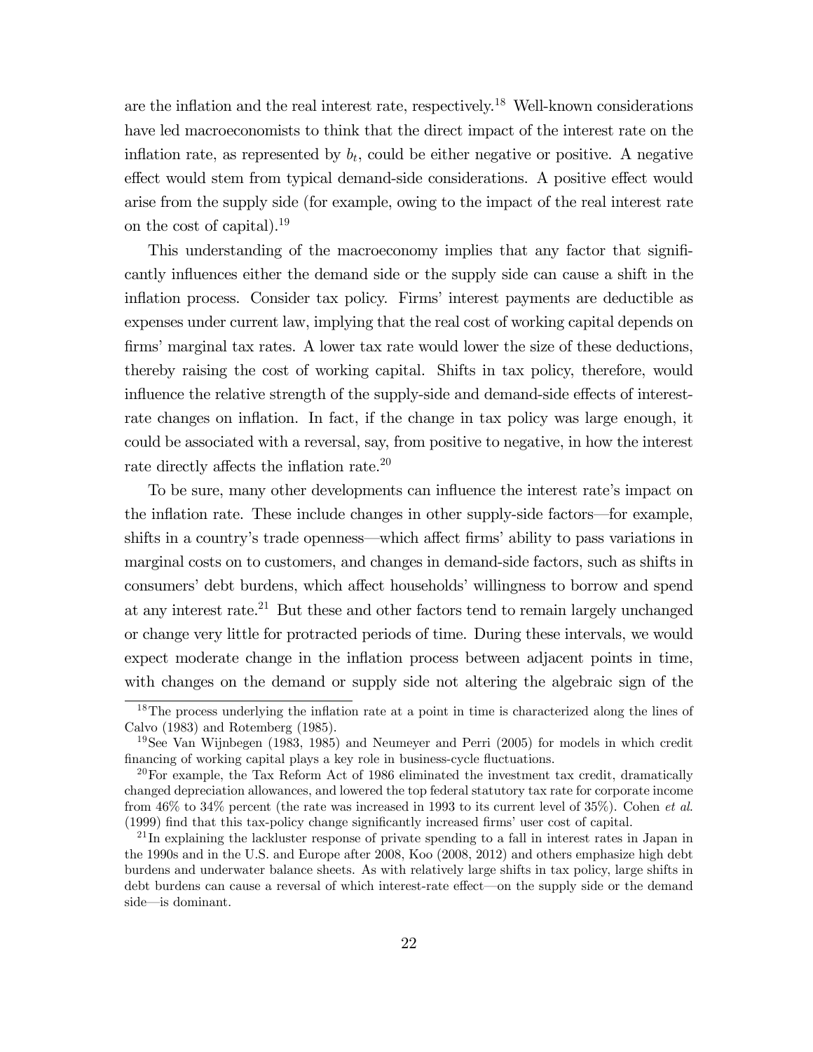are the inflation and the real interest rate, respectively.[18] Well-known considerations have led macroeconomists to think that the direct impact of the interest rate on the inflation rate, as represented by $b_t$, could be either negative or positive. A negative effect would stem from typical demand-side considerations. A positive effect would arise from the supply side (for example, owing to the impact of the real interest rate on the cost of capital).[19]

This understanding of the macroeconomy implies that any factor that significantly influences either the demand side or the supply side can cause a shift in the inflation process. Consider tax policy. Firms' interest payments are deductible as expenses under current law, implying that the real cost of working capital depends on firms' marginal tax rates. A lower tax rate would lower the size of these deductions, thereby raising the cost of working capital. Shifts in tax policy, therefore, would influence the relative strength of the supply-side and demand-side effects of interest-rate changes on inflation. In fact, if the change in tax policy was large enough, it could be associated with a reversal, say, from positive to negative, in how the interest rate directly affects the inflation rate.[20]

To be sure, many other developments can influence the interest rate's impact on the inflation rate. These include changes in other supply-side factors—for example, shifts in a country's trade openness—which affect firms' ability to pass variations in marginal costs on to customers, and changes in demand-side factors, such as shifts in consumers' debt burdens, which affect households' willingness to borrow and spend at any interest rate.[21] But these and other factors tend to remain largely unchanged or change very little for protracted periods of time. During these intervals, we would expect moderate change in the inflation process between adjacent points in time, with changes on the demand or supply side not altering the algebraic sign of the

[18] The process underlying the inflation rate at a point in time is characterized along the lines of Calvo (1983) and Rotemberg (1985).

[19] See Van Wijnbegen (1983, 1985) and Neumeyer and Perri (2005) for models in which credit financing of working capital plays a key role in business-cycle fluctuations.

[20] For example, the Tax Reform Act of 1986 eliminated the investment tax credit, dramatically changed depreciation allowances, and lowered the top federal statutory tax rate for corporate income from 46% to 34% percent (the rate was increased in 1993 to its current level of 35%). Cohen *et al.* (1999) find that this tax-policy change significantly increased firms' user cost of capital.

[21] In explaining the lackluster response of private spending to a fall in interest rates in Japan in the 1990s and in the U.S. and Europe after 2008, Koo (2008, 2012) and others emphasize high debt burdens and underwater balance sheets. As with relatively large shifts in tax policy, large shifts in debt burdens can cause a reversal of which interest-rate effect—on the supply side or the demand side—is dominant.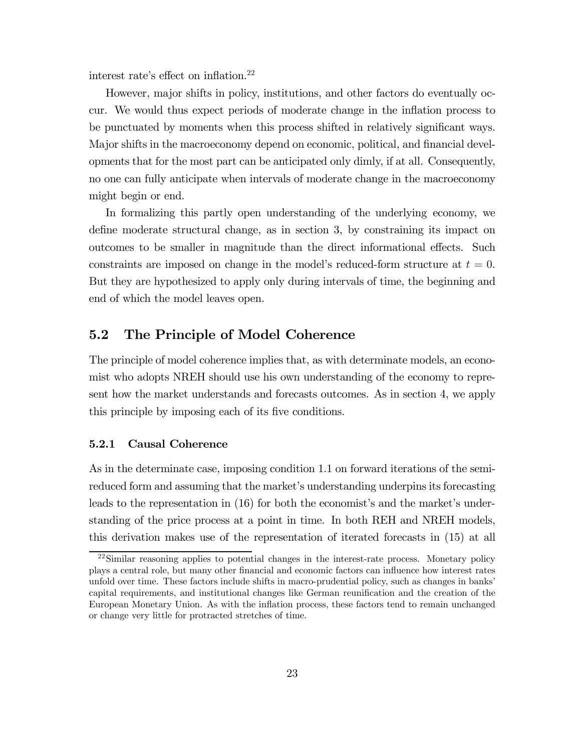interest rate's effect on inflation.[22]

However, major shifts in policy, institutions, and other factors do eventually occur. We would thus expect periods of moderate change in the inflation process to be punctuated by moments when this process shifted in relatively significant ways. Major shifts in the macroeconomy depend on economic, political, and financial developments that for the most part can be anticipated only dimly, if at all. Consequently, no one can fully anticipate when intervals of moderate change in the macroeconomy might begin or end.

In formalizing this partly open understanding of the underlying economy, we define moderate structural change, as in section 3, by constraining its impact on outcomes to be smaller in magnitude than the direct informational effects. Such constraints are imposed on change in the model's reduced-form structure at $t = 0$. But they are hypothesized to apply only during intervals of time, the beginning and end of which the model leaves open.

## 5.2 The Principle of Model Coherence

The principle of model coherence implies that, as with determinate models, an economist who adopts NREH should use his own understanding of the economy to represent how the market understands and forecasts outcomes. As in section 4, we apply this principle by imposing each of its five conditions.

### 5.2.1 Causal Coherence

As in the determinate case, imposing condition 1.1 on forward iterations of the semi-reduced form and assuming that the market's understanding underpins its forecasting leads to the representation in (16) for both the economist's and the market's understanding of the price process at a point in time. In both REH and NREH models, this derivation makes use of the representation of iterated forecasts in (15) at all

[22] Similar reasoning applies to potential changes in the interest-rate process. Monetary policy plays a central role, but many other financial and economic factors can influence how interest rates unfold over time. These factors include shifts in macro-prudential policy, such as changes in banks' capital requirements, and institutional changes like German reunification and the creation of the European Monetary Union. As with the inflation process, these factors tend to remain unchanged or change very little for protracted stretches of time.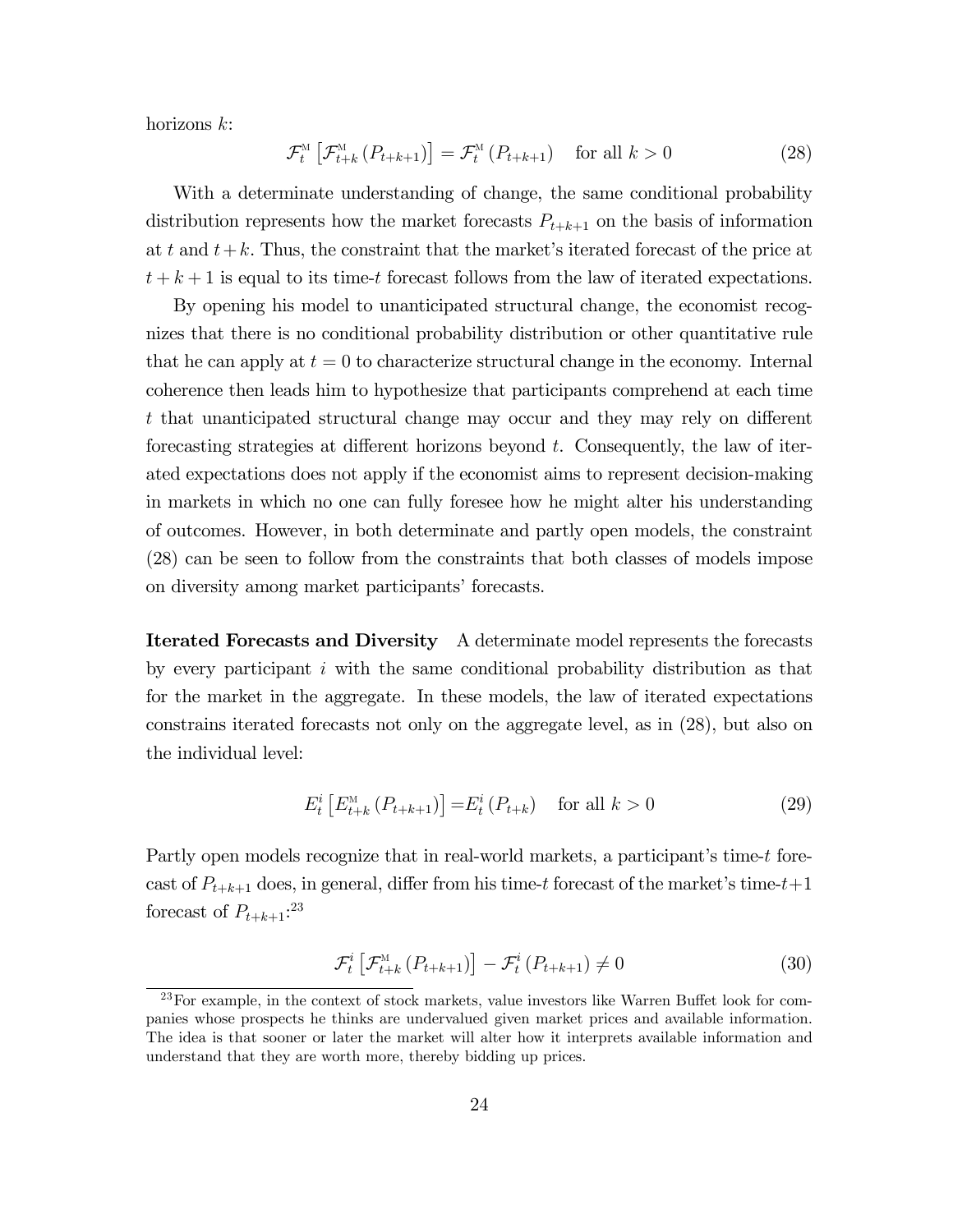horizons $k$:

$$\mathcal{F}_t^{\text{M}}\left[\mathcal{F}_{t+k}^{\text{M}}\left(P_{t+k+1}\right)\right] = \mathcal{F}_t^{\text{M}}\left(P_{t+k+1}\right) \quad \text{for all } k > 0 \tag{28}$$

With a determinate understanding of change, the same conditional probability distribution represents how the market forecasts $P_{t+k+1}$ on the basis of information at $t$ and $t+k$. Thus, the constraint that the market's iterated forecast of the price at $t+k+1$ is equal to its time-$t$ forecast follows from the law of iterated expectations.

By opening his model to unanticipated structural change, the economist recognizes that there is no conditional probability distribution or other quantitative rule that he can apply at $t = 0$ to characterize structural change in the economy. Internal coherence then leads him to hypothesize that participants comprehend at each time $t$ that unanticipated structural change may occur and they may rely on different forecasting strategies at different horizons beyond $t$. Consequently, the law of iterated expectations does not apply if the economist aims to represent decision-making in markets in which no one can fully foresee how he might alter his understanding of outcomes. However, in both determinate and partly open models, the constraint (28) can be seen to follow from the constraints that both classes of models impose on diversity among market participants' forecasts.

**Iterated Forecasts and Diversity** A determinate model represents the forecasts by every participant $i$ with the same conditional probability distribution as that for the market in the aggregate. In these models, the law of iterated expectations constrains iterated forecasts not only on the aggregate level, as in (28), but also on the individual level:

$$E_t^i\left[E_{t+k}^{\text{M}}\left(P_{t+k+1}\right)\right] = E_t^i\left(P_{t+k}\right) \quad \text{for all } k > 0 \tag{29}$$

Partly open models recognize that in real-world markets, a participant's time-$t$ forecast of $P_{t+k+1}$ does, in general, differ from his time-$t$ forecast of the market's time-$t+1$ forecast of $P_{t+k+1}$:[23]

$$\mathcal{F}_t^i\left[\mathcal{F}_{t+k}^{\text{M}}\left(P_{t+k+1}\right)\right] - \mathcal{F}_t^i\left(P_{t+k+1}\right) \neq 0 \tag{30}$$

[23] For example, in the context of stock markets, value investors like Warren Buffet look for companies whose prospects he thinks are undervalued given market prices and available information. The idea is that sooner or later the market will alter how it interprets available information and understand that they are worth more, thereby bidding up prices.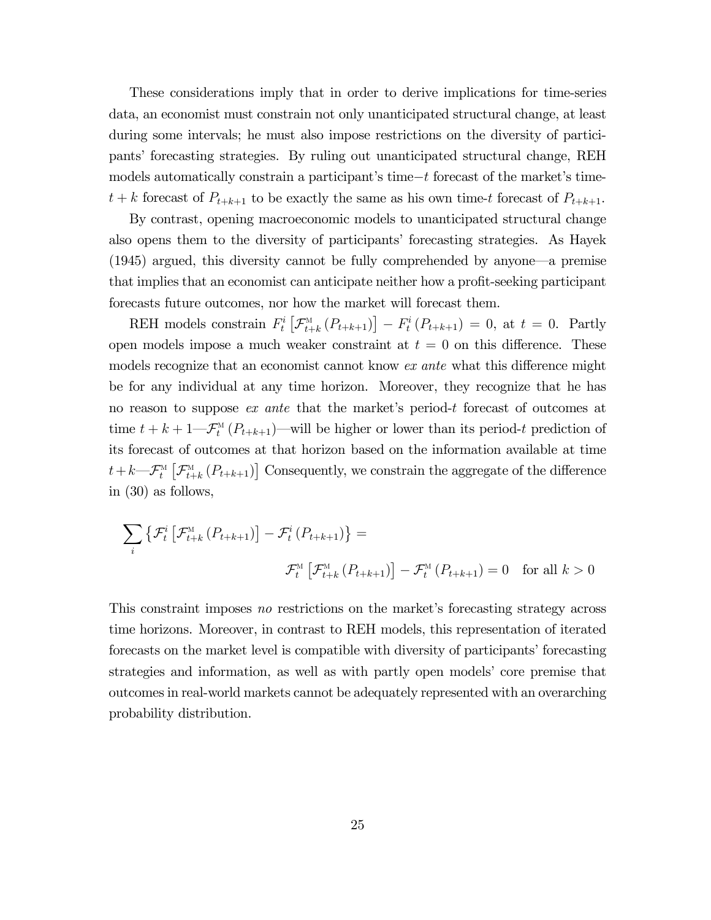These considerations imply that in order to derive implications for time-series data, an economist must constrain not only unanticipated structural change, at least during some intervals; he must also impose restrictions on the diversity of participants' forecasting strategies. By ruling out unanticipated structural change, REH models automatically constrain a participant's time$-t$ forecast of the market's time-$t+k$ forecast of $P_{t+k+1}$ to be exactly the same as his own time-$t$ forecast of $P_{t+k+1}$.

By contrast, opening macroeconomic models to unanticipated structural change also opens them to the diversity of participants' forecasting strategies. As Hayek (1945) argued, this diversity cannot be fully comprehended by anyone—a premise that implies that an economist can anticipate neither how a profit-seeking participant forecasts future outcomes, nor how the market will forecast them.

REH models constrain $F_t^i\left[\mathcal{F}_{t+k}^{\text{M}}\left(P_{t+k+1}\right)\right] - F_t^i\left(P_{t+k+1}\right) = 0$, at $t = 0$. Partly open models impose a much weaker constraint at $t = 0$ on this difference. These models recognize that an economist cannot know *ex ante* what this difference might be for any individual at any time horizon. Moreover, they recognize that he has no reason to suppose *ex ante* that the market's period-$t$ forecast of outcomes at time $t+k+1$—$\mathcal{F}_t^{\text{M}}\left(P_{t+k+1}\right)$—will be higher or lower than its period-$t$ prediction of its forecast of outcomes at that horizon based on the information available at time $t+k$—$\mathcal{F}_t^{\text{M}}\left[\mathcal{F}_{t+k}^{\text{M}}\left(P_{t+k+1}\right)\right]$ Consequently, we constrain the aggregate of the difference in (30) as follows,

$$\sum_i \left\{\mathcal{F}_t^i\left[\mathcal{F}_{t+k}^{\text{M}}\left(P_{t+k+1}\right)\right] - \mathcal{F}_t^i\left(P_{t+k+1}\right)\right\} = \mathcal{F}_t^{\text{M}}\left[\mathcal{F}_{t+k}^{\text{M}}\left(P_{t+k+1}\right)\right] - \mathcal{F}_t^{\text{M}}\left(P_{t+k+1}\right) = 0 \quad \text{for all } k > 0$$

This constraint imposes *no* restrictions on the market's forecasting strategy across time horizons. Moreover, in contrast to REH models, this representation of iterated forecasts on the market level is compatible with diversity of participants' forecasting strategies and information, as well as with partly open models' core premise that outcomes in real-world markets cannot be adequately represented with an overarching probability distribution.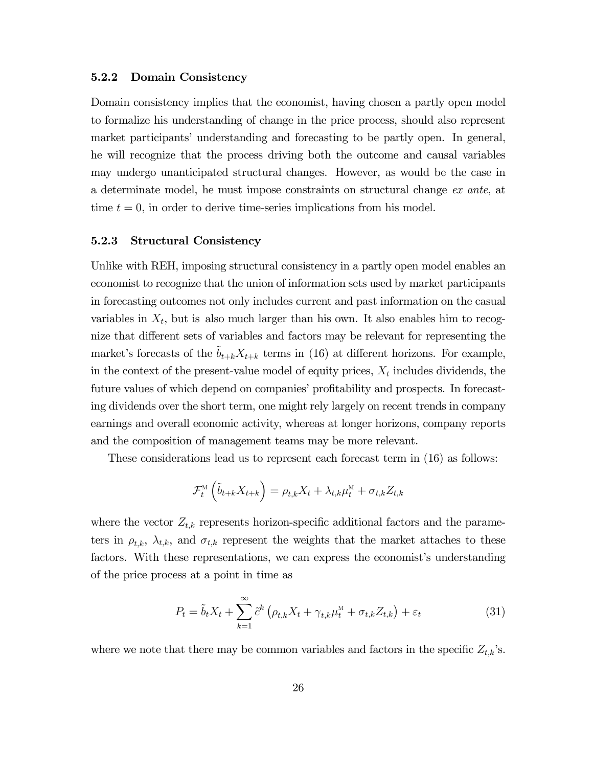### 5.2.2 Domain Consistency

Domain consistency implies that the economist, having chosen a partly open model to formalize his understanding of change in the price process, should also represent market participants' understanding and forecasting to be partly open. In general, he will recognize that the process driving both the outcome and causal variables may undergo unanticipated structural changes. However, as would be the case in a determinate model, he must impose constraints on structural change *ex ante*, at time $t = 0$, in order to derive time-series implications from his model.

### 5.2.3 Structural Consistency

Unlike with REH, imposing structural consistency in a partly open model enables an economist to recognize that the union of information sets used by market participants in forecasting outcomes not only includes current and past information on the casual variables in $X_t$, but is also much larger than his own. It also enables him to recognize that different sets of variables and factors may be relevant for representing the market's forecasts of the $\tilde{b}_{t+k}X_{t+k}$ terms in (16) at different horizons. For example, in the context of the present-value model of equity prices, $X_t$ includes dividends, the future values of which depend on companies' profitability and prospects. In forecasting dividends over the short term, one might rely largely on recent trends in company earnings and overall economic activity, whereas at longer horizons, company reports and the composition of management teams may be more relevant.

These considerations lead us to represent each forecast term in (16) as follows:

$$\mathcal{F}_t^{\mathrm{M}}\left(\tilde{b}_{t+k}X_{t+k}\right) = \rho_{t,k}X_t + \lambda_{t,k}\mu_t^{\mathrm{M}} + \sigma_{t,k}Z_{t,k}$$

where the vector $Z_{t,k}$ represents horizon-specific additional factors and the parameters in $\rho_{t,k}$, $\lambda_{t,k}$, and $\sigma_{t,k}$ represent the weights that the market attaches to these factors. With these representations, we can express the economist's understanding of the price process at a point in time as

$$P_t = \tilde{b}_t X_t + \sum_{k=1}^{\infty} \tilde{c}^k \left(\rho_{t,k}X_t + \gamma_{t,k}\mu_t^{\mathrm{M}} + \sigma_{t,k}Z_{t,k}\right) + \varepsilon_t \tag{31}$$

where we note that there may be common variables and factors in the specific $Z_{t,k}$'s.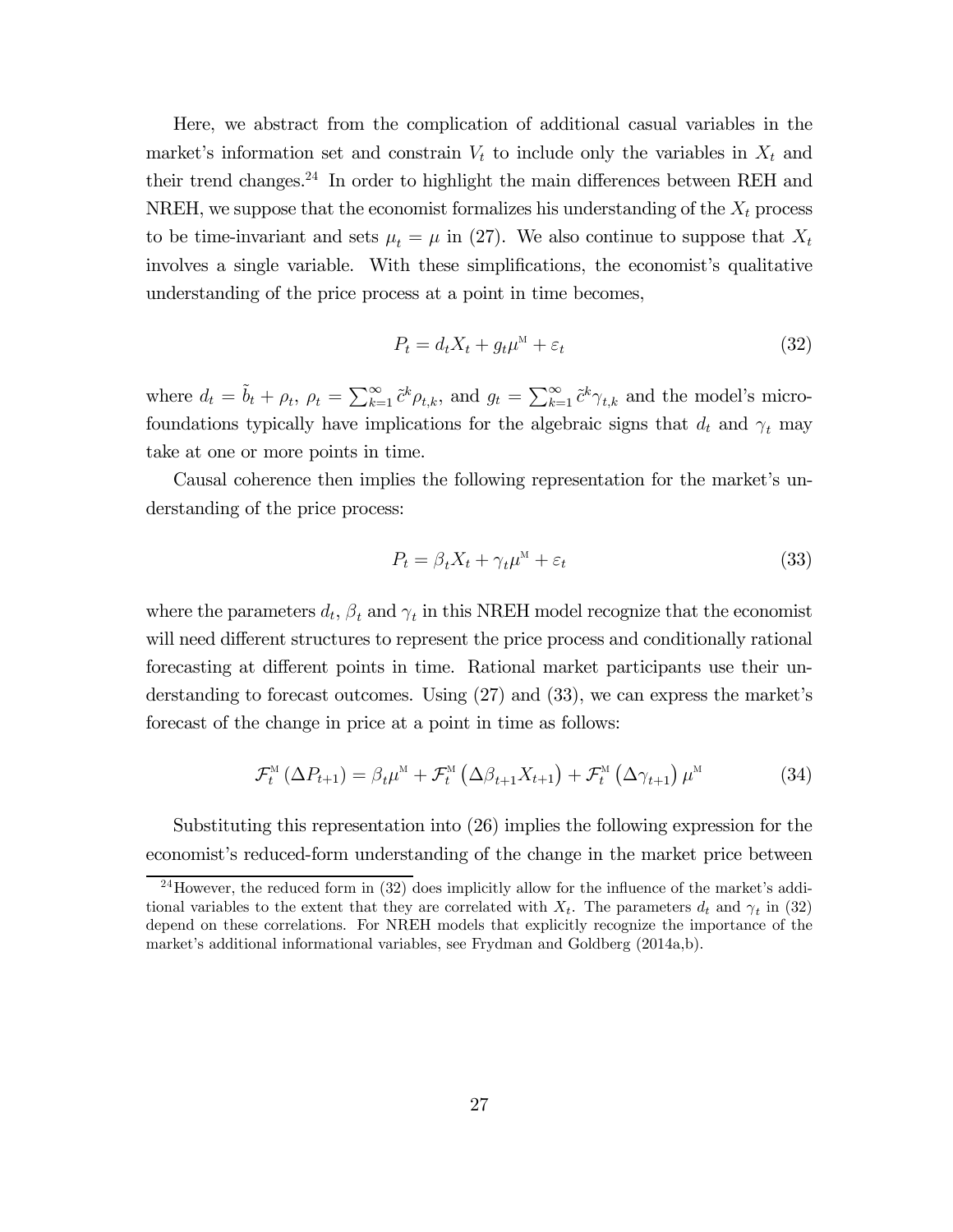Here, we abstract from the complication of additional casual variables in the market's information set and constrain $V_t$ to include only the variables in $X_t$ and their trend changes.[24] In order to highlight the main differences between REH and NREH, we suppose that the economist formalizes his understanding of the $X_t$ process to be time-invariant and sets $\mu_t = \mu$ in (27). We also continue to suppose that $X_t$ involves a single variable. With these simplifications, the economist's qualitative understanding of the price process at a point in time becomes,

$$P_t = d_t X_t + g_t \mu^{\mathrm{M}} + \varepsilon_t \tag{32}$$

where $d_t = \tilde{b}_t + \rho_t$, $\rho_t = \sum_{k=1}^{\infty} \tilde{c}^k \rho_{t,k}$, and $g_t = \sum_{k=1}^{\infty} \tilde{c}^k \gamma_{t,k}$ and the model's micro-foundations typically have implications for the algebraic signs that $d_t$ and $\gamma_t$ may take at one or more points in time.

Causal coherence then implies the following representation for the market's understanding of the price process:

$$P_t = \beta_t X_t + \gamma_t \mu^{\mathrm{M}} + \varepsilon_t \tag{33}$$

where the parameters $d_t$, $\beta_t$ and $\gamma_t$ in this NREH model recognize that the economist will need different structures to represent the price process and conditionally rational forecasting at different points in time. Rational market participants use their understanding to forecast outcomes. Using (27) and (33), we can express the market's forecast of the change in price at a point in time as follows:

$$\mathcal{F}_t^{\mathrm{M}} \left( \Delta P_{t+1} \right) = \beta_t \mu^{\mathrm{M}} + \mathcal{F}_t^{\mathrm{M}} \left( \Delta \beta_{t+1} X_{t+1} \right) + \mathcal{F}_t^{\mathrm{M}} \left( \Delta \gamma_{t+1} \right) \mu^{\mathrm{M}} \tag{34}$$

Substituting this representation into (26) implies the following expression for the economist's reduced-form understanding of the change in the market price between

[24] However, the reduced form in (32) does implicitly allow for the influence of the market's additional variables to the extent that they are correlated with $X_t$. The parameters $d_t$ and $\gamma_t$ in (32) depend on these correlations. For NREH models that explicitly recognize the importance of the market's additional informational variables, see Frydman and Goldberg (2014a,b).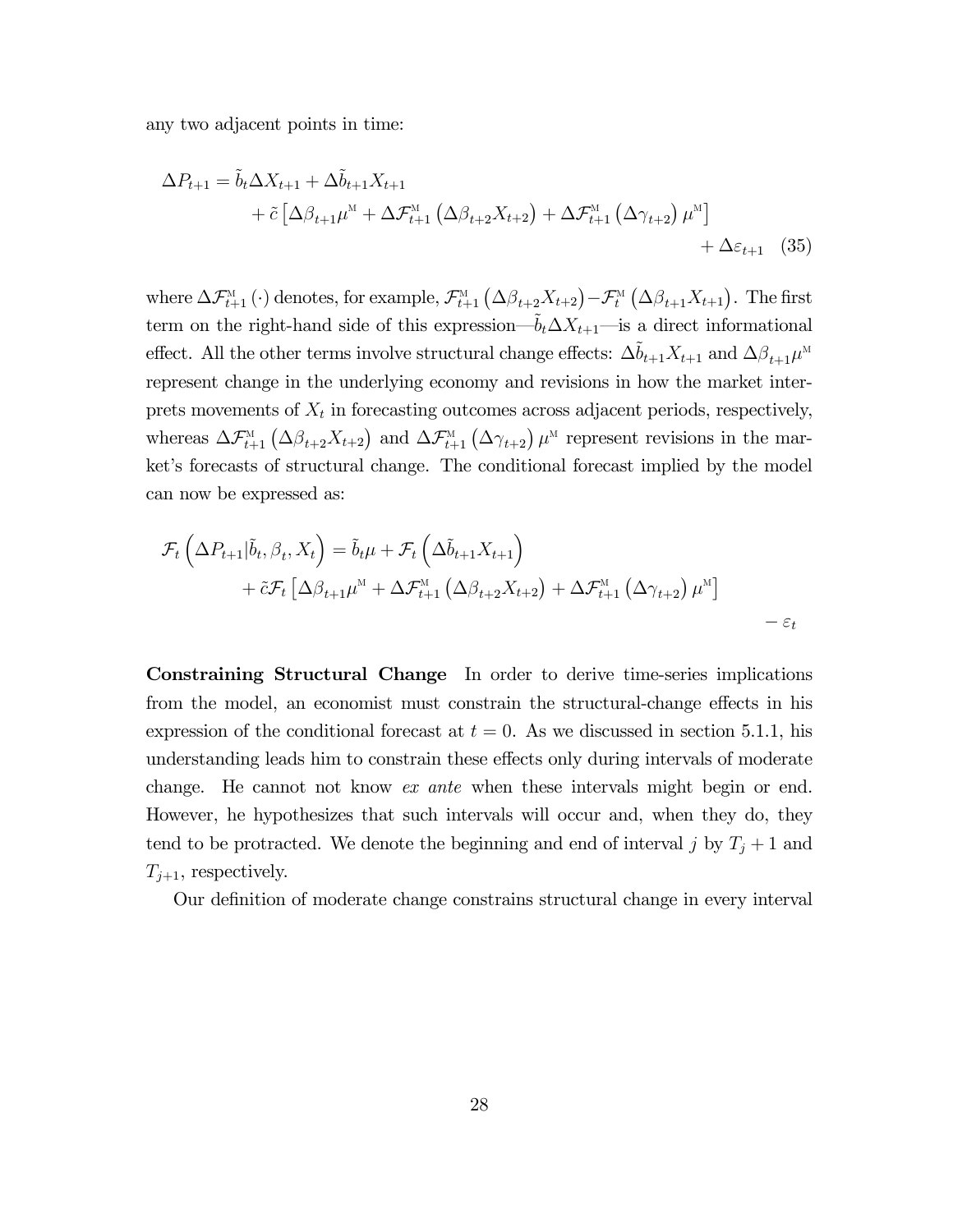any two adjacent points in time:

$$\Delta P_{t+1} = \tilde{b}_t \Delta X_{t+1} + \Delta \tilde{b}_{t+1} X_{t+1} + \tilde{c}\left[\Delta \beta_{t+1} \mu^{\mathrm{M}} + \Delta \mathcal{F}^{\mathrm{M}}_{t+1}\left(\Delta \beta_{t+2} X_{t+2}\right) + \Delta \mathcal{F}^{\mathrm{M}}_{t+1}\left(\Delta \gamma_{t+2}\right) \mu^{\mathrm{M}}\right] + \Delta \varepsilon_{t+1} \quad (35)$$

where $\Delta \mathcal{F}^{\mathrm{M}}_{t+1}(\cdot)$ denotes, for example, $\mathcal{F}^{\mathrm{M}}_{t+1}\left(\Delta \beta_{t+2} X_{t+2}\right) - \mathcal{F}^{\mathrm{M}}_{t}\left(\Delta \beta_{t+1} X_{t+1}\right)$. The first term on the right-hand side of this expression—$\tilde{b}_t \Delta X_{t+1}$—is a direct informational effect. All the other terms involve structural change effects: $\Delta \tilde{b}_{t+1} X_{t+1}$ and $\Delta \beta_{t+1} \mu^{\mathrm{M}}$ represent change in the underlying economy and revisions in how the market interprets movements of $X_t$ in forecasting outcomes across adjacent periods, respectively, whereas $\Delta \mathcal{F}^{\mathrm{M}}_{t+1}\left(\Delta \beta_{t+2} X_{t+2}\right)$ and $\Delta \mathcal{F}^{\mathrm{M}}_{t+1}\left(\Delta \gamma_{t+2}\right) \mu^{\mathrm{M}}$ represent revisions in the market's forecasts of structural change. The conditional forecast implied by the model can now be expressed as:

$$\mathcal{F}_t\left(\Delta P_{t+1} | \tilde{b}_t, \beta_t, X_t\right) = \tilde{b}_t \mu + \mathcal{F}_t\left(\Delta \tilde{b}_{t+1} X_{t+1}\right) + \tilde{c} \mathcal{F}_t\left[\Delta \beta_{t+1} \mu^{\mathrm{M}} + \Delta \mathcal{F}^{\mathrm{M}}_{t+1}\left(\Delta \beta_{t+2} X_{t+2}\right) + \Delta \mathcal{F}^{\mathrm{M}}_{t+1}\left(\Delta \gamma_{t+2}\right) \mu^{\mathrm{M}}\right] - \varepsilon_t$$

**Constraining Structural Change** In order to derive time-series implications from the model, an economist must constrain the structural-change effects in his expression of the conditional forecast at $t = 0$. As we discussed in section 5.1.1, his understanding leads him to constrain these effects only during intervals of moderate change. He cannot not know *ex ante* when these intervals might begin or end. However, he hypothesizes that such intervals will occur and, when they do, they tend to be protracted. We denote the beginning and end of interval $j$ by $T_j + 1$ and $T_{j+1}$, respectively.

Our definition of moderate change constrains structural change in every interval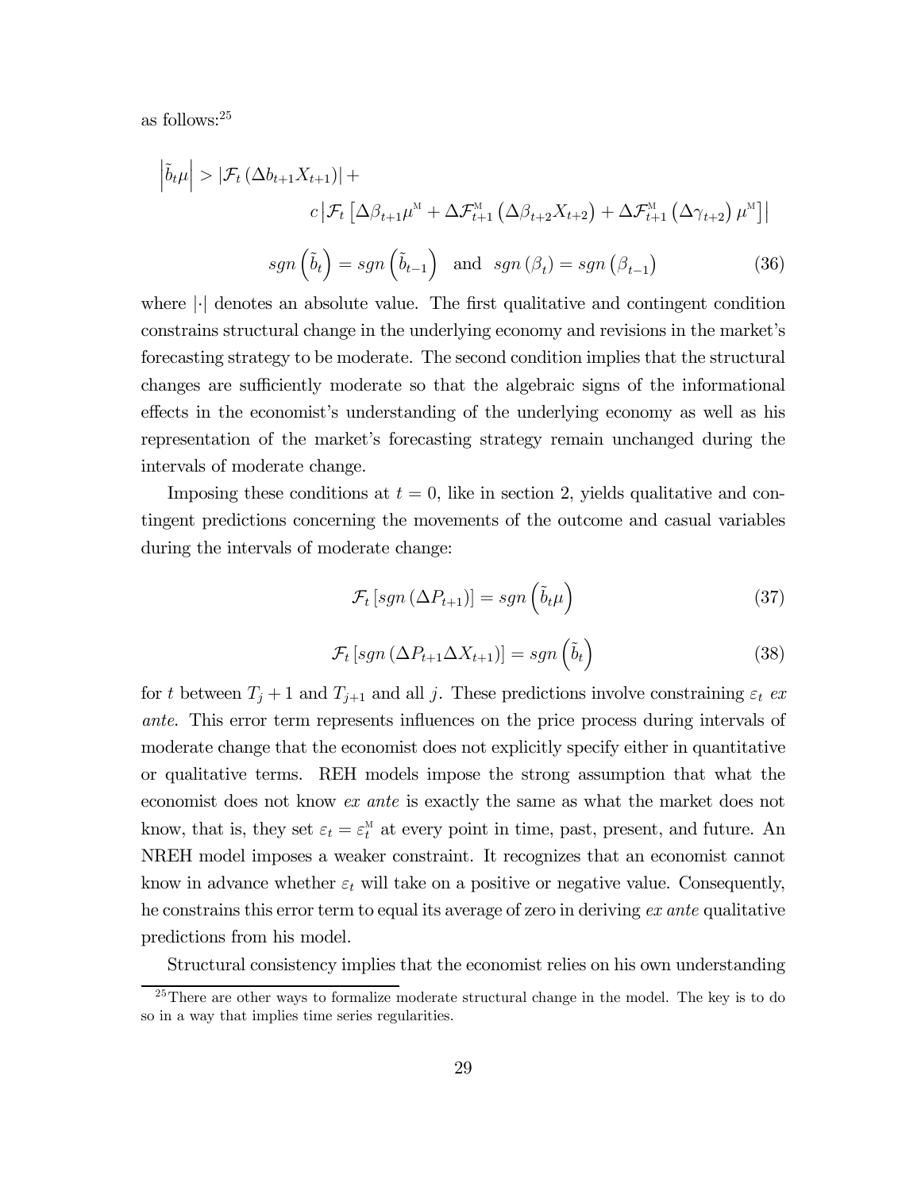as follows:[25]

$$
\begin{aligned}
\left|\tilde{b}_t\mu\right| > \left|\mathcal{F}_t\left(\Delta b_{t+1}X_{t+1}\right)\right| + \\
c\left|\mathcal{F}_t\left[\Delta\beta_{t+1}\mu^{\text{M}} + \Delta\mathcal{F}_{t+1}^{\text{M}}\left(\Delta\beta_{t+2}X_{t+2}\right) + \Delta\mathcal{F}_{t+1}^{\text{M}}\left(\Delta\gamma_{t+2}\right)\mu^{\text{M}}\right]\right| \\
sgn\left(\tilde{b}_t\right) = sgn\left(\tilde{b}_{t-1}\right) \quad \text{and} \quad sgn\left(\beta_t\right) = sgn\left(\beta_{t-1}\right) \qquad (36)
\end{aligned}
$$

where $|\cdot|$ denotes an absolute value. The first qualitative and contingent condition constrains structural change in the underlying economy and revisions in the market's forecasting strategy to be moderate. The second condition implies that the structural changes are sufficiently moderate so that the algebraic signs of the informational effects in the economist's understanding of the underlying economy as well as his representation of the market's forecasting strategy remain unchanged during the intervals of moderate change.

Imposing these conditions at $t = 0$, like in section 2, yields qualitative and contingent predictions concerning the movements of the outcome and casual variables during the intervals of moderate change:

$$
\mathcal{F}_t\left[sgn\left(\Delta P_{t+1}\right)\right] = sgn\left(\tilde{b}_t\mu\right) \qquad (37)
$$

$$
\mathcal{F}_t\left[sgn\left(\Delta P_{t+1}\Delta X_{t+1}\right)\right] = sgn\left(\tilde{b}_t\right) \qquad (38)
$$

for $t$ between $T_j + 1$ and $T_{j+1}$ and all $j$. These predictions involve constraining $\varepsilon_t$ *ex ante*. This error term represents influences on the price process during intervals of moderate change that the economist does not explicitly specify either in quantitative or qualitative terms. REH models impose the strong assumption that what the economist does not know *ex ante* is exactly the same as what the market does not know, that is, they set $\varepsilon_t = \varepsilon_t^{\text{M}}$ at every point in time, past, present, and future. An NREH model imposes a weaker constraint. It recognizes that an economist cannot know in advance whether $\varepsilon_t$ will take on a positive or negative value. Consequently, he constrains this error term to equal its average of zero in deriving *ex ante* qualitative predictions from his model.

Structural consistency implies that the economist relies on his own understanding

[25] There are other ways to formalize moderate structural change in the model. The key is to do so in a way that implies time series regularities.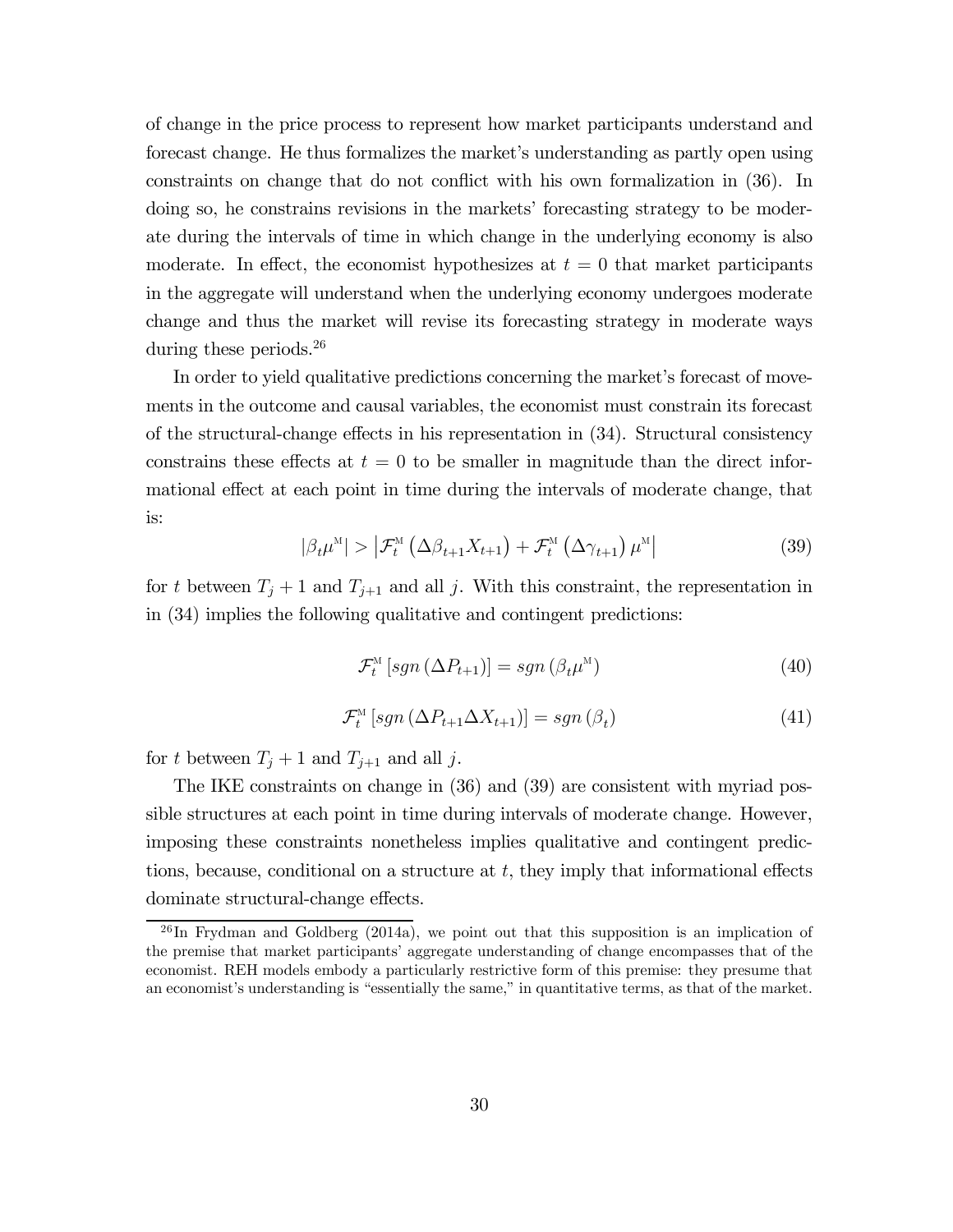of change in the price process to represent how market participants understand and forecast change. He thus formalizes the market's understanding as partly open using constraints on change that do not conflict with his own formalization in (36). In doing so, he constrains revisions in the markets' forecasting strategy to be moderate during the intervals of time in which change in the underlying economy is also moderate. In effect, the economist hypothesizes at $t = 0$ that market participants in the aggregate will understand when the underlying economy undergoes moderate change and thus the market will revise its forecasting strategy in moderate ways during these periods.[26]

In order to yield qualitative predictions concerning the market's forecast of movements in the outcome and causal variables, the economist must constrain its forecast of the structural-change effects in his representation in (34). Structural consistency constrains these effects at $t = 0$ to be smaller in magnitude than the direct informational effect at each point in time during the intervals of moderate change, that is:

$$|\beta_t \mu^{\text{M}}| > \left| \mathcal{F}_t^{\text{M}} \left( \Delta\beta_{t+1} X_{t+1} \right) + \mathcal{F}_t^{\text{M}} \left( \Delta\gamma_{t+1} \right) \mu^{\text{M}} \right| \tag{39}$$

for $t$ between $T_j + 1$ and $T_{j+1}$ and all $j$. With this constraint, the representation in in (34) implies the following qualitative and contingent predictions:

$$\mathcal{F}_t^{\text{M}} \left[ sgn \left( \Delta P_{t+1} \right) \right] = sgn \left( \beta_t \mu^{\text{M}} \right) \tag{40}$$

$$\mathcal{F}_t^{\text{M}} \left[ sgn \left( \Delta P_{t+1} \Delta X_{t+1} \right) \right] = sgn \left( \beta_t \right) \tag{41}$$

for $t$ between $T_j + 1$ and $T_{j+1}$ and all $j$.

The IKE constraints on change in (36) and (39) are consistent with myriad possible structures at each point in time during intervals of moderate change. However, imposing these constraints nonetheless implies qualitative and contingent predictions, because, conditional on a structure at $t$, they imply that informational effects dominate structural-change effects.

[26] In Frydman and Goldberg (2014a), we point out that this supposition is an implication of the premise that market participants' aggregate understanding of change encompasses that of the economist. REH models embody a particularly restrictive form of this premise: they presume that an economist's understanding is "essentially the same," in quantitative terms, as that of the market.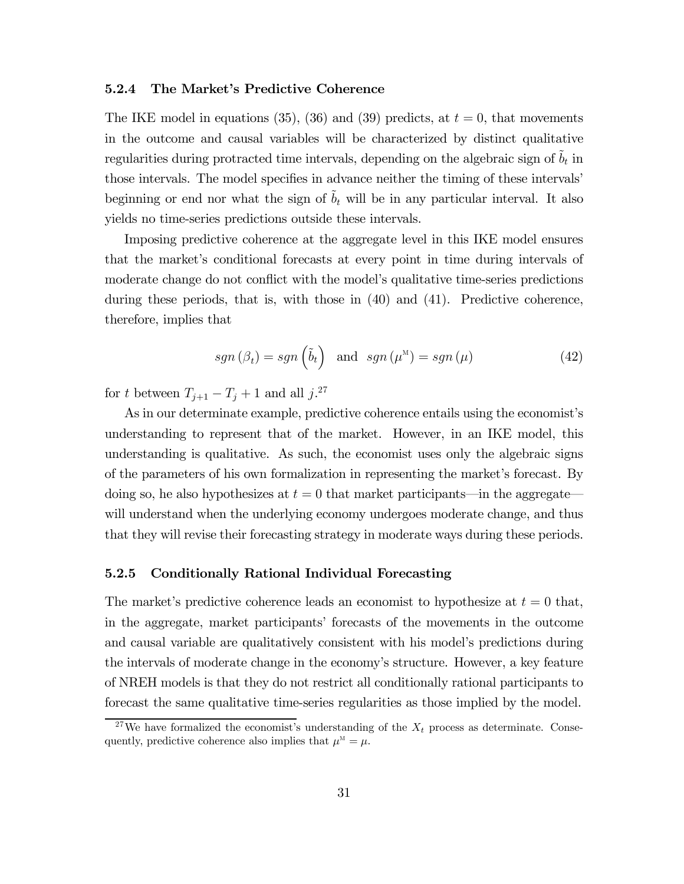### 5.2.4 The Market's Predictive Coherence

The IKE model in equations (35), (36) and (39) predicts, at $t = 0$, that movements in the outcome and causal variables will be characterized by distinct qualitative regularities during protracted time intervals, depending on the algebraic sign of $\tilde{b}_t$ in those intervals. The model specifies in advance neither the timing of these intervals' beginning or end nor what the sign of $\tilde{b}_t$ will be in any particular interval. It also yields no time-series predictions outside these intervals.

Imposing predictive coherence at the aggregate level in this IKE model ensures that the market's conditional forecasts at every point in time during intervals of moderate change do not conflict with the model's qualitative time-series predictions during these periods, that is, with those in (40) and (41). Predictive coherence, therefore, implies that

$$sgn\left(\beta_t\right) = sgn\left(\tilde{b}_t\right) \quad \text{and} \quad sgn\left(\mu^{\text{M}}\right) = sgn\left(\mu\right) \tag{42}$$

for $t$ between $T_{j+1} - T_j + 1$ and all $j$.[27]

As in our determinate example, predictive coherence entails using the economist's understanding to represent that of the market. However, in an IKE model, this understanding is qualitative. As such, the economist uses only the algebraic signs of the parameters of his own formalization in representing the market's forecast. By doing so, he also hypothesizes at $t = 0$ that market participants—in the aggregate—will understand when the underlying economy undergoes moderate change, and thus that they will revise their forecasting strategy in moderate ways during these periods.

### 5.2.5 Conditionally Rational Individual Forecasting

The market's predictive coherence leads an economist to hypothesize at $t = 0$ that, in the aggregate, market participants' forecasts of the movements in the outcome and causal variable are qualitatively consistent with his model's predictions during the intervals of moderate change in the economy's structure. However, a key feature of NREH models is that they do not restrict all conditionally rational participants to forecast the same qualitative time-series regularities as those implied by the model.

[27] We have formalized the economist's understanding of the $X_t$ process as determinate. Consequently, predictive coherence also implies that $\mu^{\text{M}} = \mu$.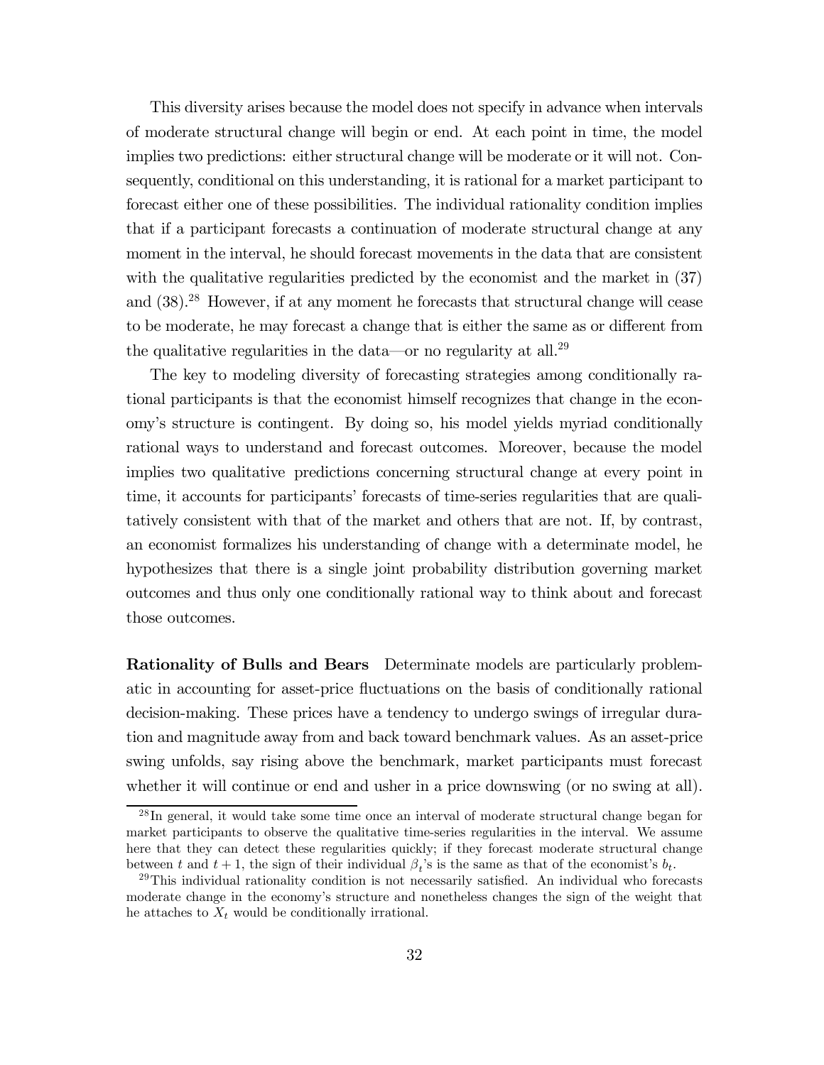This diversity arises because the model does not specify in advance when intervals of moderate structural change will begin or end. At each point in time, the model implies two predictions: either structural change will be moderate or it will not. Consequently, conditional on this understanding, it is rational for a market participant to forecast either one of these possibilities. The individual rationality condition implies that if a participant forecasts a continuation of moderate structural change at any moment in the interval, he should forecast movements in the data that are consistent with the qualitative regularities predicted by the economist and the market in (37) and (38).[28] However, if at any moment he forecasts that structural change will cease to be moderate, he may forecast a change that is either the same as or different from the qualitative regularities in the data—or no regularity at all.[29]

The key to modeling diversity of forecasting strategies among conditionally rational participants is that the economist himself recognizes that change in the economy's structure is contingent. By doing so, his model yields myriad conditionally rational ways to understand and forecast outcomes. Moreover, because the model implies two qualitative predictions concerning structural change at every point in time, it accounts for participants' forecasts of time-series regularities that are qualitatively consistent with that of the market and others that are not. If, by contrast, an economist formalizes his understanding of change with a determinate model, he hypothesizes that there is a single joint probability distribution governing market outcomes and thus only one conditionally rational way to think about and forecast those outcomes.

**Rationality of Bulls and Bears** Determinate models are particularly problematic in accounting for asset-price fluctuations on the basis of conditionally rational decision-making. These prices have a tendency to undergo swings of irregular duration and magnitude away from and back toward benchmark values. As an asset-price swing unfolds, say rising above the benchmark, market participants must forecast whether it will continue or end and usher in a price downswing (or no swing at all).

[28] In general, it would take some time once an interval of moderate structural change began for market participants to observe the qualitative time-series regularities in the interval. We assume here that they can detect these regularities quickly; if they forecast moderate structural change between $t$ and $t+1$, the sign of their individual $\beta_t$'s is the same as that of the economist's $b_t$.

[29] This individual rationality condition is not necessarily satisfied. An individual who forecasts moderate change in the economy's structure and nonetheless changes the sign of the weight that he attaches to $X_t$ would be conditionally irrational.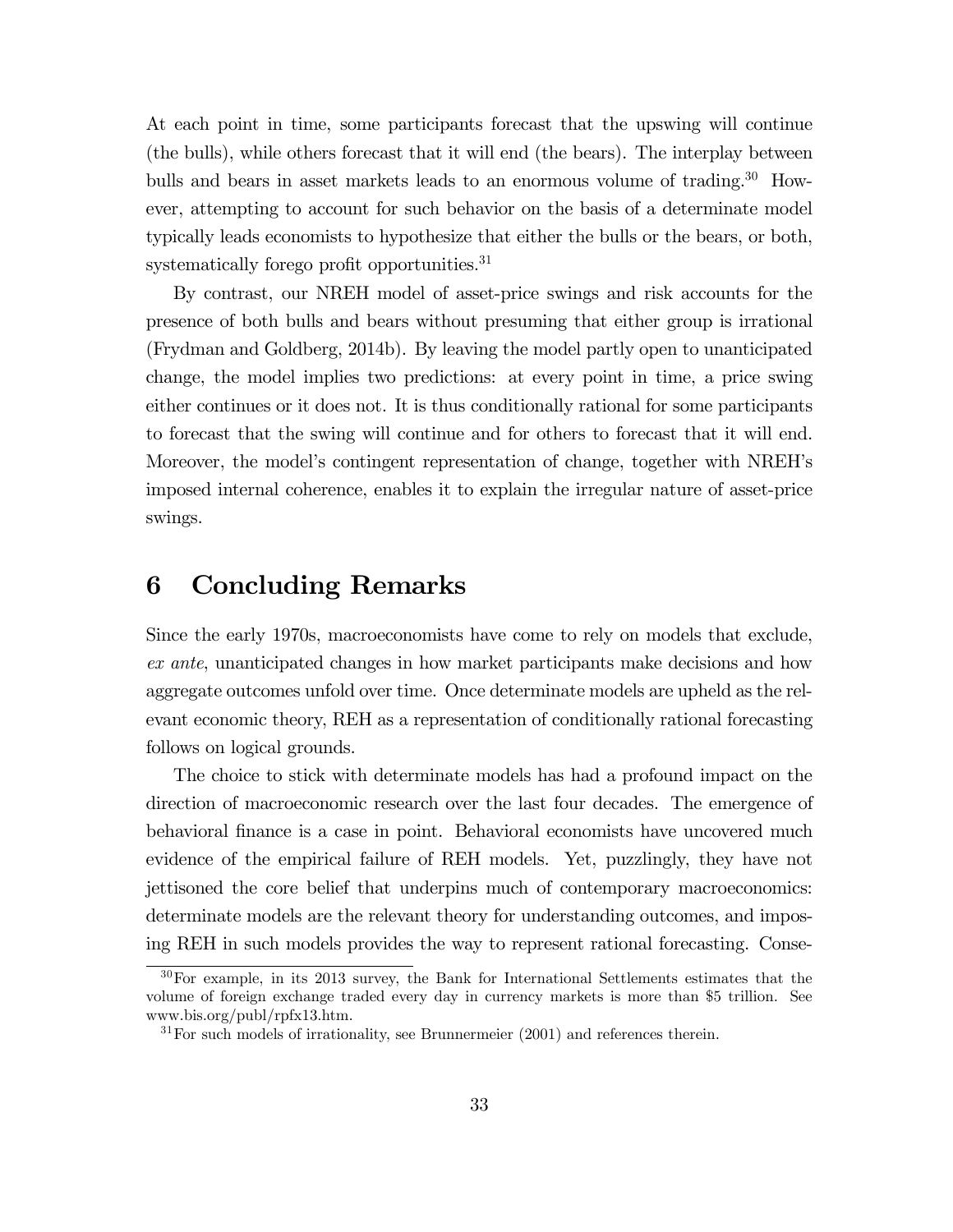At each point in time, some participants forecast that the upswing will continue (the bulls), while others forecast that it will end (the bears). The interplay between bulls and bears in asset markets leads to an enormous volume of trading.[30] However, attempting to account for such behavior on the basis of a determinate model typically leads economists to hypothesize that either the bulls or the bears, or both, systematically forego profit opportunities.[31]

By contrast, our NREH model of asset-price swings and risk accounts for the presence of both bulls and bears without presuming that either group is irrational (Frydman and Goldberg, 2014b). By leaving the model partly open to unanticipated change, the model implies two predictions: at every point in time, a price swing either continues or it does not. It is thus conditionally rational for some participants to forecast that the swing will continue and for others to forecast that it will end. Moreover, the model's contingent representation of change, together with NREH's imposed internal coherence, enables it to explain the irregular nature of asset-price swings.

# 6 Concluding Remarks

Since the early 1970s, macroeconomists have come to rely on models that exclude, *ex ante*, unanticipated changes in how market participants make decisions and how aggregate outcomes unfold over time. Once determinate models are upheld as the relevant economic theory, REH as a representation of conditionally rational forecasting follows on logical grounds.

The choice to stick with determinate models has had a profound impact on the direction of macroeconomic research over the last four decades. The emergence of behavioral finance is a case in point. Behavioral economists have uncovered much evidence of the empirical failure of REH models. Yet, puzzlingly, they have not jettisoned the core belief that underpins much of contemporary macroeconomics: determinate models are the relevant theory for understanding outcomes, and imposing REH in such models provides the way to represent rational forecasting. Conse-

[30] For example, in its 2013 survey, the Bank for International Settlements estimates that the volume of foreign exchange traded every day in currency markets is more than $5 trillion. See www.bis.org/publ/rpfx13.htm.

[31] For such models of irrationality, see Brunnermeier (2001) and references therein.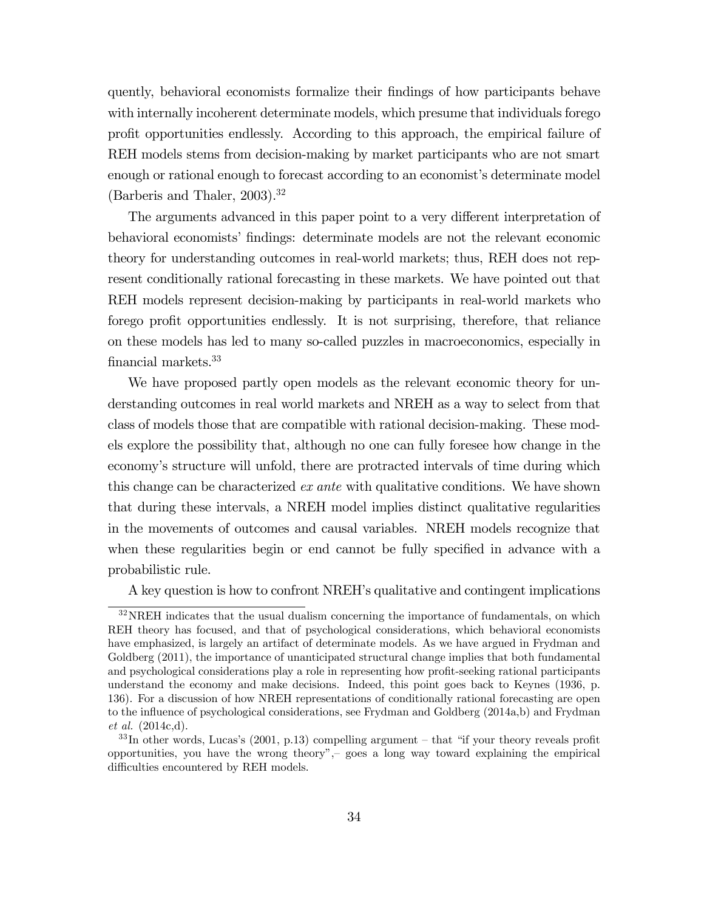quently, behavioral economists formalize their findings of how participants behave with internally incoherent determinate models, which presume that individuals forego profit opportunities endlessly. According to this approach, the empirical failure of REH models stems from decision-making by market participants who are not smart enough or rational enough to forecast according to an economist's determinate model (Barberis and Thaler, 2003).[32]

The arguments advanced in this paper point to a very different interpretation of behavioral economists' findings: determinate models are not the relevant economic theory for understanding outcomes in real-world markets; thus, REH does not represent conditionally rational forecasting in these markets. We have pointed out that REH models represent decision-making by participants in real-world markets who forego profit opportunities endlessly. It is not surprising, therefore, that reliance on these models has led to many so-called puzzles in macroeconomics, especially in financial markets.[33]

We have proposed partly open models as the relevant economic theory for understanding outcomes in real world markets and NREH as a way to select from that class of models those that are compatible with rational decision-making. These models explore the possibility that, although no one can fully foresee how change in the economy's structure will unfold, there are protracted intervals of time during which this change can be characterized *ex ante* with qualitative conditions. We have shown that during these intervals, a NREH model implies distinct qualitative regularities in the movements of outcomes and causal variables. NREH models recognize that when these regularities begin or end cannot be fully specified in advance with a probabilistic rule.

A key question is how to confront NREH's qualitative and contingent implications

[32] NREH indicates that the usual dualism concerning the importance of fundamentals, on which REH theory has focused, and that of psychological considerations, which behavioral economists have emphasized, is largely an artifact of determinate models. As we have argued in Frydman and Goldberg (2011), the importance of unanticipated structural change implies that both fundamental and psychological considerations play a role in representing how profit-seeking rational participants understand the economy and make decisions. Indeed, this point goes back to Keynes (1936, p. 136). For a discussion of how NREH representations of conditionally rational forecasting are open to the influence of psychological considerations, see Frydman and Goldberg (2014a,b) and Frydman *et al.* (2014c,d).

[33] In other words, Lucas's (2001, p.13) compelling argument – that "if your theory reveals profit opportunities, you have the wrong theory",– goes a long way toward explaining the empirical difficulties encountered by REH models.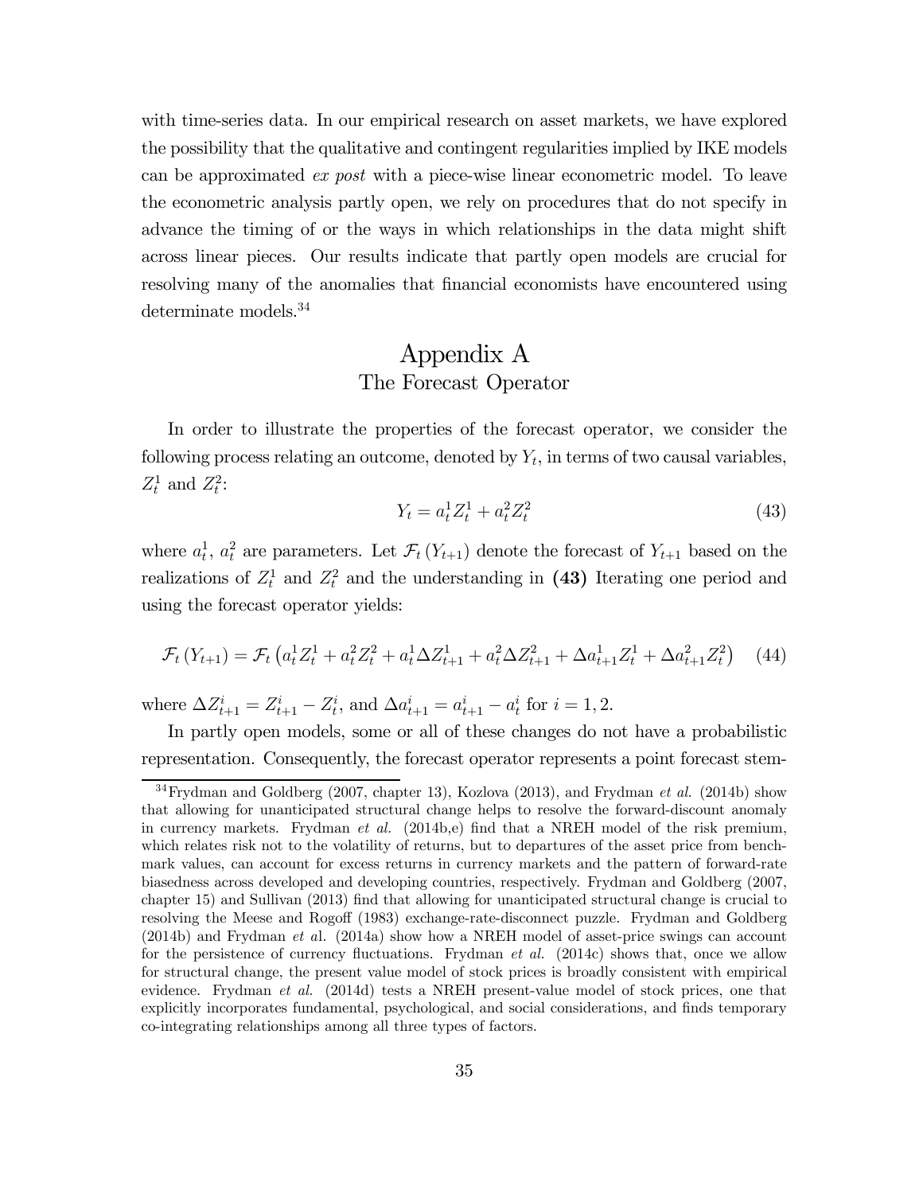with time-series data. In our empirical research on asset markets, we have explored the possibility that the qualitative and contingent regularities implied by IKE models can be approximated *ex post* with a piece-wise linear econometric model. To leave the econometric analysis partly open, we rely on procedures that do not specify in advance the timing of or the ways in which relationships in the data might shift across linear pieces. Our results indicate that partly open models are crucial for resolving many of the anomalies that financial economists have encountered using determinate models.[34]

# Appendix A

## The Forecast Operator

In order to illustrate the properties of the forecast operator, we consider the following process relating an outcome, denoted by $Y_t$, in terms of two causal variables, $Z_t^1$ and $Z_t^2$:

$$Y_t = a_t^1 Z_t^1 + a_t^2 Z_t^2 \tag{43}$$

where $a_t^1$, $a_t^2$ are parameters. Let $\mathcal{F}_t(Y_{t+1})$ denote the forecast of $Y_{t+1}$ based on the realizations of $Z_t^1$ and $Z_t^2$ and the understanding in **(43)** Iterating one period and using the forecast operator yields:

$$\mathcal{F}_t(Y_{t+1}) = \mathcal{F}_t\left(a_t^1 Z_t^1 + a_t^2 Z_t^2 + a_t^1 \Delta Z_{t+1}^1 + a_t^2 \Delta Z_{t+1}^2 + \Delta a_{t+1}^1 Z_t^1 + \Delta a_{t+1}^2 Z_t^2\right) \tag{44}$$

where $\Delta Z_{t+1}^i = Z_{t+1}^i - Z_t^i$, and $\Delta a_{t+1}^i = a_{t+1}^i - a_t^i$ for $i = 1, 2$.

In partly open models, some or all of these changes do not have a probabilistic representation. Consequently, the forecast operator represents a point forecast stem-

[34] Frydman and Goldberg (2007, chapter 13), Kozlova (2013), and Frydman *et al.* (2014b) show that allowing for unanticipated structural change helps to resolve the forward-discount anomaly in currency markets. Frydman *et al.* (2014b,e) find that a NREH model of the risk premium, which relates risk not to the volatility of returns, but to departures of the asset price from benchmark values, can account for excess returns in currency markets and the pattern of forward-rate biasedness across developed and developing countries, respectively. Frydman and Goldberg (2007, chapter 15) and Sullivan (2013) find that allowing for unanticipated structural change is crucial to resolving the Meese and Rogoff (1983) exchange-rate-disconnect puzzle. Frydman and Goldberg (2014b) and Frydman *et a*l. (2014a) show how a NREH model of asset-price swings can account for the persistence of currency fluctuations. Frydman *et al.* (2014c) shows that, once we allow for structural change, the present value model of stock prices is broadly consistent with empirical evidence. Frydman *et al.* (2014d) tests a NREH present-value model of stock prices, one that explicitly incorporates fundamental, psychological, and social considerations, and finds temporary co-integrating relationships among all three types of factors.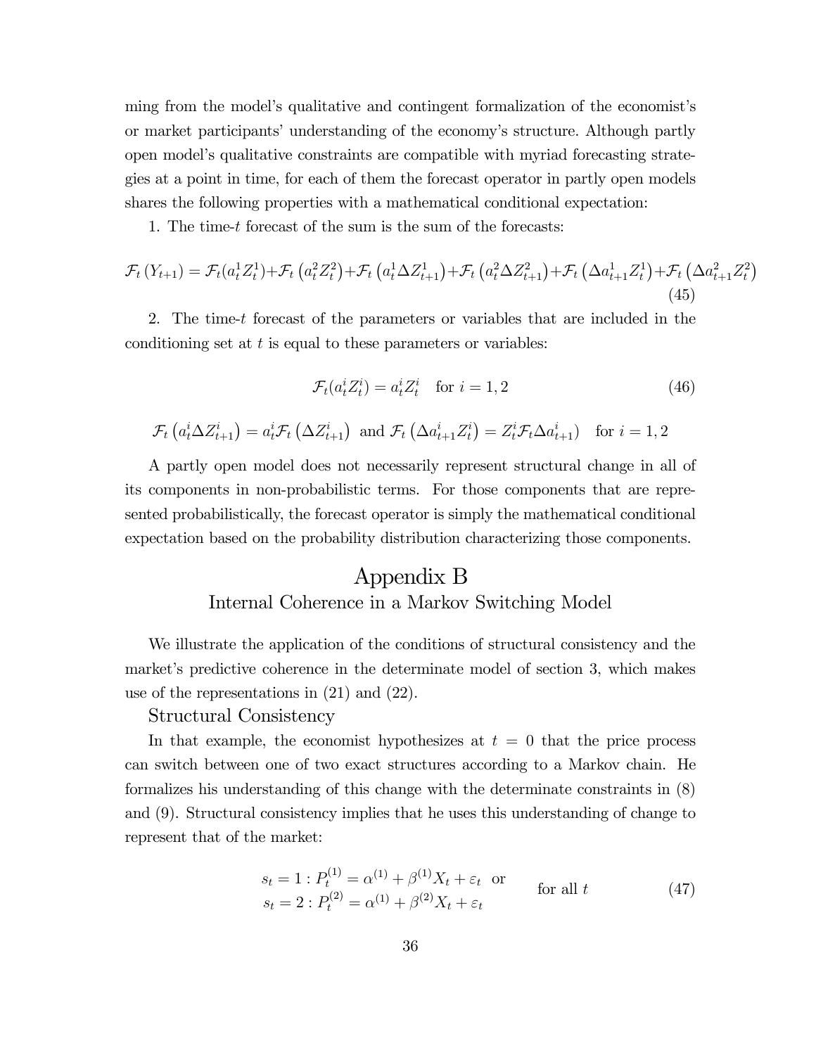ming from the model's qualitative and contingent formalization of the economist's or market participants' understanding of the economy's structure. Although partly open model's qualitative constraints are compatible with myriad forecasting strategies at a point in time, for each of them the forecast operator in partly open models shares the following properties with a mathematical conditional expectation:

1. The time-$t$ forecast of the sum is the sum of the forecasts:

$$\mathcal{F}_t(Y_{t+1}) = \mathcal{F}_t(a_t^1 Z_t^1) + \mathcal{F}_t(a_t^2 Z_t^2) + \mathcal{F}_t(a_t^1 \Delta Z_{t+1}^1) + \mathcal{F}_t(a_t^2 \Delta Z_{t+1}^2) + \mathcal{F}_t(\Delta a_{t+1}^1 Z_t^1) + \mathcal{F}_t(\Delta a_{t+1}^2 Z_t^2) \tag{45}$$

2. The time-$t$ forecast of the parameters or variables that are included in the conditioning set at $t$ is equal to these parameters or variables:

$$\mathcal{F}_t(a_t^i Z_t^i) = a_t^i Z_t^i \quad \text{for } i = 1, 2 \tag{46}$$

$$\mathcal{F}_t(a_t^i \Delta Z_{t+1}^i) = a_t^i \mathcal{F}_t(\Delta Z_{t+1}^i) \text{ and } \mathcal{F}_t(\Delta a_{t+1}^i Z_t^i) = Z_t^i \mathcal{F}_t \Delta a_{t+1}^i) \quad \text{for } i = 1, 2$$

A partly open model does not necessarily represent structural change in all of its components in non-probabilistic terms. For those components that are represented probabilistically, the forecast operator is simply the mathematical conditional expectation based on the probability distribution characterizing those components.

# Appendix B

## Internal Coherence in a Markov Switching Model

We illustrate the application of the conditions of structural consistency and the market's predictive coherence in the determinate model of section 3, which makes use of the representations in (21) and (22).

### Structural Consistency

In that example, the economist hypothesizes at $t = 0$ that the price process can switch between one of two exact structures according to a Markov chain. He formalizes his understanding of this change with the determinate constraints in (8) and (9). Structural consistency implies that he uses this understanding of change to represent that of the market:

$$\begin{array}{l} s_t = 1 : P_t^{(1)} = \alpha^{(1)} + \beta^{(1)} X_t + \varepsilon_t \;\; \text{or} \\ s_t = 2 : P_t^{(2)} = \alpha^{(1)} + \beta^{(2)} X_t + \varepsilon_t \end{array} \qquad \text{for all } t \tag{47}$$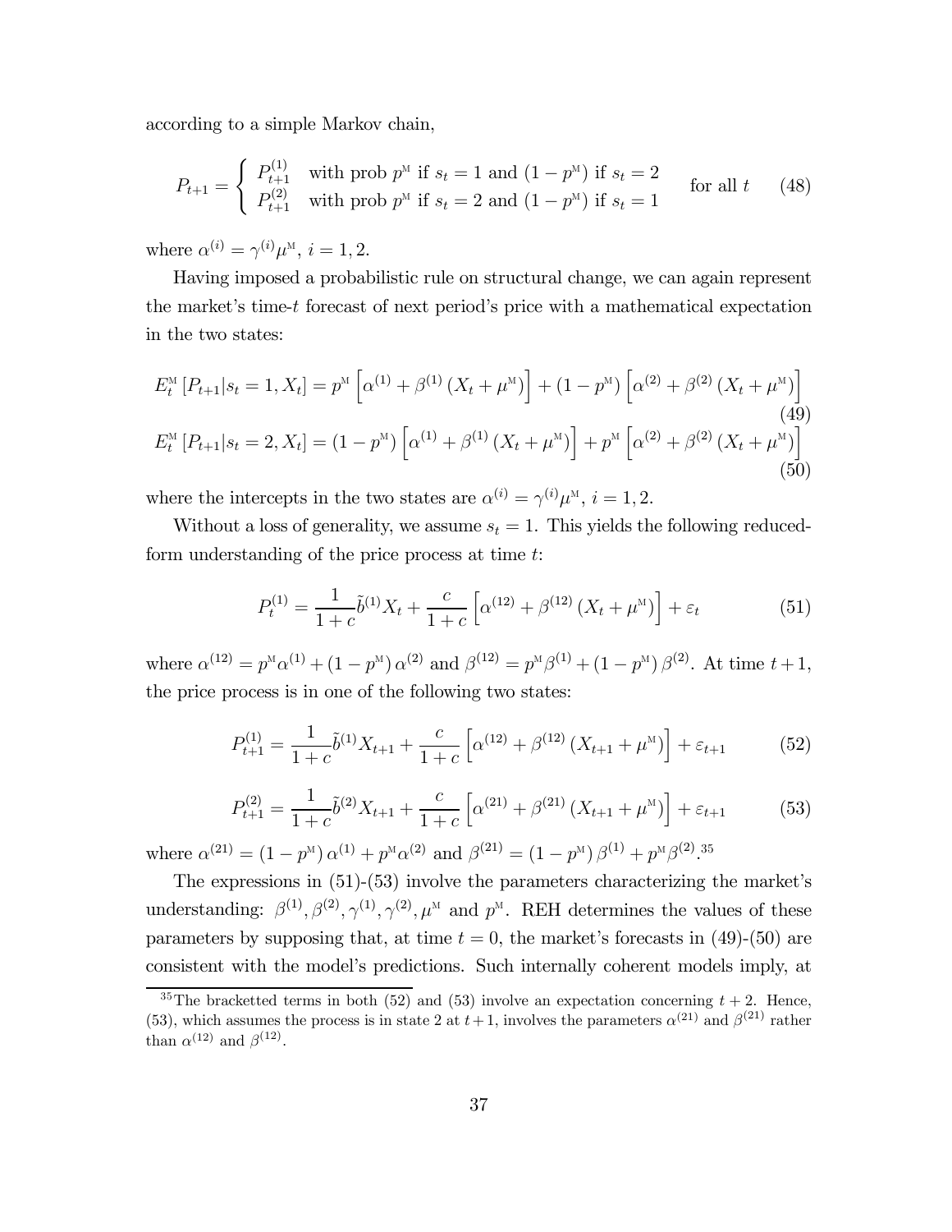according to a simple Markov chain,

$$P_{t+1} = \begin{cases} P_{t+1}^{(1)} & \text{with prob } p^{\text{M}} \text{ if } s_t = 1 \text{ and } (1-p^{\text{M}}) \text{ if } s_t = 2 \\ P_{t+1}^{(2)} & \text{with prob } p^{\text{M}} \text{ if } s_t = 2 \text{ and } (1-p^{\text{M}}) \text{ if } s_t = 1 \end{cases} \quad \text{for all } t \tag{48}$$

where $\alpha^{(i)} = \gamma^{(i)}\mu^{\text{M}}$, $i = 1, 2$.

Having imposed a probabilistic rule on structural change, we can again represent the market's time-$t$ forecast of next period's price with a mathematical expectation in the two states:

$$E_t^{\text{M}}\left[P_{t+1}|s_t = 1, X_t\right] = p^{\text{M}}\left[\alpha^{(1)} + \beta^{(1)}\left(X_t + \mu^{\text{M}}\right)\right] + \left(1 - p^{\text{M}}\right)\left[\alpha^{(2)} + \beta^{(2)}\left(X_t + \mu^{\text{M}}\right)\right] \tag{49}$$

$$E_t^{\text{M}}\left[P_{t+1}|s_t = 2, X_t\right] = \left(1 - p^{\text{M}}\right)\left[\alpha^{(1)} + \beta^{(1)}\left(X_t + \mu^{\text{M}}\right)\right] + p^{\text{M}}\left[\alpha^{(2)} + \beta^{(2)}\left(X_t + \mu^{\text{M}}\right)\right] \tag{50}$$

where the intercepts in the two states are $\alpha^{(i)} = \gamma^{(i)}\mu^{\text{M}}$, $i = 1, 2$.

Without a loss of generality, we assume $s_t = 1$. This yields the following reduced-form understanding of the price process at time $t$:

$$P_t^{(1)} = \frac{1}{1+c}\tilde{b}^{(1)}X_t + \frac{c}{1+c}\left[\alpha^{(12)} + \beta^{(12)}\left(X_t + \mu^{\text{M}}\right)\right] + \varepsilon_t \tag{51}$$

where $\alpha^{(12)} = p^{\text{M}}\alpha^{(1)} + \left(1 - p^{\text{M}}\right)\alpha^{(2)}$ and $\beta^{(12)} = p^{\text{M}}\beta^{(1)} + \left(1 - p^{\text{M}}\right)\beta^{(2)}$. At time $t+1$, the price process is in one of the following two states:

$$P_{t+1}^{(1)} = \frac{1}{1+c}\tilde{b}^{(1)}X_{t+1} + \frac{c}{1+c}\left[\alpha^{(12)} + \beta^{(12)}\left(X_{t+1} + \mu^{\text{M}}\right)\right] + \varepsilon_{t+1} \tag{52}$$

$$P_{t+1}^{(2)} = \frac{1}{1+c}\tilde{b}^{(2)}X_{t+1} + \frac{c}{1+c}\left[\alpha^{(21)} + \beta^{(21)}\left(X_{t+1} + \mu^{\text{M}}\right)\right] + \varepsilon_{t+1} \tag{53}$$

where $\alpha^{(21)} = \left(1 - p^{\text{M}}\right)\alpha^{(1)} + p^{\text{M}}\alpha^{(2)}$ and $\beta^{(21)} = \left(1 - p^{\text{M}}\right)\beta^{(1)} + p^{\text{M}}\beta^{(2)}$.[35]

The expressions in (51)-(53) involve the parameters characterizing the market's understanding: $\beta^{(1)}, \beta^{(2)}, \gamma^{(1)}, \gamma^{(2)}, \mu^{\text{M}}$ and $p^{\text{M}}$. REH determines the values of these parameters by supposing that, at time $t = 0$, the market's forecasts in (49)-(50) are consistent with the model's predictions. Such internally coherent models imply, at

[35] The bracketted terms in both (52) and (53) involve an expectation concerning $t + 2$. Hence, (53), which assumes the process is in state 2 at $t+1$, involves the parameters $\alpha^{(21)}$ and $\beta^{(21)}$ rather than $\alpha^{(12)}$ and $\beta^{(12)}$.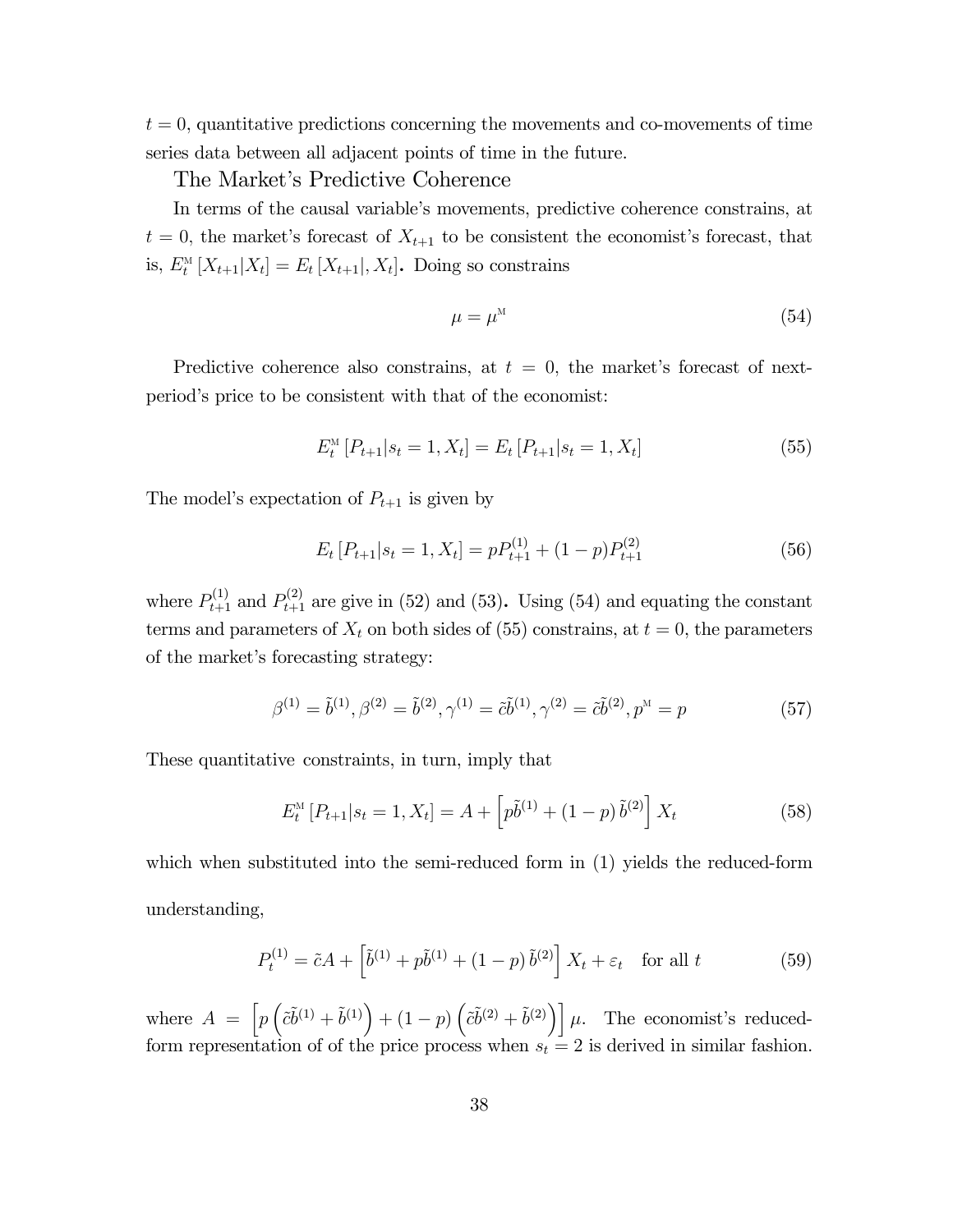$t = 0$, quantitative predictions concerning the movements and co-movements of time series data between all adjacent points of time in the future.

### The Market's Predictive Coherence

In terms of the causal variable's movements, predictive coherence constrains, at $t = 0$, the market's forecast of $X_{t+1}$ to be consistent the economist's forecast, that is, $E_t^{\text{M}}[X_{t+1}|X_t] = E_t[X_{t+1}|, X_t]$. Doing so constrains

$$\mu = \mu^{\text{M}} \tag{54}$$

Predictive coherence also constrains, at $t = 0$, the market's forecast of next-period's price to be consistent with that of the economist:

$$E_t^{\text{M}}[P_{t+1}|s_t = 1, X_t] = E_t[P_{t+1}|s_t = 1, X_t] \tag{55}$$

The model's expectation of $P_{t+1}$ is given by

$$E_t[P_{t+1}|s_t = 1, X_t] = pP_{t+1}^{(1)} + (1-p)P_{t+1}^{(2)} \tag{56}$$

where $P_{t+1}^{(1)}$ and $P_{t+1}^{(2)}$ are give in (52) and (53). Using (54) and equating the constant terms and parameters of $X_t$ on both sides of (55) constrains, at $t = 0$, the parameters of the market's forecasting strategy:

$$\beta^{(1)} = \tilde{b}^{(1)}, \beta^{(2)} = \tilde{b}^{(2)}, \gamma^{(1)} = \tilde{c}\tilde{b}^{(1)}, \gamma^{(2)} = \tilde{c}\tilde{b}^{(2)}, p^{\text{M}} = p \tag{57}$$

These quantitative constraints, in turn, imply that

$$E_t^{\text{M}}[P_{t+1}|s_t = 1, X_t] = A + \left[p\tilde{b}^{(1)} + (1-p)\,\tilde{b}^{(2)}\right] X_t \tag{58}$$

which when substituted into the semi-reduced form in (1) yields the reduced-form understanding,

$$P_t^{(1)} = \tilde{c}A + \left[\tilde{b}^{(1)} + p\tilde{b}^{(1)} + (1-p)\,\tilde{b}^{(2)}\right] X_t + \varepsilon_t \quad \text{for all } t \tag{59}$$

where $A = \left[p\left(\tilde{c}\tilde{b}^{(1)} + \tilde{b}^{(1)}\right) + (1-p)\left(\tilde{c}\tilde{b}^{(2)} + \tilde{b}^{(2)}\right)\right]\mu$. The economist's reduced-form representation of of the price process when $s_t = 2$ is derived in similar fashion.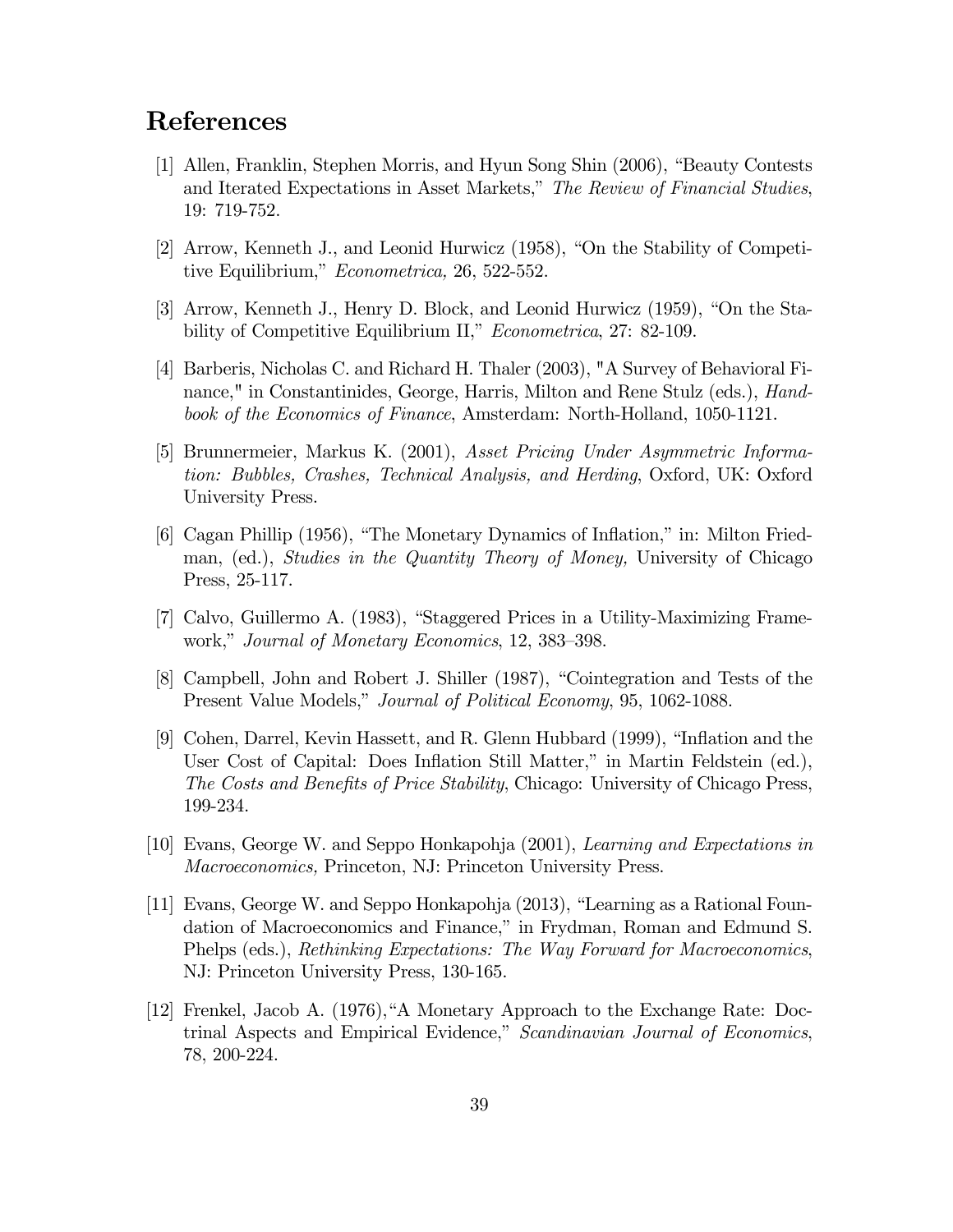# References

[1] Allen, Franklin, Stephen Morris, and Hyun Song Shin (2006), "Beauty Contests and Iterated Expectations in Asset Markets," *The Review of Financial Studies*, 19: 719-752.

[2] Arrow, Kenneth J., and Leonid Hurwicz (1958), "On the Stability of Competitive Equilibrium," *Econometrica,* 26, 522-552.

[3] Arrow, Kenneth J., Henry D. Block, and Leonid Hurwicz (1959), "On the Stability of Competitive Equilibrium II," *Econometrica*, 27: 82-109.

[4] Barberis, Nicholas C. and Richard H. Thaler (2003), "A Survey of Behavioral Finance," in Constantinides, George, Harris, Milton and Rene Stulz (eds.), *Handbook of the Economics of Finance*, Amsterdam: North-Holland, 1050-1121.

[5] Brunnermeier, Markus K. (2001), *Asset Pricing Under Asymmetric Information: Bubbles, Crashes, Technical Analysis, and Herding*, Oxford, UK: Oxford University Press.

[6] Cagan Phillip (1956), "The Monetary Dynamics of Inflation," in: Milton Friedman, (ed.), *Studies in the Quantity Theory of Money,* University of Chicago Press, 25-117.

[7] Calvo, Guillermo A. (1983), "Staggered Prices in a Utility-Maximizing Framework," *Journal of Monetary Economics*, 12, 383–398.

[8] Campbell, John and Robert J. Shiller (1987), "Cointegration and Tests of the Present Value Models," *Journal of Political Economy*, 95, 1062-1088.

[9] Cohen, Darrel, Kevin Hassett, and R. Glenn Hubbard (1999), "Inflation and the User Cost of Capital: Does Inflation Still Matter," in Martin Feldstein (ed.), *The Costs and Benefits of Price Stability*, Chicago: University of Chicago Press, 199-234.

[10] Evans, George W. and Seppo Honkapohja (2001), *Learning and Expectations in Macroeconomics,* Princeton, NJ: Princeton University Press.

[11] Evans, George W. and Seppo Honkapohja (2013), "Learning as a Rational Foundation of Macroeconomics and Finance," in Frydman, Roman and Edmund S. Phelps (eds.), *Rethinking Expectations: The Way Forward for Macroeconomics*, NJ: Princeton University Press, 130-165.

[12] Frenkel, Jacob A. (1976),"A Monetary Approach to the Exchange Rate: Doctrinal Aspects and Empirical Evidence," *Scandinavian Journal of Economics*, 78, 200-224.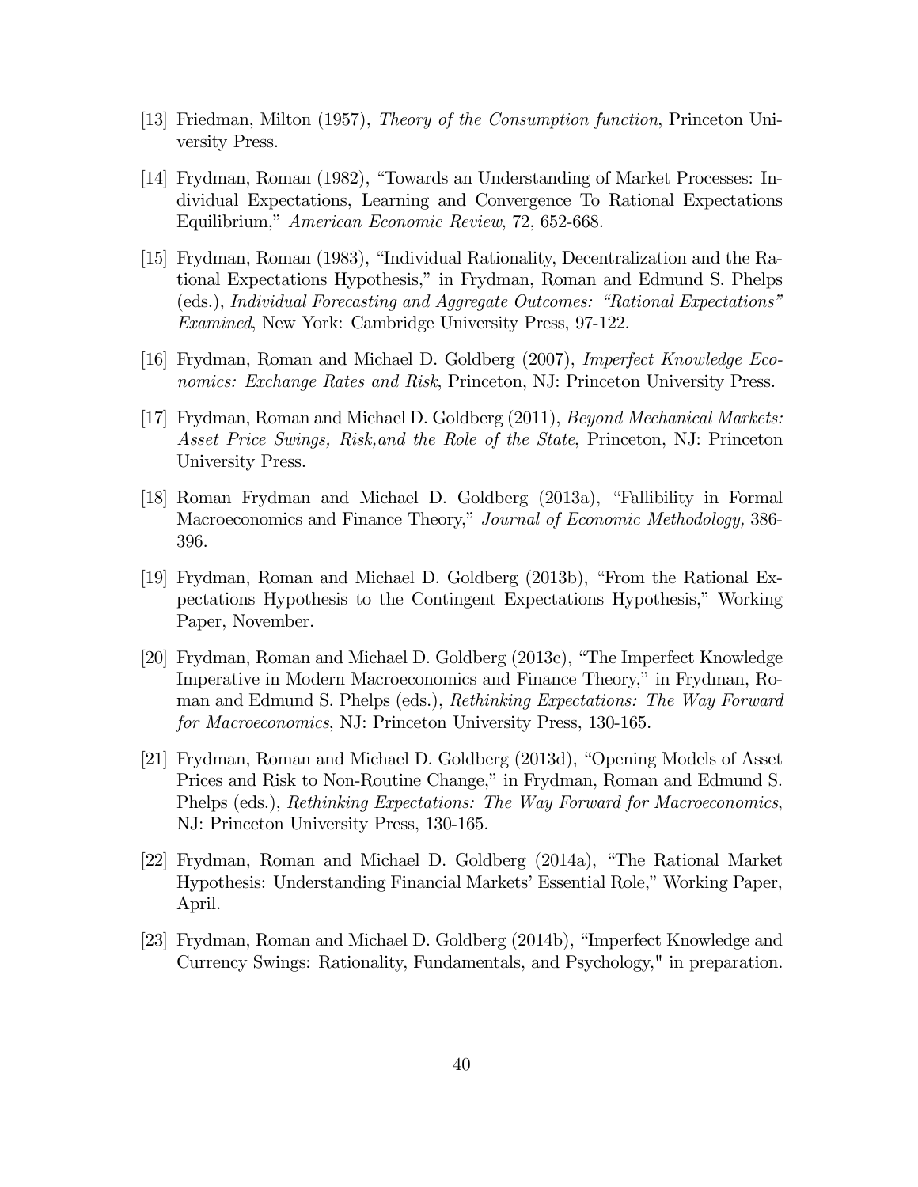[13] Friedman, Milton (1957), *Theory of the Consumption function*, Princeton University Press.

[14] Frydman, Roman (1982), "Towards an Understanding of Market Processes: Individual Expectations, Learning and Convergence To Rational Expectations Equilibrium," *American Economic Review*, 72, 652-668.

[15] Frydman, Roman (1983), "Individual Rationality, Decentralization and the Rational Expectations Hypothesis," in Frydman, Roman and Edmund S. Phelps (eds.), *Individual Forecasting and Aggregate Outcomes: "Rational Expectations" Examined*, New York: Cambridge University Press, 97-122.

[16] Frydman, Roman and Michael D. Goldberg (2007), *Imperfect Knowledge Economics: Exchange Rates and Risk*, Princeton, NJ: Princeton University Press.

[17] Frydman, Roman and Michael D. Goldberg (2011), *Beyond Mechanical Markets: Asset Price Swings, Risk,and the Role of the State*, Princeton, NJ: Princeton University Press.

[18] Roman Frydman and Michael D. Goldberg (2013a), "Fallibility in Formal Macroeconomics and Finance Theory," *Journal of Economic Methodology,* 386-396.

[19] Frydman, Roman and Michael D. Goldberg (2013b), "From the Rational Expectations Hypothesis to the Contingent Expectations Hypothesis," Working Paper, November.

[20] Frydman, Roman and Michael D. Goldberg (2013c), "The Imperfect Knowledge Imperative in Modern Macroeconomics and Finance Theory," in Frydman, Roman and Edmund S. Phelps (eds.), *Rethinking Expectations: The Way Forward for Macroeconomics*, NJ: Princeton University Press, 130-165.

[21] Frydman, Roman and Michael D. Goldberg (2013d), "Opening Models of Asset Prices and Risk to Non-Routine Change," in Frydman, Roman and Edmund S. Phelps (eds.), *Rethinking Expectations: The Way Forward for Macroeconomics*, NJ: Princeton University Press, 130-165.

[22] Frydman, Roman and Michael D. Goldberg (2014a), "The Rational Market Hypothesis: Understanding Financial Markets' Essential Role," Working Paper, April.

[23] Frydman, Roman and Michael D. Goldberg (2014b), "Imperfect Knowledge and Currency Swings: Rationality, Fundamentals, and Psychology," in preparation.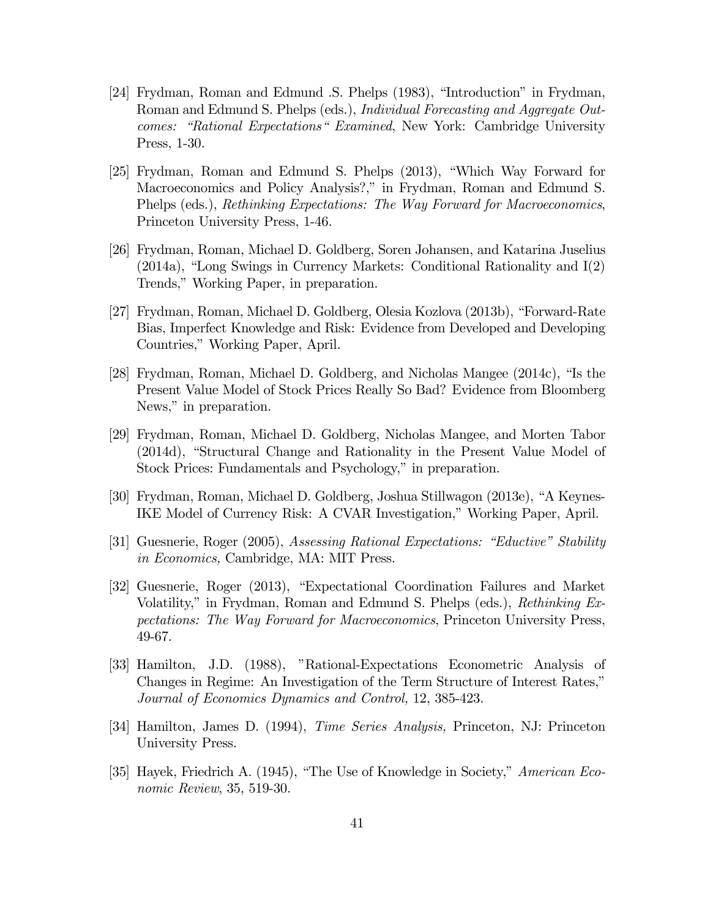[24] Frydman, Roman and Edmund .S. Phelps (1983), "Introduction" in Frydman, Roman and Edmund S. Phelps (eds.), *Individual Forecasting and Aggregate Outcomes: "Rational Expectations" Examined*, New York: Cambridge University Press, 1-30.

[25] Frydman, Roman and Edmund S. Phelps (2013), "Which Way Forward for Macroeconomics and Policy Analysis?," in Frydman, Roman and Edmund S. Phelps (eds.), *Rethinking Expectations: The Way Forward for Macroeconomics*, Princeton University Press, 1-46.

[26] Frydman, Roman, Michael D. Goldberg, Soren Johansen, and Katarina Juselius (2014a), "Long Swings in Currency Markets: Conditional Rationality and I(2) Trends," Working Paper, in preparation.

[27] Frydman, Roman, Michael D. Goldberg, Olesia Kozlova (2013b), "Forward-Rate Bias, Imperfect Knowledge and Risk: Evidence from Developed and Developing Countries," Working Paper, April.

[28] Frydman, Roman, Michael D. Goldberg, and Nicholas Mangee (2014c), "Is the Present Value Model of Stock Prices Really So Bad? Evidence from Bloomberg News," in preparation.

[29] Frydman, Roman, Michael D. Goldberg, Nicholas Mangee, and Morten Tabor (2014d), "Structural Change and Rationality in the Present Value Model of Stock Prices: Fundamentals and Psychology," in preparation.

[30] Frydman, Roman, Michael D. Goldberg, Joshua Stillwagon (2013e), "A Keynes-IKE Model of Currency Risk: A CVAR Investigation," Working Paper, April.

[31] Guesnerie, Roger (2005), *Assessing Rational Expectations: "Eductive" Stability in Economics,* Cambridge, MA: MIT Press.

[32] Guesnerie, Roger (2013), "Expectational Coordination Failures and Market Volatility," in Frydman, Roman and Edmund S. Phelps (eds.), *Rethinking Expectations: The Way Forward for Macroeconomics*, Princeton University Press, 49-67.

[33] Hamilton, J.D. (1988), "Rational-Expectations Econometric Analysis of Changes in Regime: An Investigation of the Term Structure of Interest Rates," *Journal of Economics Dynamics and Control,* 12, 385-423.

[34] Hamilton, James D. (1994), *Time Series Analysis,* Princeton, NJ: Princeton University Press.

[35] Hayek, Friedrich A. (1945), "The Use of Knowledge in Society," *American Economic Review*, 35, 519-30.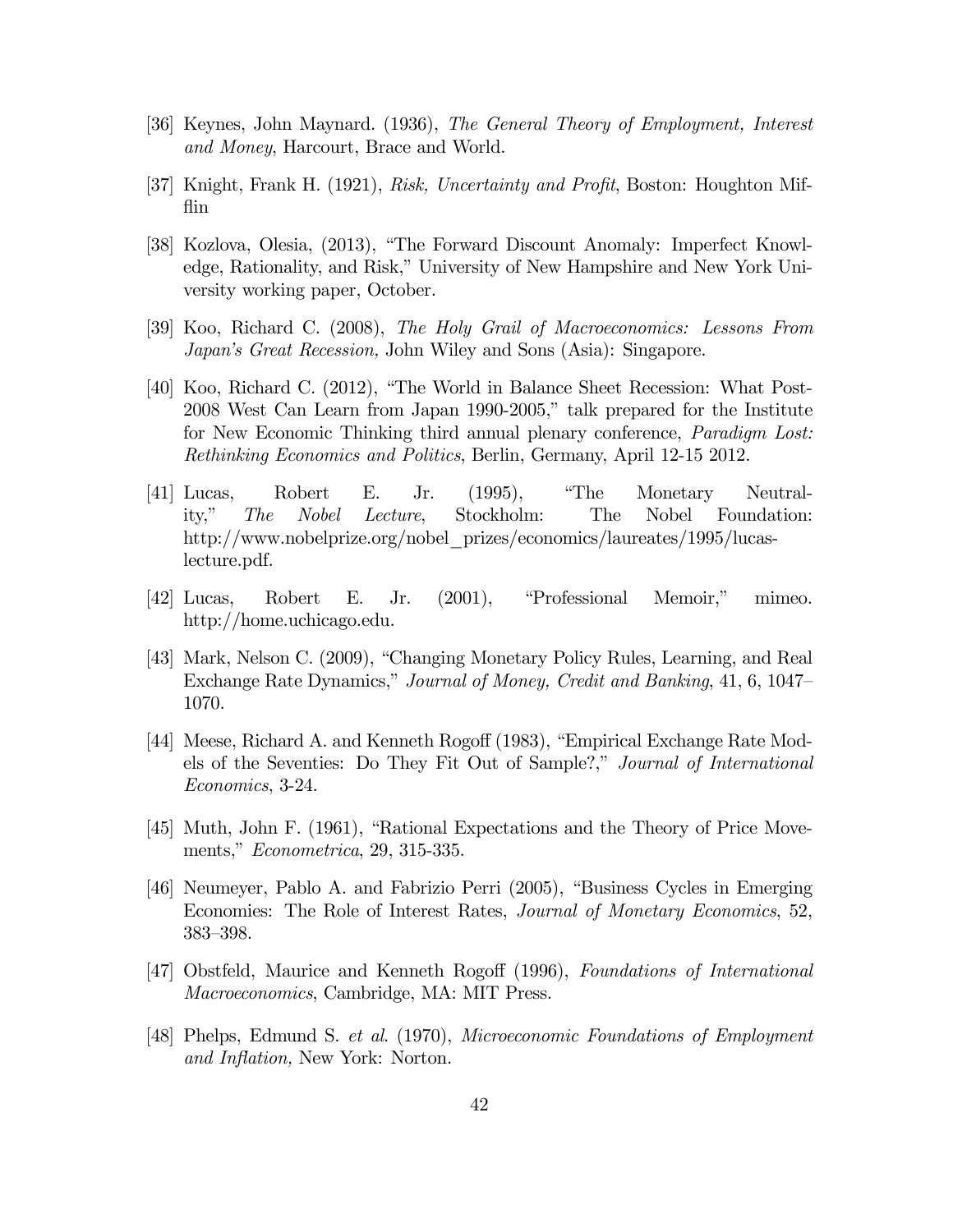[36] Keynes, John Maynard. (1936), *The General Theory of Employment, Interest and Money*, Harcourt, Brace and World.

[37] Knight, Frank H. (1921), *Risk, Uncertainty and Profit*, Boston: Houghton Mifflin

[38] Kozlova, Olesia, (2013), "The Forward Discount Anomaly: Imperfect Knowledge, Rationality, and Risk," University of New Hampshire and New York University working paper, October.

[39] Koo, Richard C. (2008), *The Holy Grail of Macroeconomics: Lessons From Japan's Great Recession,* John Wiley and Sons (Asia): Singapore.

[40] Koo, Richard C. (2012), "The World in Balance Sheet Recession: What Post-2008 West Can Learn from Japan 1990-2005," talk prepared for the Institute for New Economic Thinking third annual plenary conference, *Paradigm Lost: Rethinking Economics and Politics*, Berlin, Germany, April 12-15 2012.

[41] Lucas, Robert E. Jr. (1995), "The Monetary Neutrality," *The Nobel Lecture*, Stockholm: The Nobel Foundation: http://www.nobelprize.org/nobel_prizes/economics/laureates/1995/lucas-lecture.pdf.

[42] Lucas, Robert E. Jr. (2001), "Professional Memoir," mimeo. http://home.uchicago.edu.

[43] Mark, Nelson C. (2009), "Changing Monetary Policy Rules, Learning, and Real Exchange Rate Dynamics," *Journal of Money, Credit and Banking*, 41, 6, 1047–1070.

[44] Meese, Richard A. and Kenneth Rogoff (1983), "Empirical Exchange Rate Models of the Seventies: Do They Fit Out of Sample?," *Journal of International Economics*, 3-24.

[45] Muth, John F. (1961), "Rational Expectations and the Theory of Price Movements," *Econometrica*, 29, 315-335.

[46] Neumeyer, Pablo A. and Fabrizio Perri (2005), "Business Cycles in Emerging Economies: The Role of Interest Rates, *Journal of Monetary Economics*, 52, 383–398.

[47] Obstfeld, Maurice and Kenneth Rogoff (1996), *Foundations of International Macroeconomics*, Cambridge, MA: MIT Press.

[48] Phelps, Edmund S. *et al.* (1970), *Microeconomic Foundations of Employment and Inflation,* New York: Norton.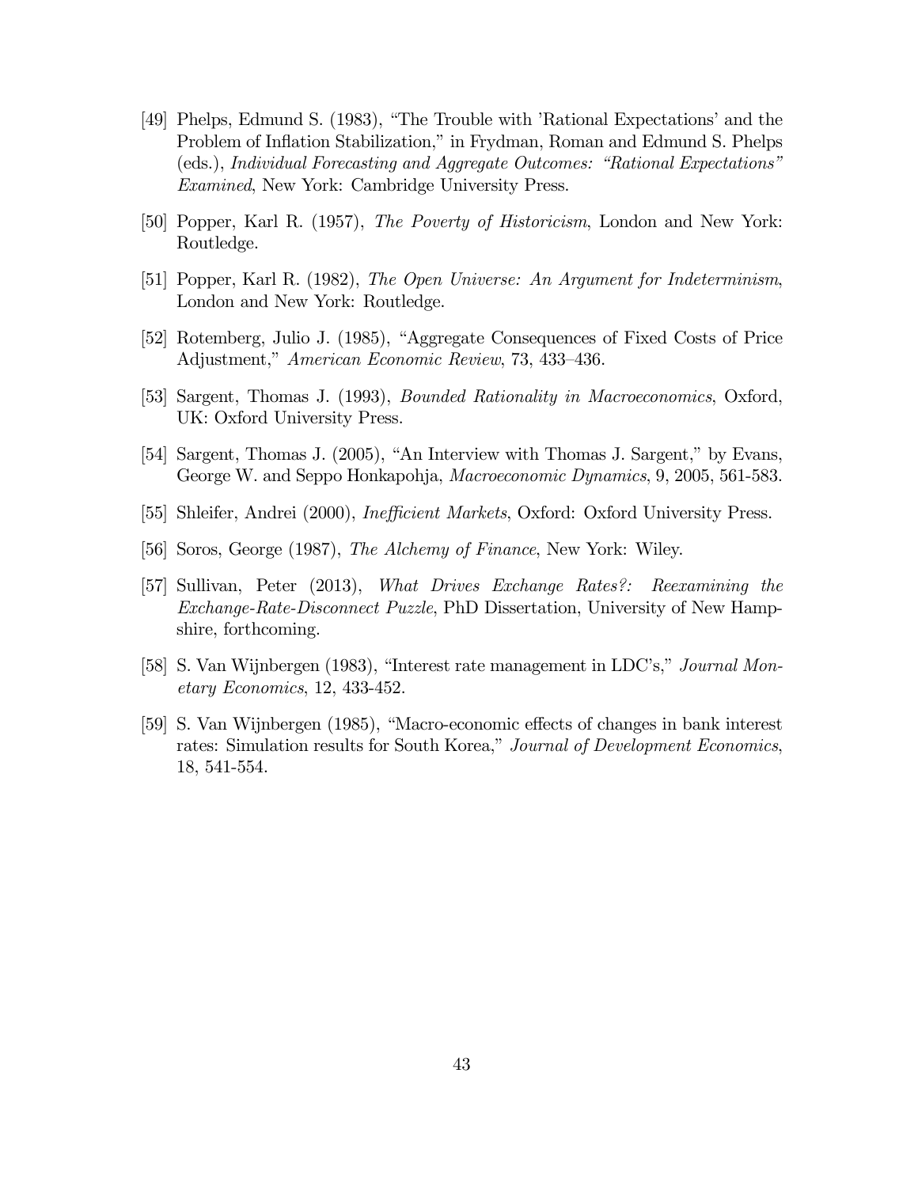[49] Phelps, Edmund S. (1983), "The Trouble with 'Rational Expectations' and the Problem of Inflation Stabilization," in Frydman, Roman and Edmund S. Phelps (eds.), *Individual Forecasting and Aggregate Outcomes: "Rational Expectations" Examined*, New York: Cambridge University Press.

[50] Popper, Karl R. (1957), *The Poverty of Historicism*, London and New York: Routledge.

[51] Popper, Karl R. (1982), *The Open Universe: An Argument for Indeterminism*, London and New York: Routledge.

[52] Rotemberg, Julio J. (1985), "Aggregate Consequences of Fixed Costs of Price Adjustment," *American Economic Review*, 73, 433–436.

[53] Sargent, Thomas J. (1993), *Bounded Rationality in Macroeconomics*, Oxford, UK: Oxford University Press.

[54] Sargent, Thomas J. (2005), "An Interview with Thomas J. Sargent," by Evans, George W. and Seppo Honkapohja, *Macroeconomic Dynamics*, 9, 2005, 561-583.

[55] Shleifer, Andrei (2000), *Inefficient Markets*, Oxford: Oxford University Press.

[56] Soros, George (1987), *The Alchemy of Finance*, New York: Wiley.

[57] Sullivan, Peter (2013), *What Drives Exchange Rates?: Reexamining the Exchange-Rate-Disconnect Puzzle*, PhD Dissertation, University of New Hampshire, forthcoming.

[58] S. Van Wijnbergen (1983), "Interest rate management in LDC's," *Journal Monetary Economics*, 12, 433-452.

[59] S. Van Wijnbergen (1985), "Macro-economic effects of changes in bank interest rates: Simulation results for South Korea," *Journal of Development Economics*, 18, 541-554.